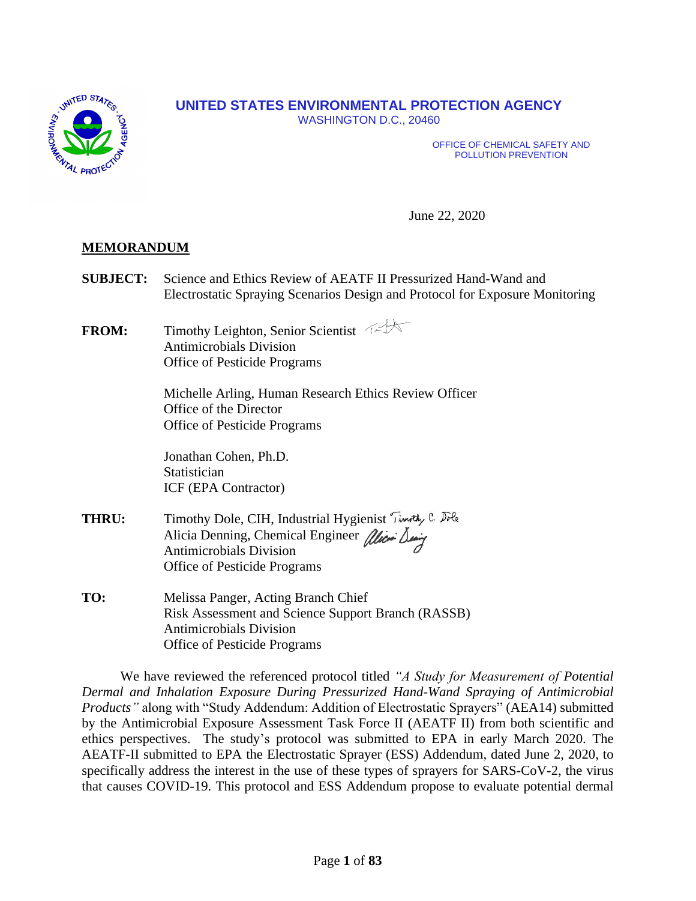**UNITED STATES ENVIRONMENTAL PROTECTION AGENCY**
WASHINGTON D.C., 20460

OFFICE OF CHEMICAL SAFETY AND POLLUTION PREVENTION

June 22, 2020

**MEMORANDUM**

**SUBJECT:** Science and Ethics Review of AEATF II Pressurized Hand-Wand and Electrostatic Spraying Scenarios Design and Protocol for Exposure Monitoring

**FROM:** Timothy Leighton, Senior Scientist
Antimicrobials Division
Office of Pesticide Programs

Michelle Arling, Human Research Ethics Review Officer
Office of the Director
Office of Pesticide Programs

Jonathan Cohen, Ph.D.
Statistician
ICF (EPA Contractor)

**THRU:** Timothy Dole, CIH, Industrial Hygienist
Alicia Denning, Chemical Engineer
Antimicrobials Division
Office of Pesticide Programs

**TO:** Melissa Panger, Acting Branch Chief
Risk Assessment and Science Support Branch (RASSB)
Antimicrobials Division
Office of Pesticide Programs

We have reviewed the referenced protocol titled *"A Study for Measurement of Potential Dermal and Inhalation Exposure During Pressurized Hand-Wand Spraying of Antimicrobial Products"* along with "Study Addendum: Addition of Electrostatic Sprayers" (AEA14) submitted by the Antimicrobial Exposure Assessment Task Force II (AEATF II) from both scientific and ethics perspectives. The study's protocol was submitted to EPA in early March 2020. The AEATF-II submitted to EPA the Electrostatic Sprayer (ESS) Addendum, dated June 2, 2020, to specifically address the interest in the use of these types of sprayers for SARS-CoV-2, the virus that causes COVID-19. This protocol and ESS Addendum propose to evaluate potential dermal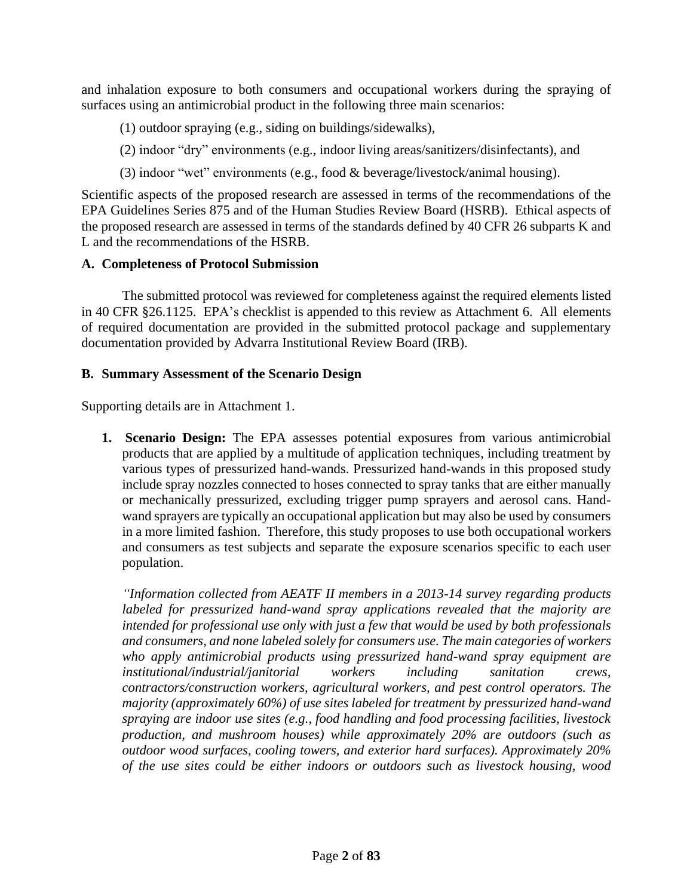and inhalation exposure to both consumers and occupational workers during the spraying of surfaces using an antimicrobial product in the following three main scenarios:

(1) outdoor spraying (e.g., siding on buildings/sidewalks),

(2) indoor "dry" environments (e.g., indoor living areas/sanitizers/disinfectants), and

(3) indoor "wet" environments (e.g., food & beverage/livestock/animal housing).

Scientific aspects of the proposed research are assessed in terms of the recommendations of the EPA Guidelines Series 875 and of the Human Studies Review Board (HSRB). Ethical aspects of the proposed research are assessed in terms of the standards defined by 40 CFR 26 subparts K and L and the recommendations of the HSRB.

### A. Completeness of Protocol Submission

The submitted protocol was reviewed for completeness against the required elements listed in 40 CFR §26.1125. EPA's checklist is appended to this review as Attachment 6. All elements of required documentation are provided in the submitted protocol package and supplementary documentation provided by Advarra Institutional Review Board (IRB).

### B. Summary Assessment of the Scenario Design

Supporting details are in Attachment 1.

1. **Scenario Design:** The EPA assesses potential exposures from various antimicrobial products that are applied by a multitude of application techniques, including treatment by various types of pressurized hand-wands. Pressurized hand-wands in this proposed study include spray nozzles connected to hoses connected to spray tanks that are either manually or mechanically pressurized, excluding trigger pump sprayers and aerosol cans. Hand-wand sprayers are typically an occupational application but may also be used by consumers in a more limited fashion. Therefore, this study proposes to use both occupational workers and consumers as test subjects and separate the exposure scenarios specific to each user population.

   *"Information collected from AEATF II members in a 2013-14 survey regarding products labeled for pressurized hand-wand spray applications revealed that the majority are intended for professional use only with just a few that would be used by both professionals and consumers, and none labeled solely for consumers use. The main categories of workers who apply antimicrobial products using pressurized hand-wand spray equipment are institutional/industrial/janitorial workers including sanitation crews, contractors/construction workers, agricultural workers, and pest control operators. The majority (approximately 60%) of use sites labeled for treatment by pressurized hand-wand spraying are indoor use sites (e.g., food handling and food processing facilities, livestock production, and mushroom houses) while approximately 20% are outdoors (such as outdoor wood surfaces, cooling towers, and exterior hard surfaces). Approximately 20% of the use sites could be either indoors or outdoors such as livestock housing, wood*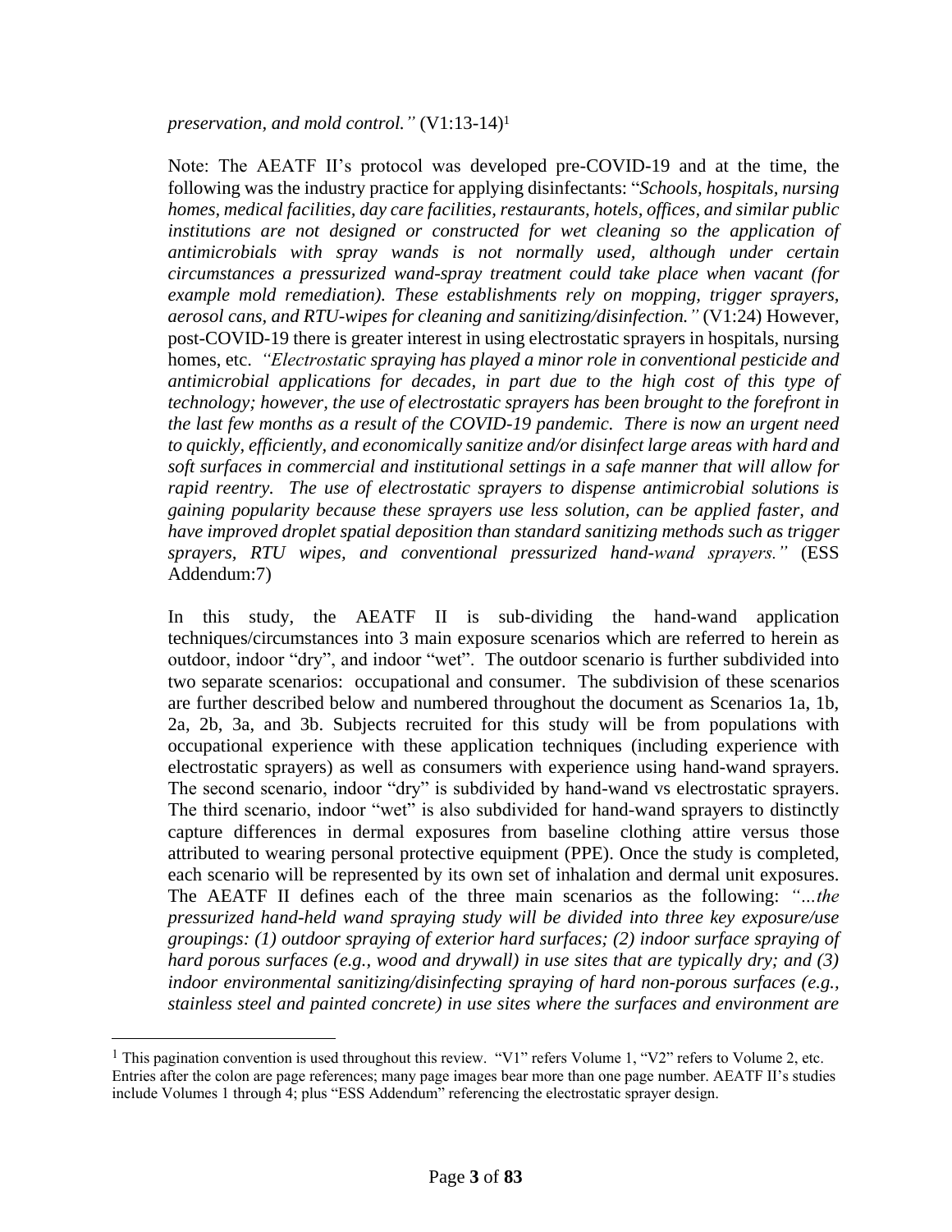*preservation, and mold control."* (V1:13-14)[1]

Note: The AEATF II's protocol was developed pre-COVID-19 and at the time, the following was the industry practice for applying disinfectants: "*Schools, hospitals, nursing homes, medical facilities, day care facilities, restaurants, hotels, offices, and similar public institutions are not designed or constructed for wet cleaning so the application of antimicrobials with spray wands is not normally used, although under certain circumstances a pressurized wand-spray treatment could take place when vacant (for example mold remediation). These establishments rely on mopping, trigger sprayers, aerosol cans, and RTU-wipes for cleaning and sanitizing/disinfection."* (V1:24) However, post-COVID-19 there is greater interest in using electrostatic sprayers in hospitals, nursing homes, etc. *"Electrostatic spraying has played a minor role in conventional pesticide and antimicrobial applications for decades, in part due to the high cost of this type of technology; however, the use of electrostatic sprayers has been brought to the forefront in the last few months as a result of the COVID-19 pandemic. There is now an urgent need to quickly, efficiently, and economically sanitize and/or disinfect large areas with hard and soft surfaces in commercial and institutional settings in a safe manner that will allow for rapid reentry. The use of electrostatic sprayers to dispense antimicrobial solutions is gaining popularity because these sprayers use less solution, can be applied faster, and have improved droplet spatial deposition than standard sanitizing methods such as trigger sprayers, RTU wipes, and conventional pressurized hand-wand sprayers."* (ESS Addendum:7)

In this study, the AEATF II is sub-dividing the hand-wand application techniques/circumstances into 3 main exposure scenarios which are referred to herein as outdoor, indoor "dry", and indoor "wet". The outdoor scenario is further subdivided into two separate scenarios: occupational and consumer. The subdivision of these scenarios are further described below and numbered throughout the document as Scenarios 1a, 1b, 2a, 2b, 3a, and 3b. Subjects recruited for this study will be from populations with occupational experience with these application techniques (including experience with electrostatic sprayers) as well as consumers with experience using hand-wand sprayers. The second scenario, indoor "dry" is subdivided by hand-wand vs electrostatic sprayers. The third scenario, indoor "wet" is also subdivided for hand-wand sprayers to distinctly capture differences in dermal exposures from baseline clothing attire versus those attributed to wearing personal protective equipment (PPE). Once the study is completed, each scenario will be represented by its own set of inhalation and dermal unit exposures. The AEATF II defines each of the three main scenarios as the following: *"…the pressurized hand-held wand spraying study will be divided into three key exposure/use groupings: (1) outdoor spraying of exterior hard surfaces; (2) indoor surface spraying of hard porous surfaces (e.g., wood and drywall) in use sites that are typically dry; and (3) indoor environmental sanitizing/disinfecting spraying of hard non-porous surfaces (e.g., stainless steel and painted concrete) in use sites where the surfaces and environment are*

---

[1] This pagination convention is used throughout this review. "V1" refers Volume 1, "V2" refers to Volume 2, etc. Entries after the colon are page references; many page images bear more than one page number. AEATF II's studies include Volumes 1 through 4; plus "ESS Addendum" referencing the electrostatic sprayer design.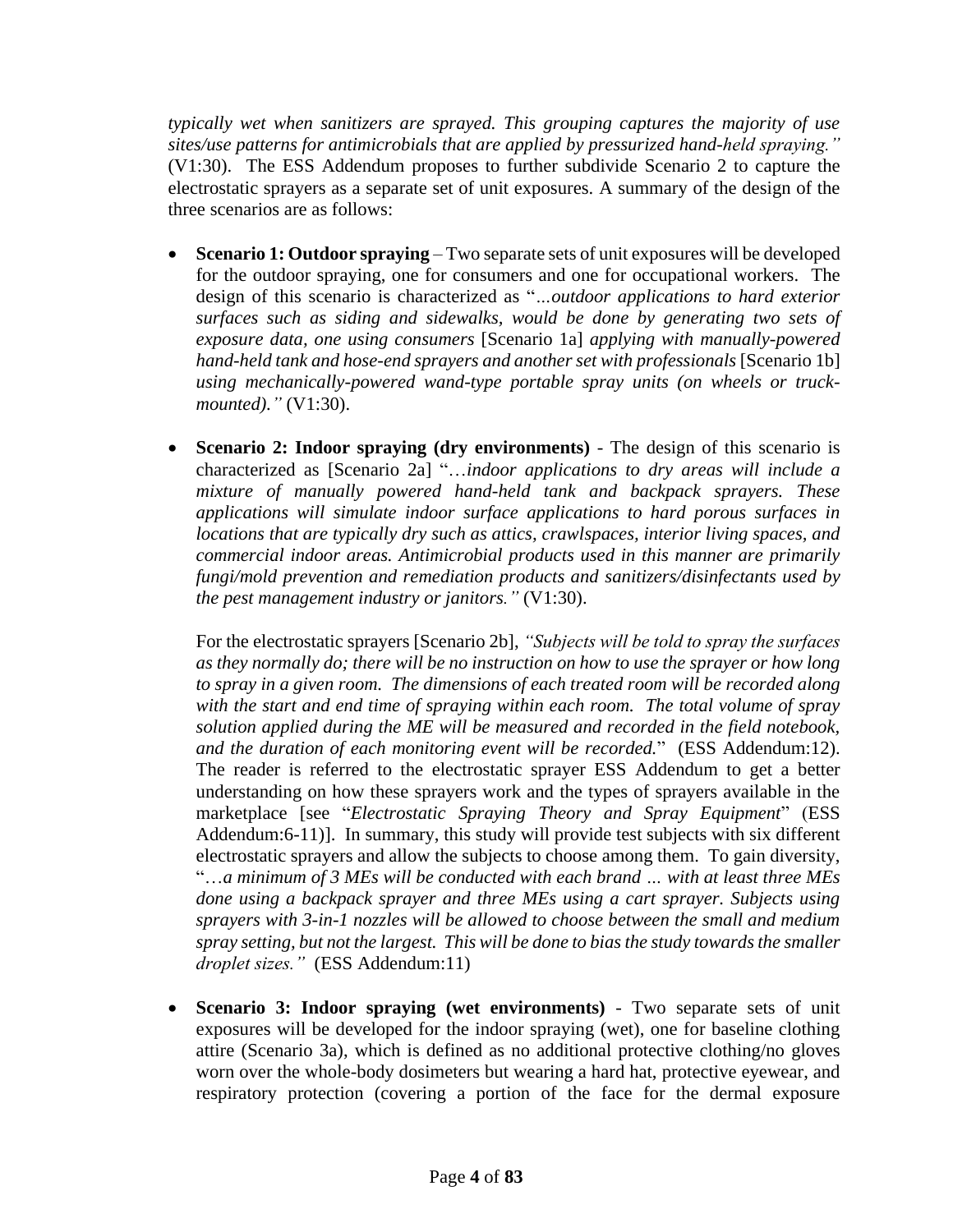*typically wet when sanitizers are sprayed. This grouping captures the majority of use sites/use patterns for antimicrobials that are applied by pressurized hand-held spraying."* (V1:30). The ESS Addendum proposes to further subdivide Scenario 2 to capture the electrostatic sprayers as a separate set of unit exposures. A summary of the design of the three scenarios are as follows:

- **Scenario 1: Outdoor spraying** – Two separate sets of unit exposures will be developed for the outdoor spraying, one for consumers and one for occupational workers. The design of this scenario is characterized as "*…outdoor applications to hard exterior surfaces such as siding and sidewalks, would be done by generating two sets of exposure data, one using consumers* [Scenario 1a] *applying with manually-powered hand-held tank and hose-end sprayers and another set with professionals* [Scenario 1b] *using mechanically-powered wand-type portable spray units (on wheels or truck-mounted)."* (V1:30).

- **Scenario 2: Indoor spraying (dry environments)** - The design of this scenario is characterized as [Scenario 2a] "*…indoor applications to dry areas will include a mixture of manually powered hand-held tank and backpack sprayers. These applications will simulate indoor surface applications to hard porous surfaces in locations that are typically dry such as attics, crawlspaces, interior living spaces, and commercial indoor areas. Antimicrobial products used in this manner are primarily fungi/mold prevention and remediation products and sanitizers/disinfectants used by the pest management industry or janitors."* (V1:30).

  For the electrostatic sprayers [Scenario 2b], *"Subjects will be told to spray the surfaces as they normally do; there will be no instruction on how to use the sprayer or how long to spray in a given room. The dimensions of each treated room will be recorded along with the start and end time of spraying within each room. The total volume of spray solution applied during the ME will be measured and recorded in the field notebook, and the duration of each monitoring event will be recorded.*" (ESS Addendum:12). The reader is referred to the electrostatic sprayer ESS Addendum to get a better understanding on how these sprayers work and the types of sprayers available in the marketplace [see "*Electrostatic Spraying Theory and Spray Equipment*" (ESS Addendum:6-11)]. In summary, this study will provide test subjects with six different electrostatic sprayers and allow the subjects to choose among them. To gain diversity, "*…a minimum of 3 MEs will be conducted with each brand … with at least three MEs done using a backpack sprayer and three MEs using a cart sprayer. Subjects using sprayers with 3-in-1 nozzles will be allowed to choose between the small and medium spray setting, but not the largest. This will be done to bias the study towards the smaller droplet sizes."* (ESS Addendum:11)

- **Scenario 3: Indoor spraying (wet environments)** - Two separate sets of unit exposures will be developed for the indoor spraying (wet), one for baseline clothing attire (Scenario 3a), which is defined as no additional protective clothing/no gloves worn over the whole-body dosimeters but wearing a hard hat, protective eyewear, and respiratory protection (covering a portion of the face for the dermal exposure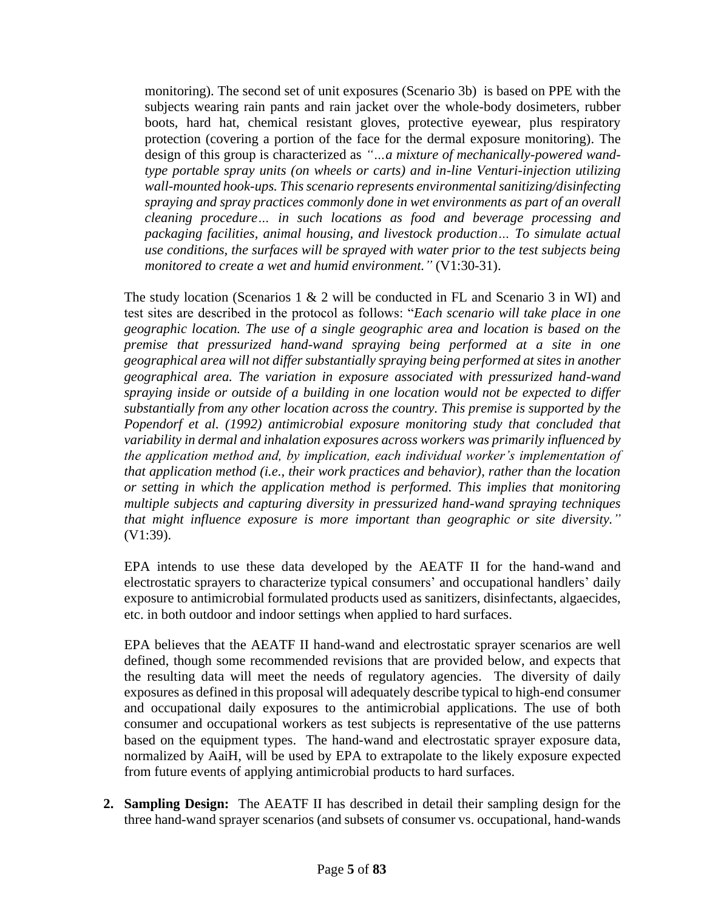monitoring). The second set of unit exposures (Scenario 3b) is based on PPE with the subjects wearing rain pants and rain jacket over the whole-body dosimeters, rubber boots, hard hat, chemical resistant gloves, protective eyewear, plus respiratory protection (covering a portion of the face for the dermal exposure monitoring). The design of this group is characterized as *"…a mixture of mechanically-powered wand-type portable spray units (on wheels or carts) and in-line Venturi-injection utilizing wall-mounted hook-ups. This scenario represents environmental sanitizing/disinfecting spraying and spray practices commonly done in wet environments as part of an overall cleaning procedure… in such locations as food and beverage processing and packaging facilities, animal housing, and livestock production… To simulate actual use conditions, the surfaces will be sprayed with water prior to the test subjects being monitored to create a wet and humid environment."* (V1:30-31).

The study location (Scenarios 1 & 2 will be conducted in FL and Scenario 3 in WI) and test sites are described in the protocol as follows: "*Each scenario will take place in one geographic location. The use of a single geographic area and location is based on the premise that pressurized hand-wand spraying being performed at a site in one geographical area will not differ substantially spraying being performed at sites in another geographical area. The variation in exposure associated with pressurized hand-wand spraying inside or outside of a building in one location would not be expected to differ substantially from any other location across the country. This premise is supported by the Popendorf et al. (1992) antimicrobial exposure monitoring study that concluded that variability in dermal and inhalation exposures across workers was primarily influenced by the application method and, by implication, each individual worker's implementation of that application method (i.e., their work practices and behavior), rather than the location or setting in which the application method is performed. This implies that monitoring multiple subjects and capturing diversity in pressurized hand-wand spraying techniques that might influence exposure is more important than geographic or site diversity."* (V1:39).

EPA intends to use these data developed by the AEATF II for the hand-wand and electrostatic sprayers to characterize typical consumers' and occupational handlers' daily exposure to antimicrobial formulated products used as sanitizers, disinfectants, algaecides, etc. in both outdoor and indoor settings when applied to hard surfaces.

EPA believes that the AEATF II hand-wand and electrostatic sprayer scenarios are well defined, though some recommended revisions that are provided below, and expects that the resulting data will meet the needs of regulatory agencies. The diversity of daily exposures as defined in this proposal will adequately describe typical to high-end consumer and occupational daily exposures to the antimicrobial applications. The use of both consumer and occupational workers as test subjects is representative of the use patterns based on the equipment types. The hand-wand and electrostatic sprayer exposure data, normalized by AaiH, will be used by EPA to extrapolate to the likely exposure expected from future events of applying antimicrobial products to hard surfaces.

2. **Sampling Design:** The AEATF II has described in detail their sampling design for the three hand-wand sprayer scenarios (and subsets of consumer vs. occupational, hand-wands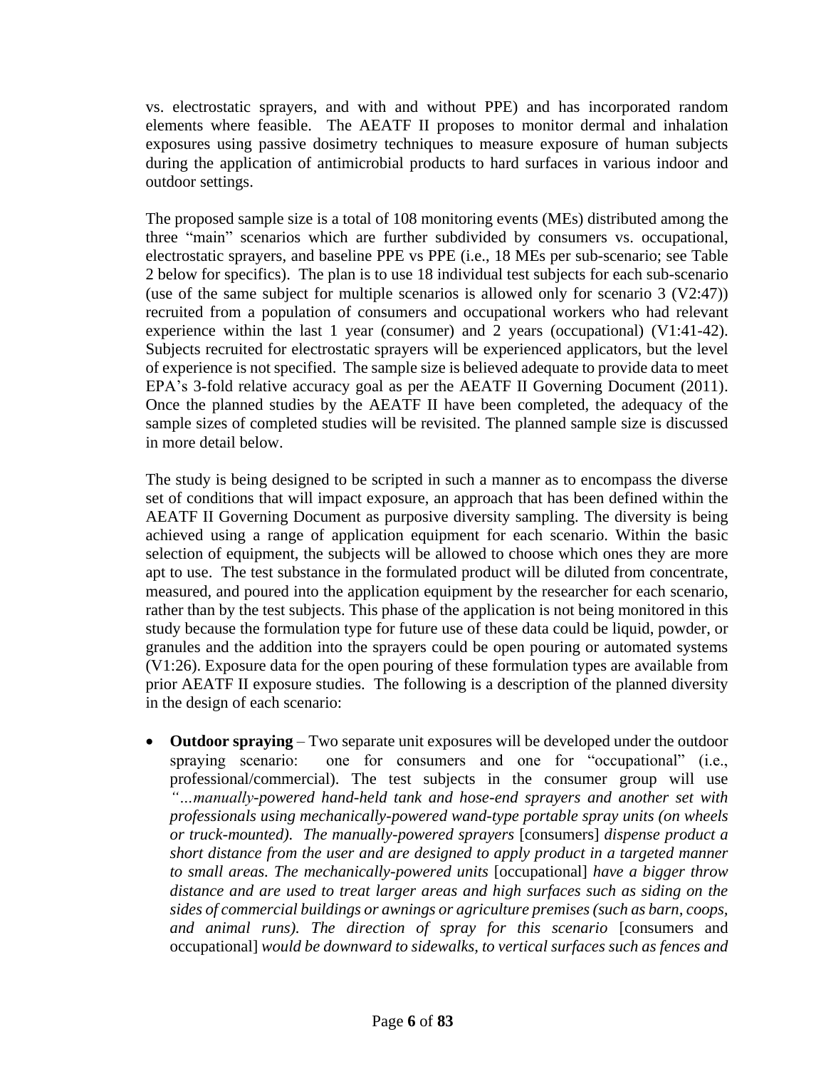vs. electrostatic sprayers, and with and without PPE) and has incorporated random elements where feasible. The AEATF II proposes to monitor dermal and inhalation exposures using passive dosimetry techniques to measure exposure of human subjects during the application of antimicrobial products to hard surfaces in various indoor and outdoor settings.

The proposed sample size is a total of 108 monitoring events (MEs) distributed among the three "main" scenarios which are further subdivided by consumers vs. occupational, electrostatic sprayers, and baseline PPE vs PPE (i.e., 18 MEs per sub-scenario; see Table 2 below for specifics). The plan is to use 18 individual test subjects for each sub-scenario (use of the same subject for multiple scenarios is allowed only for scenario 3 (V2:47)) recruited from a population of consumers and occupational workers who had relevant experience within the last 1 year (consumer) and 2 years (occupational) (V1:41-42). Subjects recruited for electrostatic sprayers will be experienced applicators, but the level of experience is not specified. The sample size is believed adequate to provide data to meet EPA's 3-fold relative accuracy goal as per the AEATF II Governing Document (2011). Once the planned studies by the AEATF II have been completed, the adequacy of the sample sizes of completed studies will be revisited. The planned sample size is discussed in more detail below.

The study is being designed to be scripted in such a manner as to encompass the diverse set of conditions that will impact exposure, an approach that has been defined within the AEATF II Governing Document as purposive diversity sampling. The diversity is being achieved using a range of application equipment for each scenario. Within the basic selection of equipment, the subjects will be allowed to choose which ones they are more apt to use. The test substance in the formulated product will be diluted from concentrate, measured, and poured into the application equipment by the researcher for each scenario, rather than by the test subjects. This phase of the application is not being monitored in this study because the formulation type for future use of these data could be liquid, powder, or granules and the addition into the sprayers could be open pouring or automated systems (V1:26). Exposure data for the open pouring of these formulation types are available from prior AEATF II exposure studies. The following is a description of the planned diversity in the design of each scenario:

- **Outdoor spraying** – Two separate unit exposures will be developed under the outdoor spraying scenario: one for consumers and one for "occupational" (i.e., professional/commercial). The test subjects in the consumer group will use *"…manually-powered hand-held tank and hose-end sprayers and another set with professionals using mechanically-powered wand-type portable spray units (on wheels or truck-mounted). The manually-powered sprayers* [consumers] *dispense product a short distance from the user and are designed to apply product in a targeted manner to small areas. The mechanically-powered units* [occupational] *have a bigger throw distance and are used to treat larger areas and high surfaces such as siding on the sides of commercial buildings or awnings or agriculture premises (such as barn, coops, and animal runs). The direction of spray for this scenario* [consumers and occupational] *would be downward to sidewalks, to vertical surfaces such as fences and*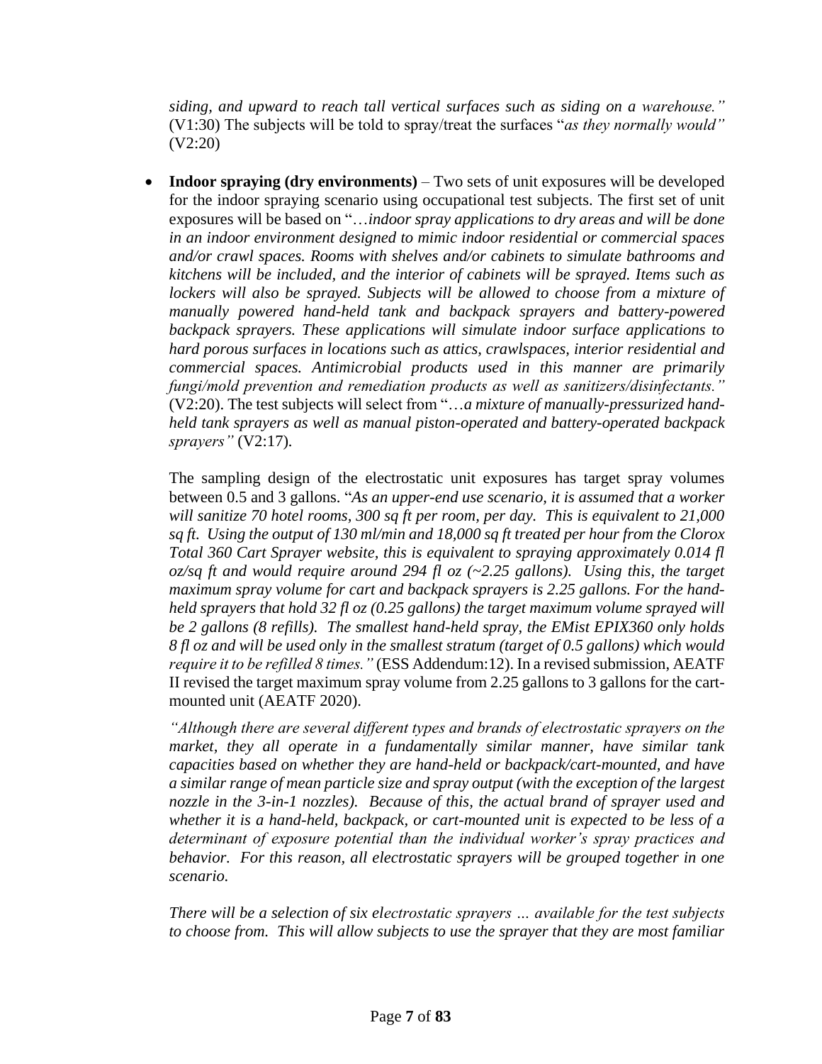*siding, and upward to reach tall vertical surfaces such as siding on a warehouse."* (V1:30) The subjects will be told to spray/treat the surfaces "*as they normally would"* (V2:20)

- **Indoor spraying (dry environments)** – Two sets of unit exposures will be developed for the indoor spraying scenario using occupational test subjects. The first set of unit exposures will be based on "…*indoor spray applications to dry areas and will be done in an indoor environment designed to mimic indoor residential or commercial spaces and/or crawl spaces. Rooms with shelves and/or cabinets to simulate bathrooms and kitchens will be included, and the interior of cabinets will be sprayed. Items such as lockers will also be sprayed. Subjects will be allowed to choose from a mixture of manually powered hand-held tank and backpack sprayers and battery-powered backpack sprayers. These applications will simulate indoor surface applications to hard porous surfaces in locations such as attics, crawlspaces, interior residential and commercial spaces. Antimicrobial products used in this manner are primarily fungi/mold prevention and remediation products as well as sanitizers/disinfectants."* (V2:20). The test subjects will select from "…*a mixture of manually-pressurized hand-held tank sprayers as well as manual piston-operated and battery-operated backpack sprayers"* (V2:17).

  The sampling design of the electrostatic unit exposures has target spray volumes between 0.5 and 3 gallons. "*As an upper-end use scenario, it is assumed that a worker will sanitize 70 hotel rooms, 300 sq ft per room, per day. This is equivalent to 21,000 sq ft. Using the output of 130 ml/min and 18,000 sq ft treated per hour from the Clorox Total 360 Cart Sprayer website, this is equivalent to spraying approximately 0.014 fl oz/sq ft and would require around 294 fl oz (~2.25 gallons). Using this, the target maximum spray volume for cart and backpack sprayers is 2.25 gallons. For the hand-held sprayers that hold 32 fl oz (0.25 gallons) the target maximum volume sprayed will be 2 gallons (8 refills). The smallest hand-held spray, the EMist EPIX360 only holds 8 fl oz and will be used only in the smallest stratum (target of 0.5 gallons) which would require it to be refilled 8 times."* (ESS Addendum:12). In a revised submission, AEATF II revised the target maximum spray volume from 2.25 gallons to 3 gallons for the cart-mounted unit (AEATF 2020).

  *"Although there are several different types and brands of electrostatic sprayers on the market, they all operate in a fundamentally similar manner, have similar tank capacities based on whether they are hand-held or backpack/cart-mounted, and have a similar range of mean particle size and spray output (with the exception of the largest nozzle in the 3-in-1 nozzles). Because of this, the actual brand of sprayer used and whether it is a hand-held, backpack, or cart-mounted unit is expected to be less of a determinant of exposure potential than the individual worker's spray practices and behavior. For this reason, all electrostatic sprayers will be grouped together in one scenario.*

  *There will be a selection of six electrostatic sprayers … available for the test subjects to choose from. This will allow subjects to use the sprayer that they are most familiar*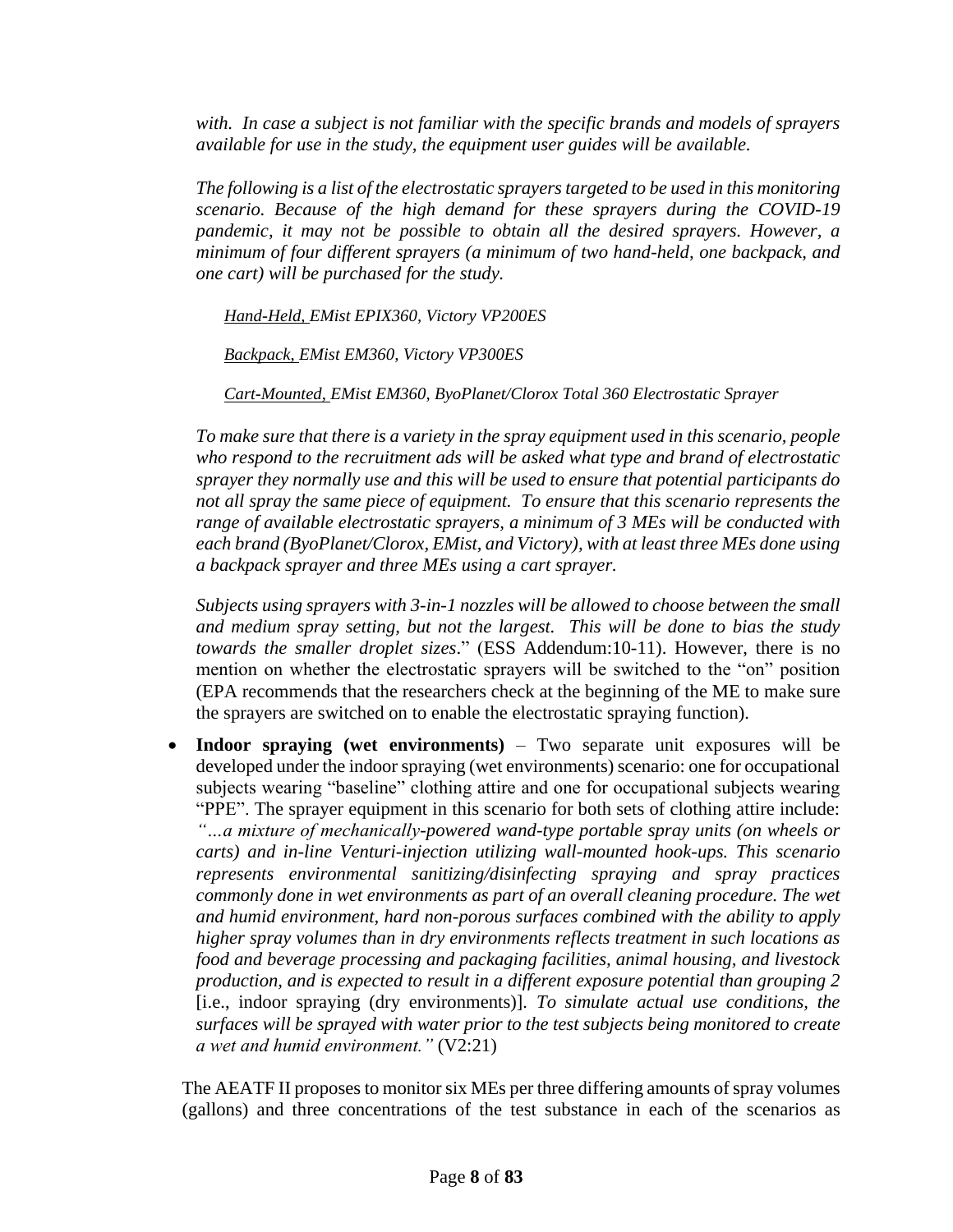*with. In case a subject is not familiar with the specific brands and models of sprayers available for use in the study, the equipment user guides will be available.*

*The following is a list of the electrostatic sprayers targeted to be used in this monitoring scenario. Because of the high demand for these sprayers during the COVID-19 pandemic, it may not be possible to obtain all the desired sprayers. However, a minimum of four different sprayers (a minimum of two hand-held, one backpack, and one cart) will be purchased for the study.*

*<u>Hand-Held,</u> EMist EPIX360, Victory VP200ES*

*<u>Backpack,</u> EMist EM360, Victory VP300ES*

*<u>Cart-Mounted,</u> EMist EM360, ByoPlanet/Clorox Total 360 Electrostatic Sprayer*

*To make sure that there is a variety in the spray equipment used in this scenario, people who respond to the recruitment ads will be asked what type and brand of electrostatic sprayer they normally use and this will be used to ensure that potential participants do not all spray the same piece of equipment. To ensure that this scenario represents the range of available electrostatic sprayers, a minimum of 3 MEs will be conducted with each brand (ByoPlanet/Clorox, EMist, and Victory), with at least three MEs done using a backpack sprayer and three MEs using a cart sprayer.*

*Subjects using sprayers with 3-in-1 nozzles will be allowed to choose between the small and medium spray setting, but not the largest. This will be done to bias the study towards the smaller droplet sizes*." (ESS Addendum:10-11). However, there is no mention on whether the electrostatic sprayers will be switched to the "on" position (EPA recommends that the researchers check at the beginning of the ME to make sure the sprayers are switched on to enable the electrostatic spraying function).

- **Indoor spraying (wet environments)** – Two separate unit exposures will be developed under the indoor spraying (wet environments) scenario: one for occupational subjects wearing "baseline" clothing attire and one for occupational subjects wearing "PPE". The sprayer equipment in this scenario for both sets of clothing attire include: *"…a mixture of mechanically-powered wand-type portable spray units (on wheels or carts) and in-line Venturi-injection utilizing wall-mounted hook-ups. This scenario represents environmental sanitizing/disinfecting spraying and spray practices commonly done in wet environments as part of an overall cleaning procedure. The wet and humid environment, hard non-porous surfaces combined with the ability to apply higher spray volumes than in dry environments reflects treatment in such locations as food and beverage processing and packaging facilities, animal housing, and livestock production, and is expected to result in a different exposure potential than grouping 2* [i.e., indoor spraying (dry environments)]. *To simulate actual use conditions, the surfaces will be sprayed with water prior to the test subjects being monitored to create a wet and humid environment."* (V2:21)

The AEATF II proposes to monitor six MEs per three differing amounts of spray volumes (gallons) and three concentrations of the test substance in each of the scenarios as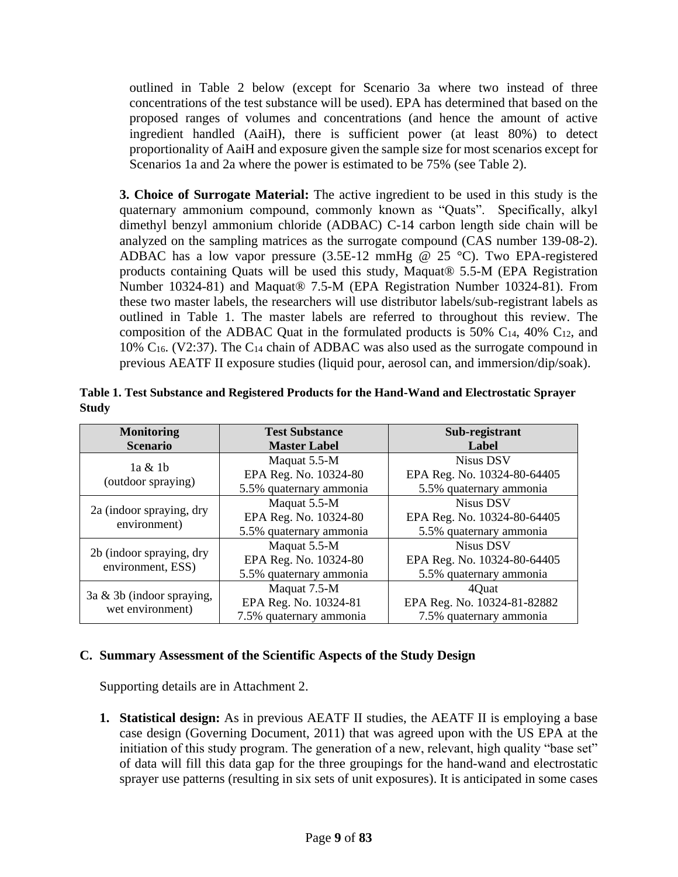outlined in Table 2 below (except for Scenario 3a where two instead of three concentrations of the test substance will be used). EPA has determined that based on the proposed ranges of volumes and concentrations (and hence the amount of active ingredient handled (AaiH), there is sufficient power (at least 80%) to detect proportionality of AaiH and exposure given the sample size for most scenarios except for Scenarios 1a and 2a where the power is estimated to be 75% (see Table 2).

**3. Choice of Surrogate Material:** The active ingredient to be used in this study is the quaternary ammonium compound, commonly known as "Quats". Specifically, alkyl dimethyl benzyl ammonium chloride (ADBAC) C-14 carbon length side chain will be analyzed on the sampling matrices as the surrogate compound (CAS number 139-08-2). ADBAC has a low vapor pressure (3.5E-12 mmHg @ 25 °C). Two EPA-registered products containing Quats will be used this study, Maquat® 5.5-M (EPA Registration Number 10324-81) and Maquat® 7.5-M (EPA Registration Number 10324-81). From these two master labels, the researchers will use distributor labels/sub-registrant labels as outlined in Table 1. The master labels are referred to throughout this review. The composition of the ADBAC Quat in the formulated products is 50% $C_{14}$, 40% $C_{12}$, and 10% $C_{16}$. (V2:37). The $C_{14}$ chain of ADBAC was also used as the surrogate compound in previous AEATF II exposure studies (liquid pour, aerosol can, and immersion/dip/soak).

**Table 1. Test Substance and Registered Products for the Hand-Wand and Electrostatic Sprayer Study**

| Monitoring Scenario | Test Substance Master Label | Sub-registrant Label |
|---|---|---|
| 1a & 1b (outdoor spraying) | Maquat 5.5-M<br>EPA Reg. No. 10324-80<br>5.5% quaternary ammonia | Nisus DSV<br>EPA Reg. No. 10324-80-64405<br>5.5% quaternary ammonia |
| 2a (indoor spraying, dry environment) | Maquat 5.5-M<br>EPA Reg. No. 10324-80<br>5.5% quaternary ammonia | Nisus DSV<br>EPA Reg. No. 10324-80-64405<br>5.5% quaternary ammonia |
| 2b (indoor spraying, dry environment, ESS) | Maquat 5.5-M<br>EPA Reg. No. 10324-80<br>5.5% quaternary ammonia | Nisus DSV<br>EPA Reg. No. 10324-80-64405<br>5.5% quaternary ammonia |
| 3a & 3b (indoor spraying, wet environment) | Maquat 7.5-M<br>EPA Reg. No. 10324-81<br>7.5% quaternary ammonia | 4Quat<br>EPA Reg. No. 10324-81-82882<br>7.5% quaternary ammonia |

## C. Summary Assessment of the Scientific Aspects of the Study Design

Supporting details are in Attachment 2.

1. **Statistical design:** As in previous AEATF II studies, the AEATF II is employing a base case design (Governing Document, 2011) that was agreed upon with the US EPA at the initiation of this study program. The generation of a new, relevant, high quality "base set" of data will fill this data gap for the three groupings for the hand-wand and electrostatic sprayer use patterns (resulting in six sets of unit exposures). It is anticipated in some cases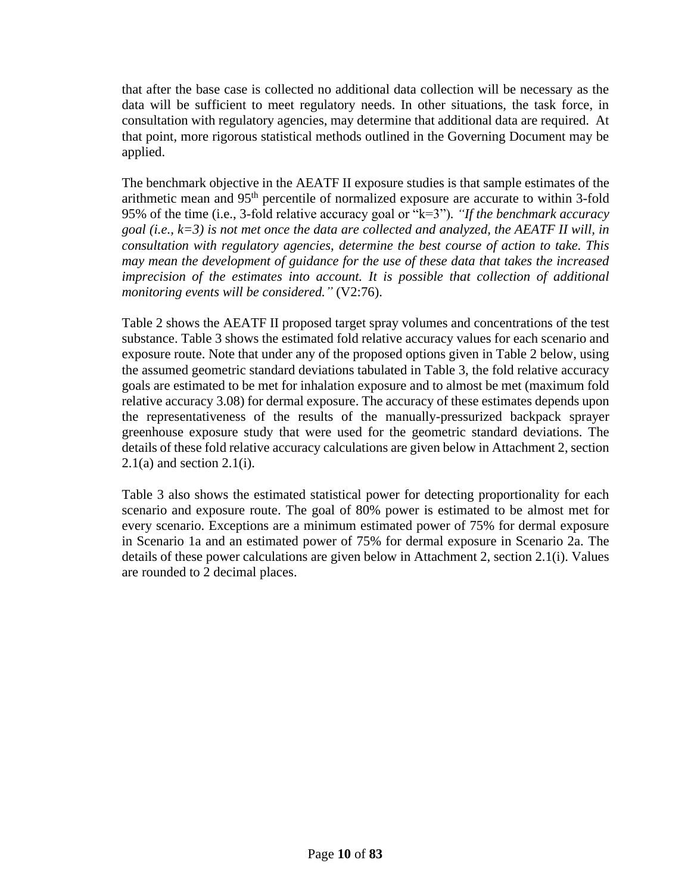that after the base case is collected no additional data collection will be necessary as the data will be sufficient to meet regulatory needs. In other situations, the task force, in consultation with regulatory agencies, may determine that additional data are required. At that point, more rigorous statistical methods outlined in the Governing Document may be applied.

The benchmark objective in the AEATF II exposure studies is that sample estimates of the arithmetic mean and 95$^{th}$ percentile of normalized exposure are accurate to within 3-fold 95% of the time (i.e., 3-fold relative accuracy goal or "k=3"). *"If the benchmark accuracy goal (i.e., k=3) is not met once the data are collected and analyzed, the AEATF II will, in consultation with regulatory agencies, determine the best course of action to take. This may mean the development of guidance for the use of these data that takes the increased imprecision of the estimates into account. It is possible that collection of additional monitoring events will be considered."* (V2:76).

Table 2 shows the AEATF II proposed target spray volumes and concentrations of the test substance. Table 3 shows the estimated fold relative accuracy values for each scenario and exposure route. Note that under any of the proposed options given in Table 2 below, using the assumed geometric standard deviations tabulated in Table 3, the fold relative accuracy goals are estimated to be met for inhalation exposure and to almost be met (maximum fold relative accuracy 3.08) for dermal exposure. The accuracy of these estimates depends upon the representativeness of the results of the manually-pressurized backpack sprayer greenhouse exposure study that were used for the geometric standard deviations. The details of these fold relative accuracy calculations are given below in Attachment 2, section 2.1(a) and section 2.1(i).

Table 3 also shows the estimated statistical power for detecting proportionality for each scenario and exposure route. The goal of 80% power is estimated to be almost met for every scenario. Exceptions are a minimum estimated power of 75% for dermal exposure in Scenario 1a and an estimated power of 75% for dermal exposure in Scenario 2a. The details of these power calculations are given below in Attachment 2, section 2.1(i). Values are rounded to 2 decimal places.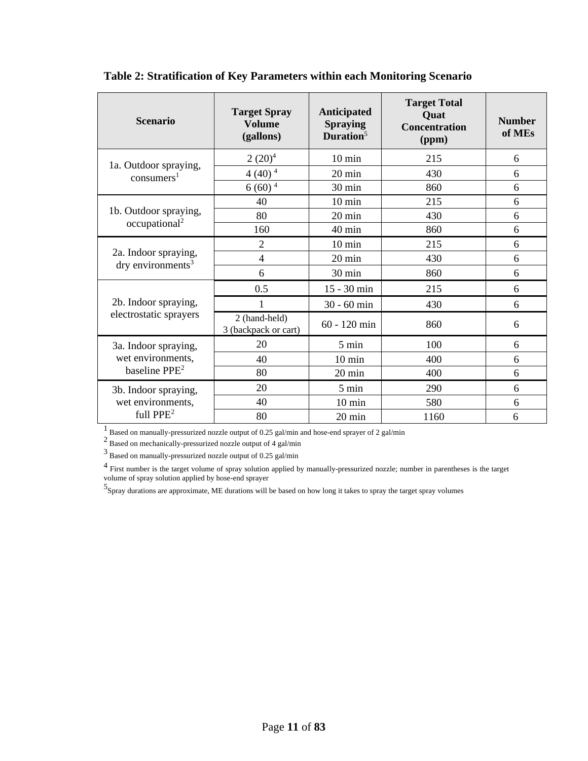**Table 2: Stratification of Key Parameters within each Monitoring Scenario**

| Scenario | Target Spray Volume (gallons) | Anticipated Spraying Duration[5] | Target Total Quat Concentration (ppm) | Number of MEs |
|---|---|---|---|---|
| 1a. Outdoor spraying, consumers[1] | 2 (20)[4] | 10 min | 215 | 6 |
| | 4 (40)[4] | 20 min | 430 | 6 |
| | 6 (60)[4] | 30 min | 860 | 6 |
| 1b. Outdoor spraying, occupational[2] | 40 | 10 min | 215 | 6 |
| | 80 | 20 min | 430 | 6 |
| | 160 | 40 min | 860 | 6 |
| 2a. Indoor spraying, dry environments[3] | 2 | 10 min | 215 | 6 |
| | 4 | 20 min | 430 | 6 |
| | 6 | 30 min | 860 | 6 |
| 2b. Indoor spraying, electrostatic sprayers | 0.5 | 15 - 30 min | 215 | 6 |
| | 1 | 30 - 60 min | 430 | 6 |
| | 2 (hand-held) 3 (backpack or cart) | 60 - 120 min | 860 | 6 |
| 3a. Indoor spraying, wet environments, baseline PPE[2] | 20 | 5 min | 100 | 6 |
| | 40 | 10 min | 400 | 6 |
| | 80 | 20 min | 400 | 6 |
| 3b. Indoor spraying, wet environments, full PPE[2] | 20 | 5 min | 290 | 6 |
| | 40 | 10 min | 580 | 6 |
| | 80 | 20 min | 1160 | 6 |

[1] Based on manually-pressurized nozzle output of 0.25 gal/min and hose-end sprayer of 2 gal/min

[2] Based on mechanically-pressurized nozzle output of 4 gal/min

[3] Based on manually-pressurized nozzle output of 0.25 gal/min

[4] First number is the target volume of spray solution applied by manually-pressurized nozzle; number in parentheses is the target volume of spray solution applied by hose-end sprayer

[5] Spray durations are approximate, ME durations will be based on how long it takes to spray the target spray volumes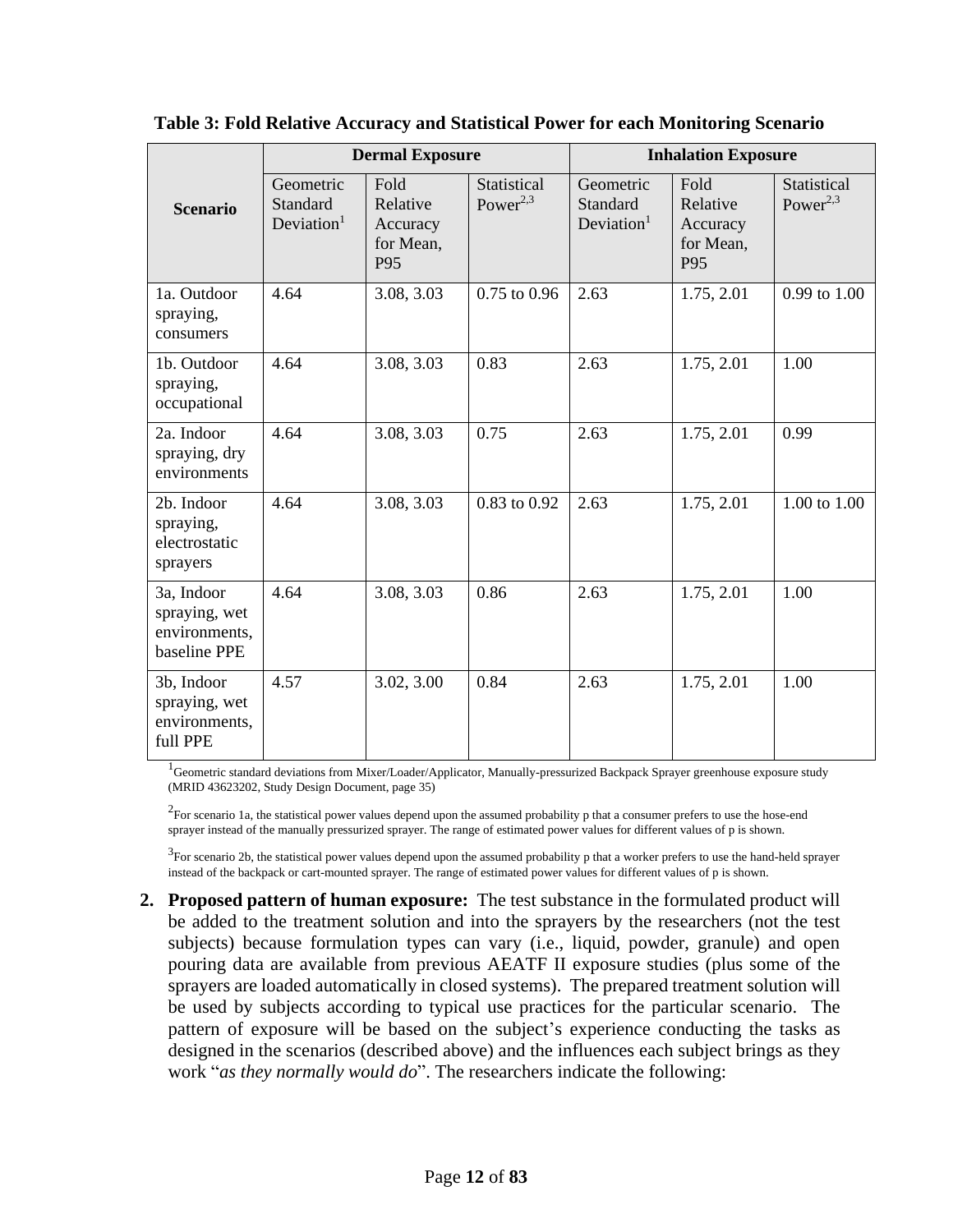**Table 3: Fold Relative Accuracy and Statistical Power for each Monitoring Scenario**

| Scenario | Dermal Exposure | | | Inhalation Exposure | | |
|---|---|---|---|---|---|---|
| | Geometric Standard Deviation[1] | Fold Relative Accuracy for Mean, P95 | Statistical Power[2,3] | Geometric Standard Deviation[1] | Fold Relative Accuracy for Mean, P95 | Statistical Power[2,3] |
| 1a. Outdoor spraying, consumers | 4.64 | 3.08, 3.03 | 0.75 to 0.96 | 2.63 | 1.75, 2.01 | 0.99 to 1.00 |
| 1b. Outdoor spraying, occupational | 4.64 | 3.08, 3.03 | 0.83 | 2.63 | 1.75, 2.01 | 1.00 |
| 2a. Indoor spraying, dry environments | 4.64 | 3.08, 3.03 | 0.75 | 2.63 | 1.75, 2.01 | 0.99 |
| 2b. Indoor spraying, electrostatic sprayers | 4.64 | 3.08, 3.03 | 0.83 to 0.92 | 2.63 | 1.75, 2.01 | 1.00 to 1.00 |
| 3a, Indoor spraying, wet environments, baseline PPE | 4.64 | 3.08, 3.03 | 0.86 | 2.63 | 1.75, 2.01 | 1.00 |
| 3b, Indoor spraying, wet environments, full PPE | 4.57 | 3.02, 3.00 | 0.84 | 2.63 | 1.75, 2.01 | 1.00 |

[1]Geometric standard deviations from Mixer/Loader/Applicator, Manually-pressurized Backpack Sprayer greenhouse exposure study (MRID 43623202, Study Design Document, page 35)

[2]For scenario 1a, the statistical power values depend upon the assumed probability p that a consumer prefers to use the hose-end sprayer instead of the manually pressurized sprayer. The range of estimated power values for different values of p is shown.

[3]For scenario 2b, the statistical power values depend upon the assumed probability p that a worker prefers to use the hand-held sprayer instead of the backpack or cart-mounted sprayer. The range of estimated power values for different values of p is shown.

2. **Proposed pattern of human exposure:** The test substance in the formulated product will be added to the treatment solution and into the sprayers by the researchers (not the test subjects) because formulation types can vary (i.e., liquid, powder, granule) and open pouring data are available from previous AEATF II exposure studies (plus some of the sprayers are loaded automatically in closed systems). The prepared treatment solution will be used by subjects according to typical use practices for the particular scenario. The pattern of exposure will be based on the subject's experience conducting the tasks as designed in the scenarios (described above) and the influences each subject brings as they work "*as they normally would do*". The researchers indicate the following: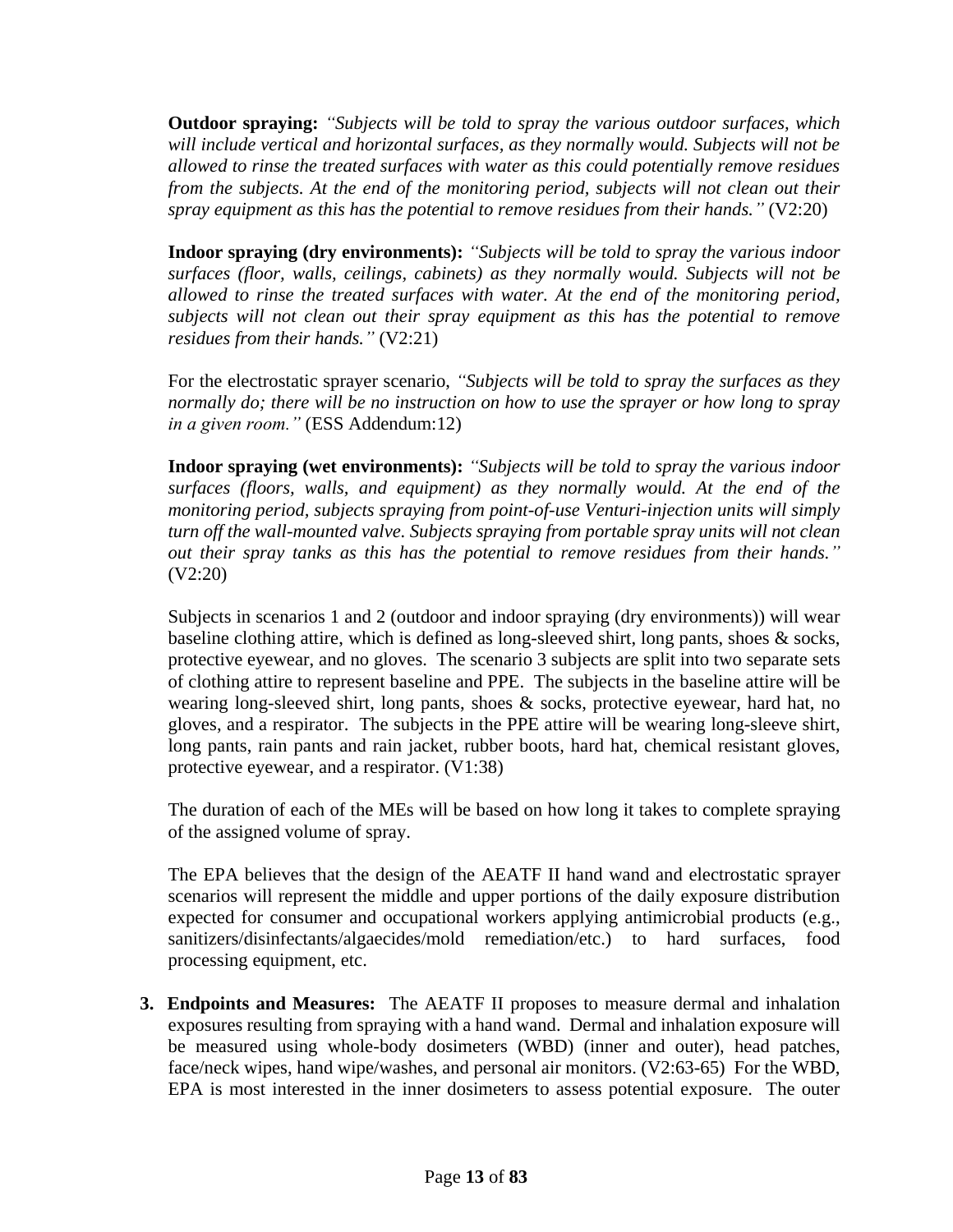**Outdoor spraying:** *"Subjects will be told to spray the various outdoor surfaces, which will include vertical and horizontal surfaces, as they normally would. Subjects will not be allowed to rinse the treated surfaces with water as this could potentially remove residues from the subjects. At the end of the monitoring period, subjects will not clean out their spray equipment as this has the potential to remove residues from their hands."* (V2:20)

**Indoor spraying (dry environments):** *"Subjects will be told to spray the various indoor surfaces (floor, walls, ceilings, cabinets) as they normally would. Subjects will not be allowed to rinse the treated surfaces with water. At the end of the monitoring period, subjects will not clean out their spray equipment as this has the potential to remove residues from their hands."* (V2:21)

For the electrostatic sprayer scenario, *"Subjects will be told to spray the surfaces as they normally do; there will be no instruction on how to use the sprayer or how long to spray in a given room."* (ESS Addendum:12)

**Indoor spraying (wet environments):** *"Subjects will be told to spray the various indoor surfaces (floors, walls, and equipment) as they normally would. At the end of the monitoring period, subjects spraying from point-of-use Venturi-injection units will simply turn off the wall-mounted valve. Subjects spraying from portable spray units will not clean out their spray tanks as this has the potential to remove residues from their hands."* (V2:20)

Subjects in scenarios 1 and 2 (outdoor and indoor spraying (dry environments)) will wear baseline clothing attire, which is defined as long-sleeved shirt, long pants, shoes & socks, protective eyewear, and no gloves. The scenario 3 subjects are split into two separate sets of clothing attire to represent baseline and PPE. The subjects in the baseline attire will be wearing long-sleeved shirt, long pants, shoes & socks, protective eyewear, hard hat, no gloves, and a respirator. The subjects in the PPE attire will be wearing long-sleeve shirt, long pants, rain pants and rain jacket, rubber boots, hard hat, chemical resistant gloves, protective eyewear, and a respirator. (V1:38)

The duration of each of the MEs will be based on how long it takes to complete spraying of the assigned volume of spray.

The EPA believes that the design of the AEATF II hand wand and electrostatic sprayer scenarios will represent the middle and upper portions of the daily exposure distribution expected for consumer and occupational workers applying antimicrobial products (e.g., sanitizers/disinfectants/algaecides/mold remediation/etc.) to hard surfaces, food processing equipment, etc.

3. **Endpoints and Measures:** The AEATF II proposes to measure dermal and inhalation exposures resulting from spraying with a hand wand. Dermal and inhalation exposure will be measured using whole-body dosimeters (WBD) (inner and outer), head patches, face/neck wipes, hand wipe/washes, and personal air monitors. (V2:63-65) For the WBD, EPA is most interested in the inner dosimeters to assess potential exposure. The outer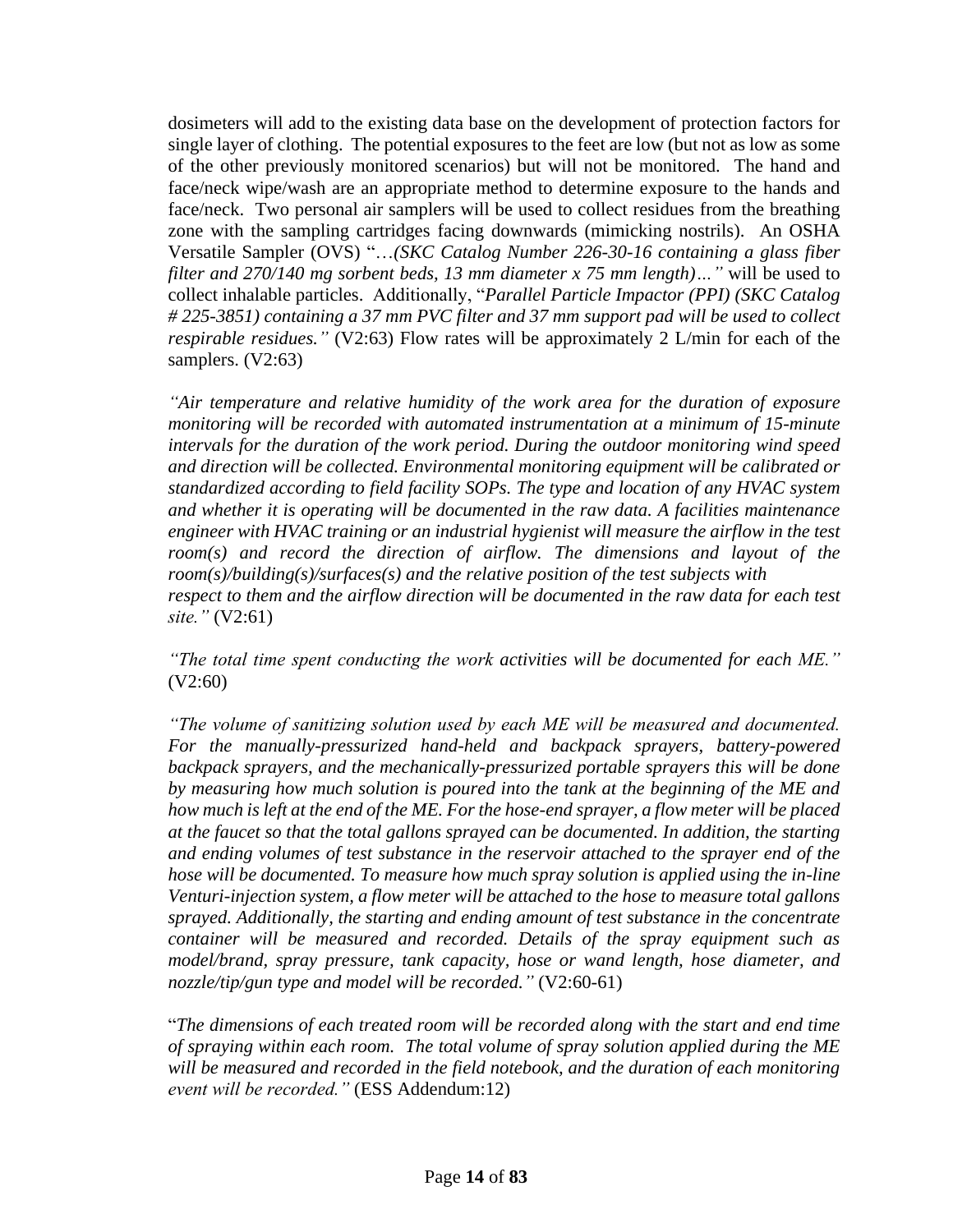dosimeters will add to the existing data base on the development of protection factors for single layer of clothing. The potential exposures to the feet are low (but not as low as some of the other previously monitored scenarios) but will not be monitored. The hand and face/neck wipe/wash are an appropriate method to determine exposure to the hands and face/neck. Two personal air samplers will be used to collect residues from the breathing zone with the sampling cartridges facing downwards (mimicking nostrils). An OSHA Versatile Sampler (OVS) "…*(SKC Catalog Number 226-30-16 containing a glass fiber filter and 270/140 mg sorbent beds, 13 mm diameter x 75 mm length)…"* will be used to collect inhalable particles. Additionally, "*Parallel Particle Impactor (PPI) (SKC Catalog # 225-3851) containing a 37 mm PVC filter and 37 mm support pad will be used to collect respirable residues."* (V2:63) Flow rates will be approximately 2 L/min for each of the samplers. (V2:63)

*"Air temperature and relative humidity of the work area for the duration of exposure monitoring will be recorded with automated instrumentation at a minimum of 15-minute intervals for the duration of the work period. During the outdoor monitoring wind speed and direction will be collected. Environmental monitoring equipment will be calibrated or standardized according to field facility SOPs. The type and location of any HVAC system and whether it is operating will be documented in the raw data. A facilities maintenance engineer with HVAC training or an industrial hygienist will measure the airflow in the test room(s) and record the direction of airflow. The dimensions and layout of the room(s)/building(s)/surfaces(s) and the relative position of the test subjects with respect to them and the airflow direction will be documented in the raw data for each test site."* (V2:61)

*"The total time spent conducting the work activities will be documented for each ME."* (V2:60)

*"The volume of sanitizing solution used by each ME will be measured and documented. For the manually-pressurized hand-held and backpack sprayers, battery-powered backpack sprayers, and the mechanically-pressurized portable sprayers this will be done by measuring how much solution is poured into the tank at the beginning of the ME and how much is left at the end of the ME. For the hose-end sprayer, a flow meter will be placed at the faucet so that the total gallons sprayed can be documented. In addition, the starting and ending volumes of test substance in the reservoir attached to the sprayer end of the hose will be documented. To measure how much spray solution is applied using the in-line Venturi-injection system, a flow meter will be attached to the hose to measure total gallons sprayed. Additionally, the starting and ending amount of test substance in the concentrate container will be measured and recorded. Details of the spray equipment such as model/brand, spray pressure, tank capacity, hose or wand length, hose diameter, and nozzle/tip/gun type and model will be recorded."* (V2:60-61)

"*The dimensions of each treated room will be recorded along with the start and end time of spraying within each room. The total volume of spray solution applied during the ME will be measured and recorded in the field notebook, and the duration of each monitoring event will be recorded."* (ESS Addendum:12)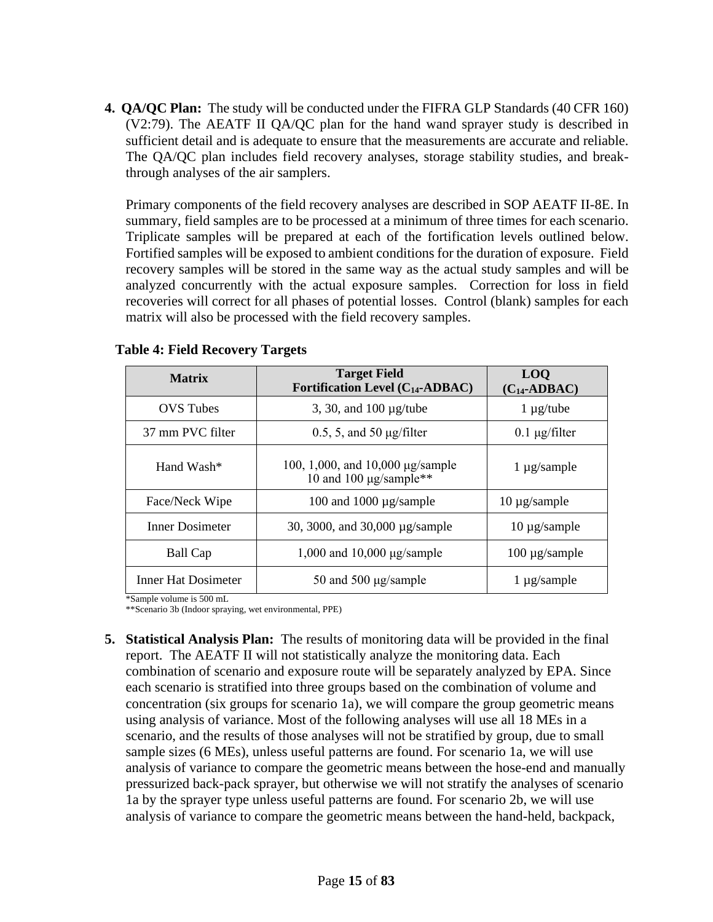4. **QA/QC Plan:** The study will be conducted under the FIFRA GLP Standards (40 CFR 160) (V2:79). The AEATF II QA/QC plan for the hand wand sprayer study is described in sufficient detail and is adequate to ensure that the measurements are accurate and reliable. The QA/QC plan includes field recovery analyses, storage stability studies, and break-through analyses of the air samplers.

   Primary components of the field recovery analyses are described in SOP AEATF II-8E. In summary, field samples are to be processed at a minimum of three times for each scenario. Triplicate samples will be prepared at each of the fortification levels outlined below. Fortified samples will be exposed to ambient conditions for the duration of exposure. Field recovery samples will be stored in the same way as the actual study samples and will be analyzed concurrently with the actual exposure samples. Correction for loss in field recoveries will correct for all phases of potential losses. Control (blank) samples for each matrix will also be processed with the field recovery samples.

**Table 4: Field Recovery Targets**

| Matrix | Target Field Fortification Level ($C_{14}$-ADBAC) | LOQ ($C_{14}$-ADBAC) |
|---|---|---|
| OVS Tubes | 3, 30, and 100 µg/tube | 1 µg/tube |
| 37 mm PVC filter | 0.5, 5, and 50 µg/filter | 0.1 µg/filter |
| Hand Wash* | 100, 1,000, and 10,000 µg/sample<br>10 and 100 µg/sample** | 1 µg/sample |
| Face/Neck Wipe | 100 and 1000 µg/sample | 10 µg/sample |
| Inner Dosimeter | 30, 3000, and 30,000 µg/sample | 10 µg/sample |
| Ball Cap | 1,000 and 10,000 µg/sample | 100 µg/sample |
| Inner Hat Dosimeter | 50 and 500 µg/sample | 1 µg/sample |

*Sample volume is 500 mL

**Scenario 3b (Indoor spraying, wet environmental, PPE)

5. **Statistical Analysis Plan:** The results of monitoring data will be provided in the final report. The AEATF II will not statistically analyze the monitoring data. Each combination of scenario and exposure route will be separately analyzed by EPA. Since each scenario is stratified into three groups based on the combination of volume and concentration (six groups for scenario 1a), we will compare the group geometric means using analysis of variance. Most of the following analyses will use all 18 MEs in a scenario, and the results of those analyses will not be stratified by group, due to small sample sizes (6 MEs), unless useful patterns are found. For scenario 1a, we will use analysis of variance to compare the geometric means between the hose-end and manually pressurized back-pack sprayer, but otherwise we will not stratify the analyses of scenario 1a by the sprayer type unless useful patterns are found. For scenario 2b, we will use analysis of variance to compare the geometric means between the hand-held, backpack,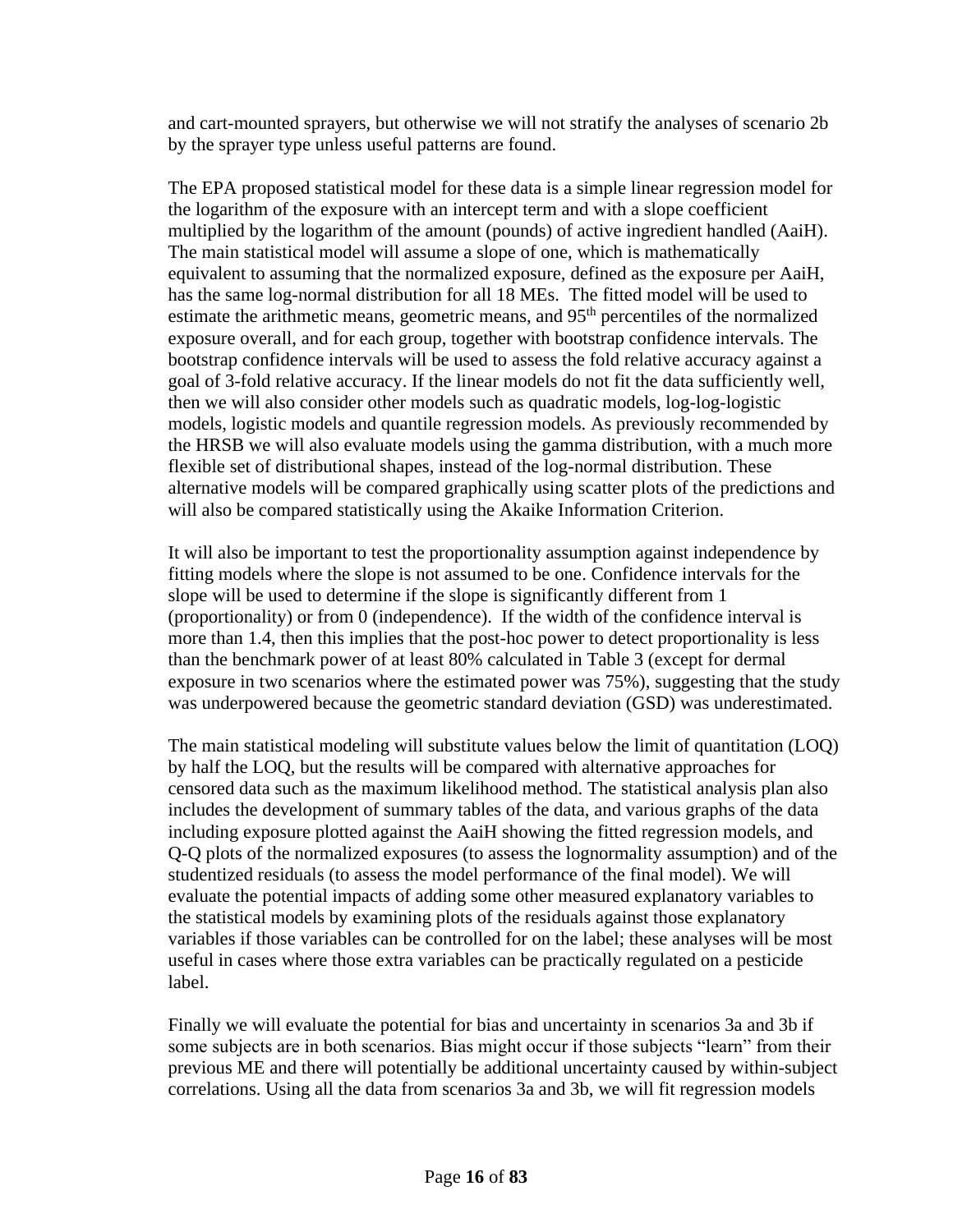and cart-mounted sprayers, but otherwise we will not stratify the analyses of scenario 2b by the sprayer type unless useful patterns are found.

The EPA proposed statistical model for these data is a simple linear regression model for the logarithm of the exposure with an intercept term and with a slope coefficient multiplied by the logarithm of the amount (pounds) of active ingredient handled (AaiH). The main statistical model will assume a slope of one, which is mathematically equivalent to assuming that the normalized exposure, defined as the exposure per AaiH, has the same log-normal distribution for all 18 MEs. The fitted model will be used to estimate the arithmetic means, geometric means, and 95$^{th}$ percentiles of the normalized exposure overall, and for each group, together with bootstrap confidence intervals. The bootstrap confidence intervals will be used to assess the fold relative accuracy against a goal of 3-fold relative accuracy. If the linear models do not fit the data sufficiently well, then we will also consider other models such as quadratic models, log-log-logistic models, logistic models and quantile regression models. As previously recommended by the HRSB we will also evaluate models using the gamma distribution, with a much more flexible set of distributional shapes, instead of the log-normal distribution. These alternative models will be compared graphically using scatter plots of the predictions and will also be compared statistically using the Akaike Information Criterion.

It will also be important to test the proportionality assumption against independence by fitting models where the slope is not assumed to be one. Confidence intervals for the slope will be used to determine if the slope is significantly different from 1 (proportionality) or from 0 (independence). If the width of the confidence interval is more than 1.4, then this implies that the post-hoc power to detect proportionality is less than the benchmark power of at least 80% calculated in Table 3 (except for dermal exposure in two scenarios where the estimated power was 75%), suggesting that the study was underpowered because the geometric standard deviation (GSD) was underestimated.

The main statistical modeling will substitute values below the limit of quantitation (LOQ) by half the LOQ, but the results will be compared with alternative approaches for censored data such as the maximum likelihood method. The statistical analysis plan also includes the development of summary tables of the data, and various graphs of the data including exposure plotted against the AaiH showing the fitted regression models, and Q-Q plots of the normalized exposures (to assess the lognormality assumption) and of the studentized residuals (to assess the model performance of the final model). We will evaluate the potential impacts of adding some other measured explanatory variables to the statistical models by examining plots of the residuals against those explanatory variables if those variables can be controlled for on the label; these analyses will be most useful in cases where those extra variables can be practically regulated on a pesticide label.

Finally we will evaluate the potential for bias and uncertainty in scenarios 3a and 3b if some subjects are in both scenarios. Bias might occur if those subjects "learn" from their previous ME and there will potentially be additional uncertainty caused by within-subject correlations. Using all the data from scenarios 3a and 3b, we will fit regression models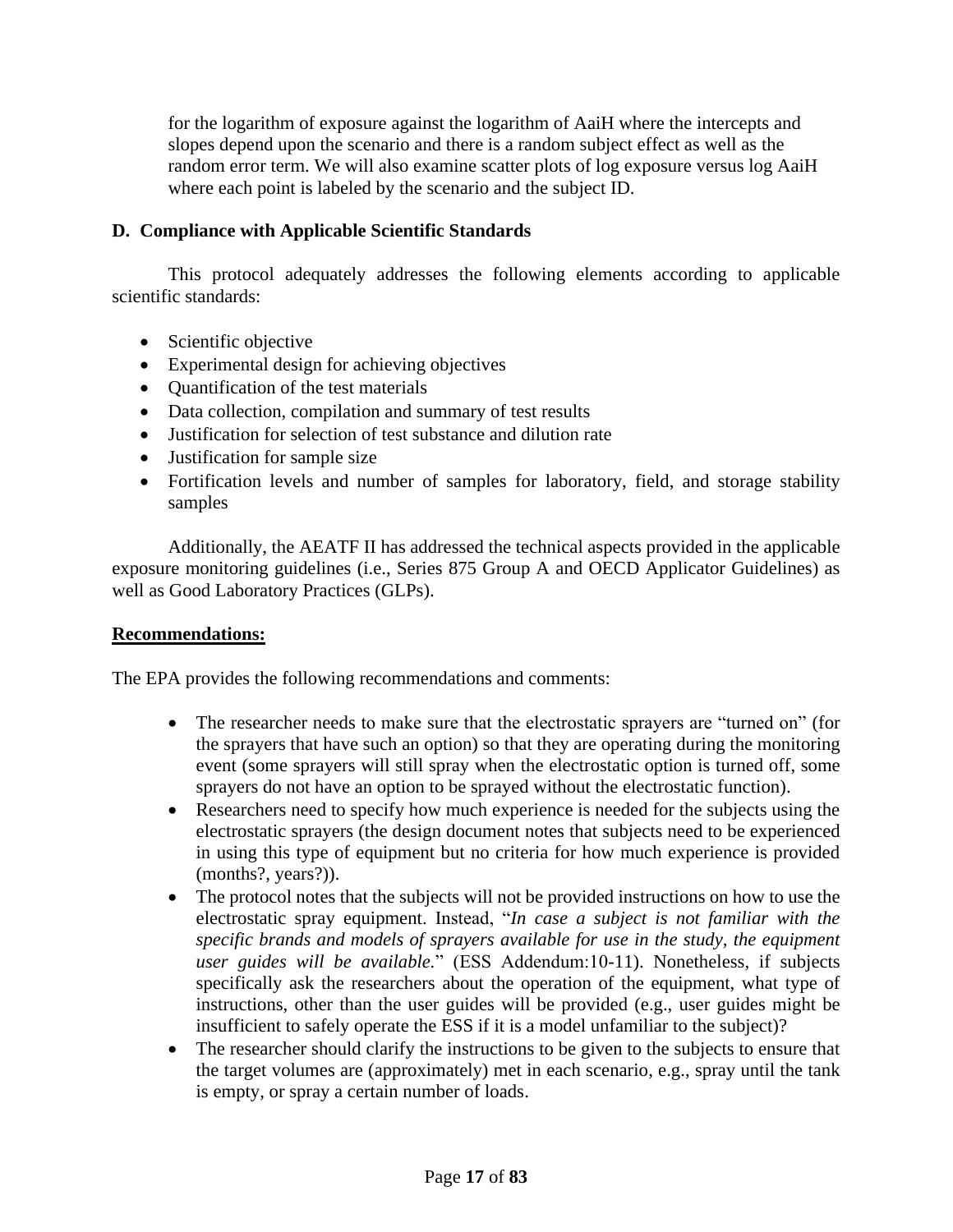for the logarithm of exposure against the logarithm of AaiH where the intercepts and slopes depend upon the scenario and there is a random subject effect as well as the random error term. We will also examine scatter plots of log exposure versus log AaiH where each point is labeled by the scenario and the subject ID.

### D. Compliance with Applicable Scientific Standards

This protocol adequately addresses the following elements according to applicable scientific standards:

- Scientific objective
- Experimental design for achieving objectives
- Quantification of the test materials
- Data collection, compilation and summary of test results
- Justification for selection of test substance and dilution rate
- Justification for sample size
- Fortification levels and number of samples for laboratory, field, and storage stability samples

Additionally, the AEATF II has addressed the technical aspects provided in the applicable exposure monitoring guidelines (i.e., Series 875 Group A and OECD Applicator Guidelines) as well as Good Laboratory Practices (GLPs).

**Recommendations:**

The EPA provides the following recommendations and comments:

- The researcher needs to make sure that the electrostatic sprayers are "turned on" (for the sprayers that have such an option) so that they are operating during the monitoring event (some sprayers will still spray when the electrostatic option is turned off, some sprayers do not have an option to be sprayed without the electrostatic function).
- Researchers need to specify how much experience is needed for the subjects using the electrostatic sprayers (the design document notes that subjects need to be experienced in using this type of equipment but no criteria for how much experience is provided (months?, years?)).
- The protocol notes that the subjects will not be provided instructions on how to use the electrostatic spray equipment. Instead, "*In case a subject is not familiar with the specific brands and models of sprayers available for use in the study, the equipment user guides will be available.*" (ESS Addendum:10-11). Nonetheless, if subjects specifically ask the researchers about the operation of the equipment, what type of instructions, other than the user guides will be provided (e.g., user guides might be insufficient to safely operate the ESS if it is a model unfamiliar to the subject)?
- The researcher should clarify the instructions to be given to the subjects to ensure that the target volumes are (approximately) met in each scenario, e.g., spray until the tank is empty, or spray a certain number of loads.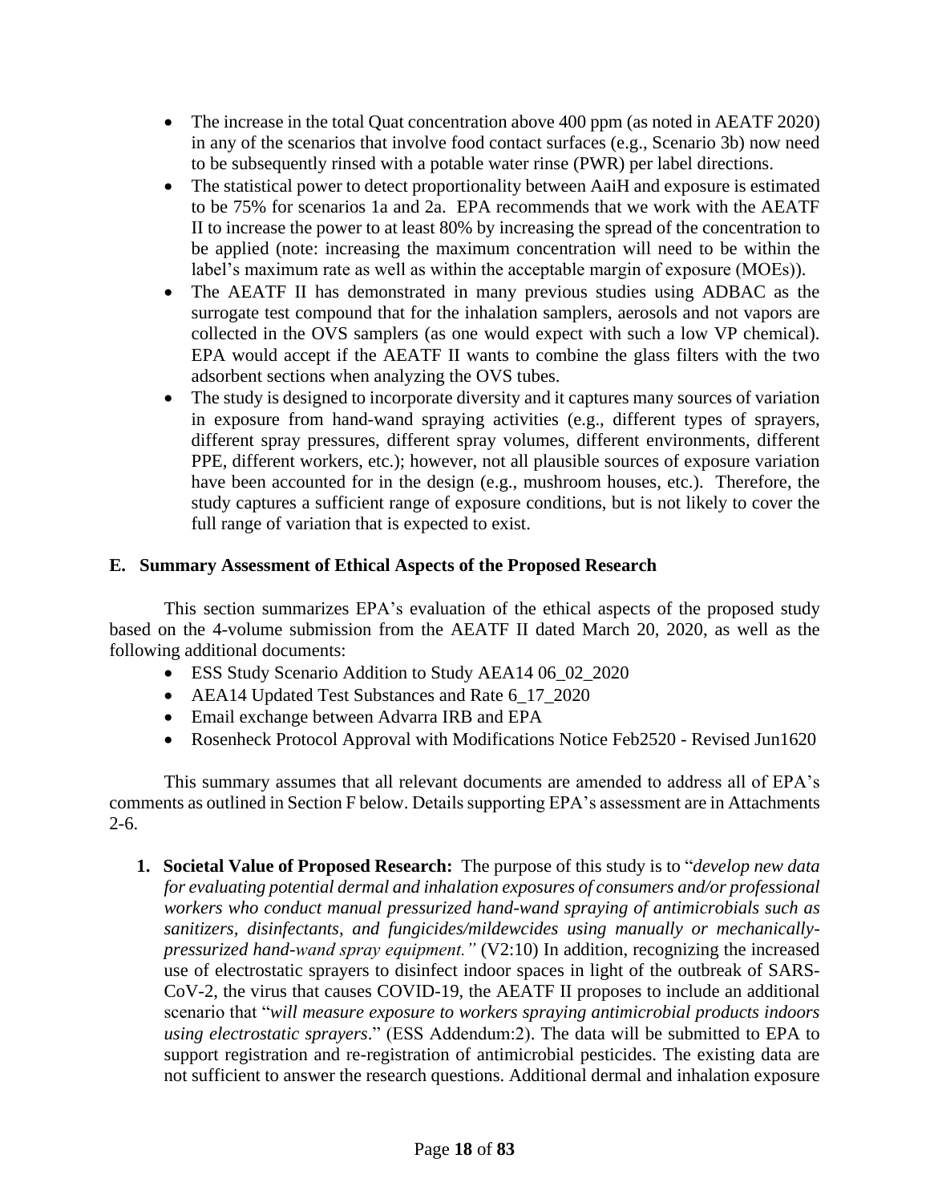- The increase in the total Quat concentration above 400 ppm (as noted in AEATF 2020) in any of the scenarios that involve food contact surfaces (e.g., Scenario 3b) now need to be subsequently rinsed with a potable water rinse (PWR) per label directions.
- The statistical power to detect proportionality between AaiH and exposure is estimated to be 75% for scenarios 1a and 2a. EPA recommends that we work with the AEATF II to increase the power to at least 80% by increasing the spread of the concentration to be applied (note: increasing the maximum concentration will need to be within the label's maximum rate as well as within the acceptable margin of exposure (MOEs)).
- The AEATF II has demonstrated in many previous studies using ADBAC as the surrogate test compound that for the inhalation samplers, aerosols and not vapors are collected in the OVS samplers (as one would expect with such a low VP chemical). EPA would accept if the AEATF II wants to combine the glass filters with the two adsorbent sections when analyzing the OVS tubes.
- The study is designed to incorporate diversity and it captures many sources of variation in exposure from hand-wand spraying activities (e.g., different types of sprayers, different spray pressures, different spray volumes, different environments, different PPE, different workers, etc.); however, not all plausible sources of exposure variation have been accounted for in the design (e.g., mushroom houses, etc.). Therefore, the study captures a sufficient range of exposure conditions, but is not likely to cover the full range of variation that is expected to exist.

## E. Summary Assessment of Ethical Aspects of the Proposed Research

This section summarizes EPA's evaluation of the ethical aspects of the proposed study based on the 4-volume submission from the AEATF II dated March 20, 2020, as well as the following additional documents:

- ESS Study Scenario Addition to Study AEA14 06_02_2020
- AEA14 Updated Test Substances and Rate 6_17_2020
- Email exchange between Advarra IRB and EPA
- Rosenheck Protocol Approval with Modifications Notice Feb2520 - Revised Jun1620

This summary assumes that all relevant documents are amended to address all of EPA's comments as outlined in Section F below. Details supporting EPA's assessment are in Attachments 2-6.

1. **Societal Value of Proposed Research:** The purpose of this study is to "*develop new data for evaluating potential dermal and inhalation exposures of consumers and/or professional workers who conduct manual pressurized hand-wand spraying of antimicrobials such as sanitizers, disinfectants, and fungicides/mildewcides using manually or mechanically-pressurized hand-wand spray equipment.*" (V2:10) In addition, recognizing the increased use of electrostatic sprayers to disinfect indoor spaces in light of the outbreak of SARS-CoV-2, the virus that causes COVID-19, the AEATF II proposes to include an additional scenario that "*will measure exposure to workers spraying antimicrobial products indoors using electrostatic sprayers*." (ESS Addendum:2). The data will be submitted to EPA to support registration and re-registration of antimicrobial pesticides. The existing data are not sufficient to answer the research questions. Additional dermal and inhalation exposure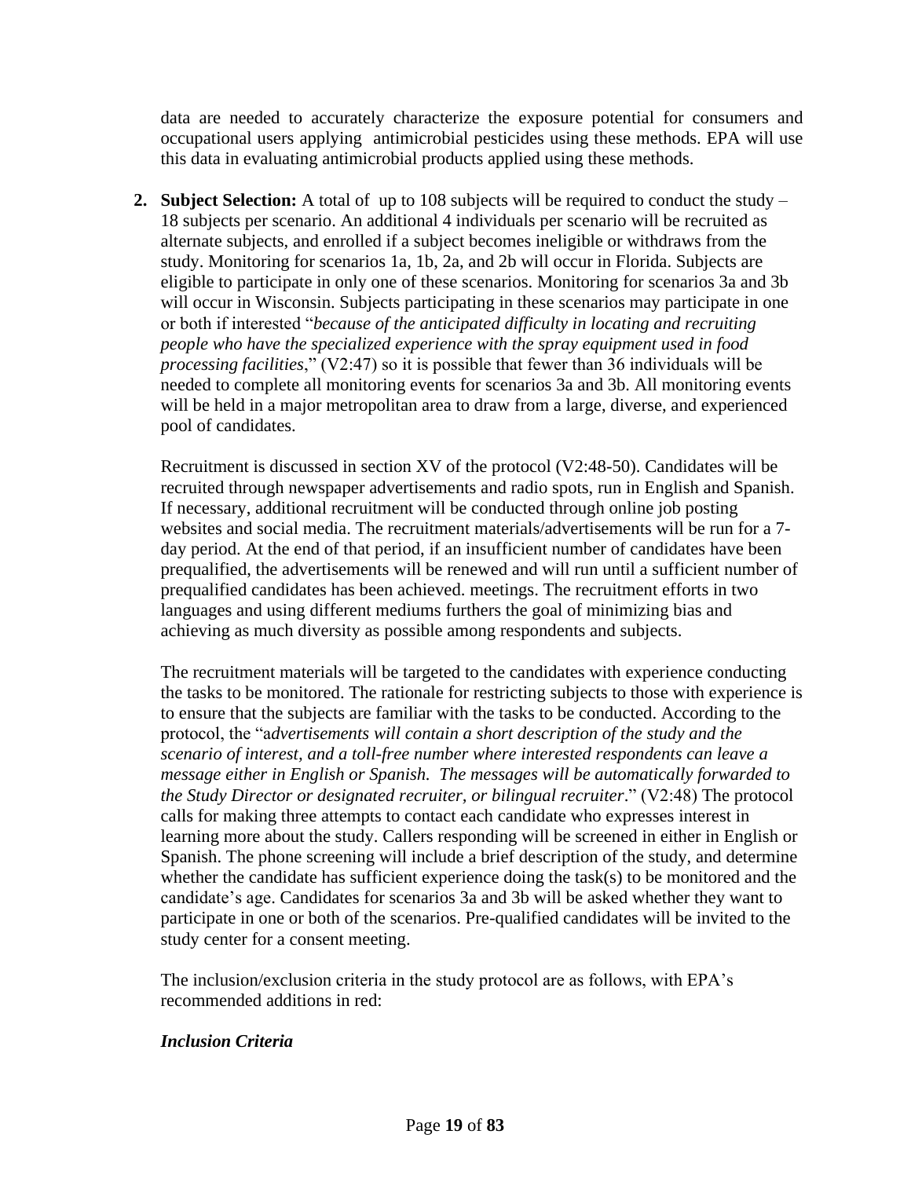data are needed to accurately characterize the exposure potential for consumers and occupational users applying antimicrobial pesticides using these methods. EPA will use this data in evaluating antimicrobial products applied using these methods.

2. **Subject Selection:** A total of up to 108 subjects will be required to conduct the study – 18 subjects per scenario. An additional 4 individuals per scenario will be recruited as alternate subjects, and enrolled if a subject becomes ineligible or withdraws from the study. Monitoring for scenarios 1a, 1b, 2a, and 2b will occur in Florida. Subjects are eligible to participate in only one of these scenarios. Monitoring for scenarios 3a and 3b will occur in Wisconsin. Subjects participating in these scenarios may participate in one or both if interested "*because of the anticipated difficulty in locating and recruiting people who have the specialized experience with the spray equipment used in food processing facilities*," (V2:47) so it is possible that fewer than 36 individuals will be needed to complete all monitoring events for scenarios 3a and 3b. All monitoring events will be held in a major metropolitan area to draw from a large, diverse, and experienced pool of candidates.

   Recruitment is discussed in section XV of the protocol (V2:48-50). Candidates will be recruited through newspaper advertisements and radio spots, run in English and Spanish. If necessary, additional recruitment will be conducted through online job posting websites and social media. The recruitment materials/advertisements will be run for a 7-day period. At the end of that period, if an insufficient number of candidates have been prequalified, the advertisements will be renewed and will run until a sufficient number of prequalified candidates has been achieved. meetings. The recruitment efforts in two languages and using different mediums furthers the goal of minimizing bias and achieving as much diversity as possible among respondents and subjects.

   The recruitment materials will be targeted to the candidates with experience conducting the tasks to be monitored. The rationale for restricting subjects to those with experience is to ensure that the subjects are familiar with the tasks to be conducted. According to the protocol, the "a*dvertisements will contain a short description of the study and the scenario of interest, and a toll-free number where interested respondents can leave a message either in English or Spanish. The messages will be automatically forwarded to the Study Director or designated recruiter, or bilingual recruiter*." (V2:48) The protocol calls for making three attempts to contact each candidate who expresses interest in learning more about the study. Callers responding will be screened in either in English or Spanish. The phone screening will include a brief description of the study, and determine whether the candidate has sufficient experience doing the task(s) to be monitored and the candidate's age. Candidates for scenarios 3a and 3b will be asked whether they want to participate in one or both of the scenarios. Pre-qualified candidates will be invited to the study center for a consent meeting.

   The inclusion/exclusion criteria in the study protocol are as follows, with EPA's recommended additions in red:

   ***Inclusion Criteria***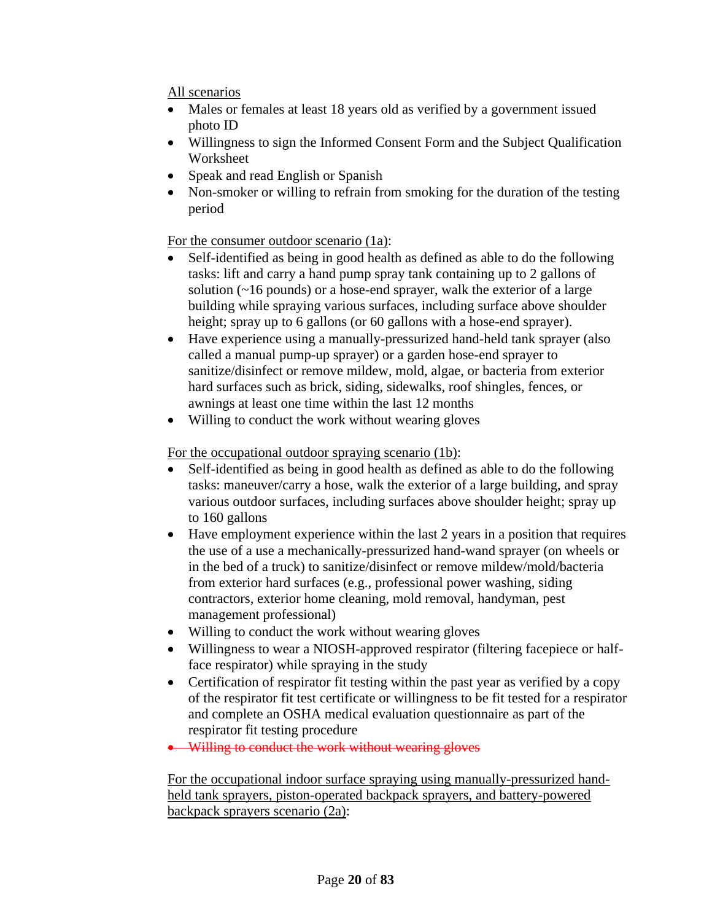<u>All scenarios</u>

- Males or females at least 18 years old as verified by a government issued photo ID
- Willingness to sign the Informed Consent Form and the Subject Qualification Worksheet
- Speak and read English or Spanish
- Non-smoker or willing to refrain from smoking for the duration of the testing period

<u>For the consumer outdoor scenario (1a)</u>:

- Self-identified as being in good health as defined as able to do the following tasks: lift and carry a hand pump spray tank containing up to 2 gallons of solution (~16 pounds) or a hose-end sprayer, walk the exterior of a large building while spraying various surfaces, including surface above shoulder height; spray up to 6 gallons (or 60 gallons with a hose-end sprayer).
- Have experience using a manually-pressurized hand-held tank sprayer (also called a manual pump-up sprayer) or a garden hose-end sprayer to sanitize/disinfect or remove mildew, mold, algae, or bacteria from exterior hard surfaces such as brick, siding, sidewalks, roof shingles, fences, or awnings at least one time within the last 12 months
- Willing to conduct the work without wearing gloves

<u>For the occupational outdoor spraying scenario (1b)</u>:

- Self-identified as being in good health as defined as able to do the following tasks: maneuver/carry a hose, walk the exterior of a large building, and spray various outdoor surfaces, including surfaces above shoulder height; spray up to 160 gallons
- Have employment experience within the last 2 years in a position that requires the use of a use a mechanically-pressurized hand-wand sprayer (on wheels or in the bed of a truck) to sanitize/disinfect or remove mildew/mold/bacteria from exterior hard surfaces (e.g., professional power washing, siding contractors, exterior home cleaning, mold removal, handyman, pest management professional)
- Willing to conduct the work without wearing gloves
- Willingness to wear a NIOSH-approved respirator (filtering facepiece or half-face respirator) while spraying in the study
- Certification of respirator fit testing within the past year as verified by a copy of the respirator fit test certificate or willingness to be fit tested for a respirator and complete an OSHA medical evaluation questionnaire as part of the respirator fit testing procedure
- ~~Willing to conduct the work without wearing gloves~~

<u>For the occupational indoor surface spraying using manually-pressurized hand-held tank sprayers, piston-operated backpack sprayers, and battery-powered backpack sprayers scenario (2a)</u>: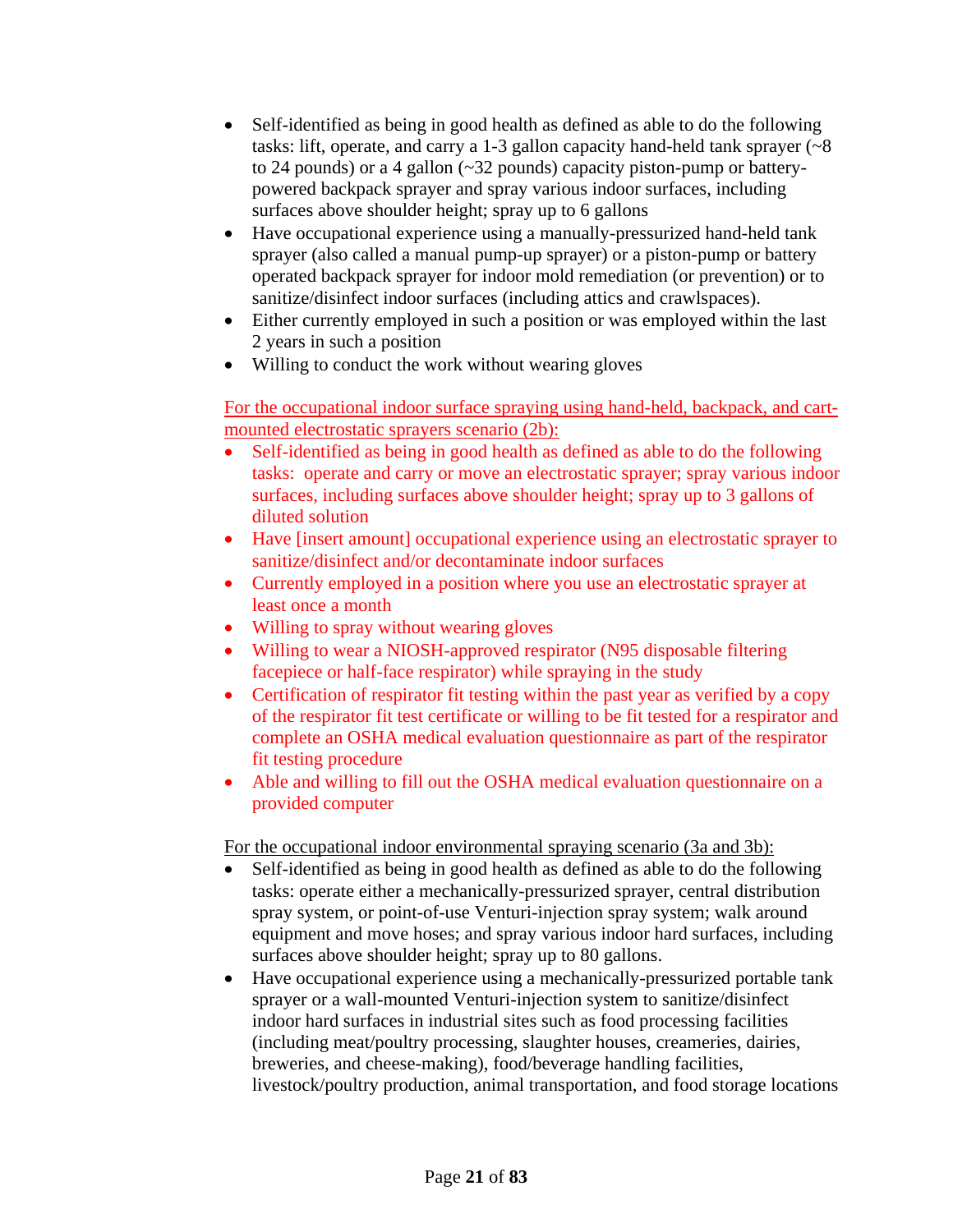- Self-identified as being in good health as defined as able to do the following tasks: lift, operate, and carry a 1-3 gallon capacity hand-held tank sprayer (~8 to 24 pounds) or a 4 gallon (~32 pounds) capacity piston-pump or battery-powered backpack sprayer and spray various indoor surfaces, including surfaces above shoulder height; spray up to 6 gallons
- Have occupational experience using a manually-pressurized hand-held tank sprayer (also called a manual pump-up sprayer) or a piston-pump or battery operated backpack sprayer for indoor mold remediation (or prevention) or to sanitize/disinfect indoor surfaces (including attics and crawlspaces).
- Either currently employed in such a position or was employed within the last 2 years in such a position
- Willing to conduct the work without wearing gloves

<u>For the occupational indoor surface spraying using hand-held, backpack, and cart-mounted electrostatic sprayers scenario (2b):</u>

- Self-identified as being in good health as defined as able to do the following tasks: operate and carry or move an electrostatic sprayer; spray various indoor surfaces, including surfaces above shoulder height; spray up to 3 gallons of diluted solution
- Have [insert amount] occupational experience using an electrostatic sprayer to sanitize/disinfect and/or decontaminate indoor surfaces
- Currently employed in a position where you use an electrostatic sprayer at least once a month
- Willing to spray without wearing gloves
- Willing to wear a NIOSH-approved respirator (N95 disposable filtering facepiece or half-face respirator) while spraying in the study
- Certification of respirator fit testing within the past year as verified by a copy of the respirator fit test certificate or willing to be fit tested for a respirator and complete an OSHA medical evaluation questionnaire as part of the respirator fit testing procedure
- Able and willing to fill out the OSHA medical evaluation questionnaire on a provided computer

<u>For the occupational indoor environmental spraying scenario (3a and 3b):</u>

- Self-identified as being in good health as defined as able to do the following tasks: operate either a mechanically-pressurized sprayer, central distribution spray system, or point-of-use Venturi-injection spray system; walk around equipment and move hoses; and spray various indoor hard surfaces, including surfaces above shoulder height; spray up to 80 gallons.
- Have occupational experience using a mechanically-pressurized portable tank sprayer or a wall-mounted Venturi-injection system to sanitize/disinfect indoor hard surfaces in industrial sites such as food processing facilities (including meat/poultry processing, slaughter houses, creameries, dairies, breweries, and cheese-making), food/beverage handling facilities, livestock/poultry production, animal transportation, and food storage locations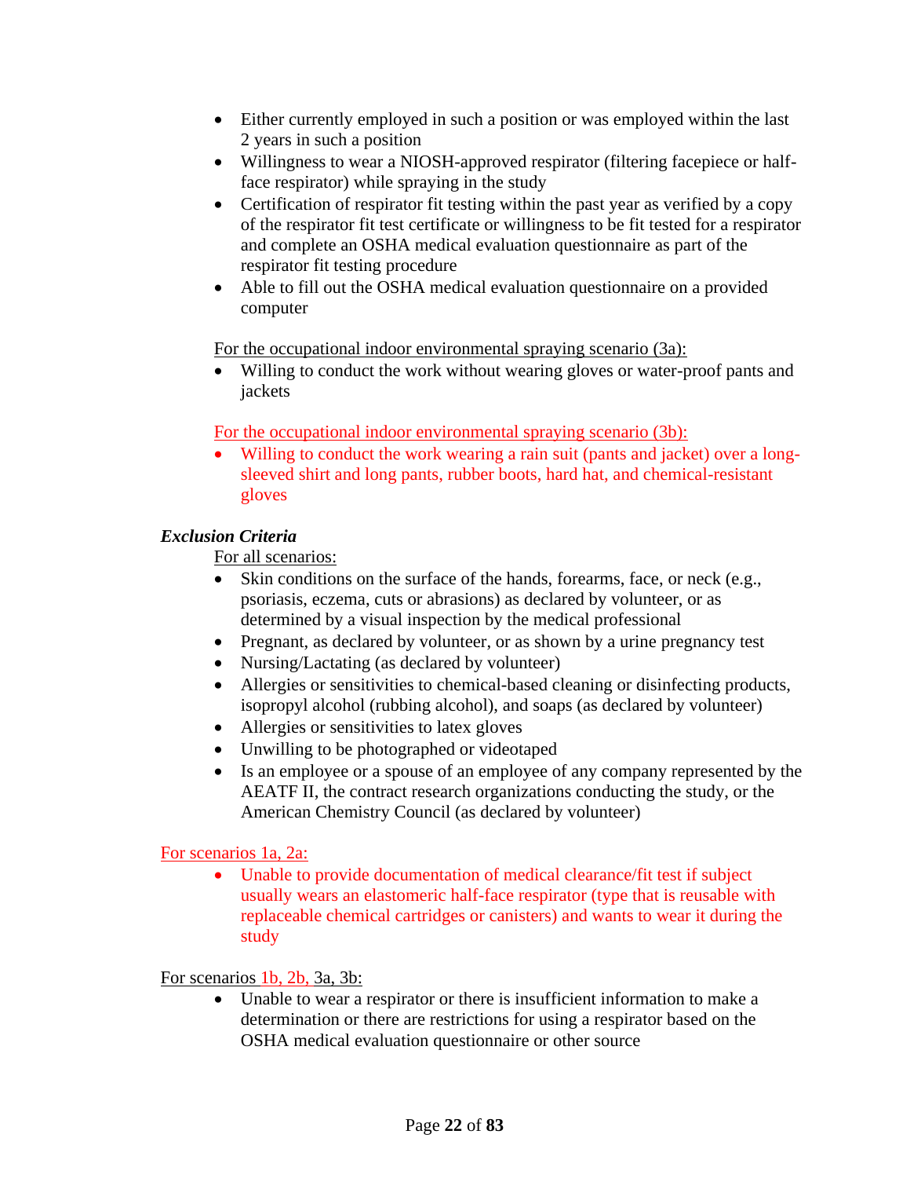- Either currently employed in such a position or was employed within the last 2 years in such a position
- Willingness to wear a NIOSH-approved respirator (filtering facepiece or half-face respirator) while spraying in the study
- Certification of respirator fit testing within the past year as verified by a copy of the respirator fit test certificate or willingness to be fit tested for a respirator and complete an OSHA medical evaluation questionnaire as part of the respirator fit testing procedure
- Able to fill out the OSHA medical evaluation questionnaire on a provided computer

For the occupational indoor environmental spraying scenario (3a):

- Willing to conduct the work without wearing gloves or water-proof pants and jackets

For the occupational indoor environmental spraying scenario (3b):

- Willing to conduct the work wearing a rain suit (pants and jacket) over a long-sleeved shirt and long pants, rubber boots, hard hat, and chemical-resistant gloves

***Exclusion Criteria***

For all scenarios:

- Skin conditions on the surface of the hands, forearms, face, or neck (e.g., psoriasis, eczema, cuts or abrasions) as declared by volunteer, or as determined by a visual inspection by the medical professional
- Pregnant, as declared by volunteer, or as shown by a urine pregnancy test
- Nursing/Lactating (as declared by volunteer)
- Allergies or sensitivities to chemical-based cleaning or disinfecting products, isopropyl alcohol (rubbing alcohol), and soaps (as declared by volunteer)
- Allergies or sensitivities to latex gloves
- Unwilling to be photographed or videotaped
- Is an employee or a spouse of an employee of any company represented by the AEATF II, the contract research organizations conducting the study, or the American Chemistry Council (as declared by volunteer)

For scenarios 1a, 2a:

- Unable to provide documentation of medical clearance/fit test if subject usually wears an elastomeric half-face respirator (type that is reusable with replaceable chemical cartridges or canisters) and wants to wear it during the study

For scenarios 1b, 2b, 3a, 3b:

- Unable to wear a respirator or there is insufficient information to make a determination or there are restrictions for using a respirator based on the OSHA medical evaluation questionnaire or other source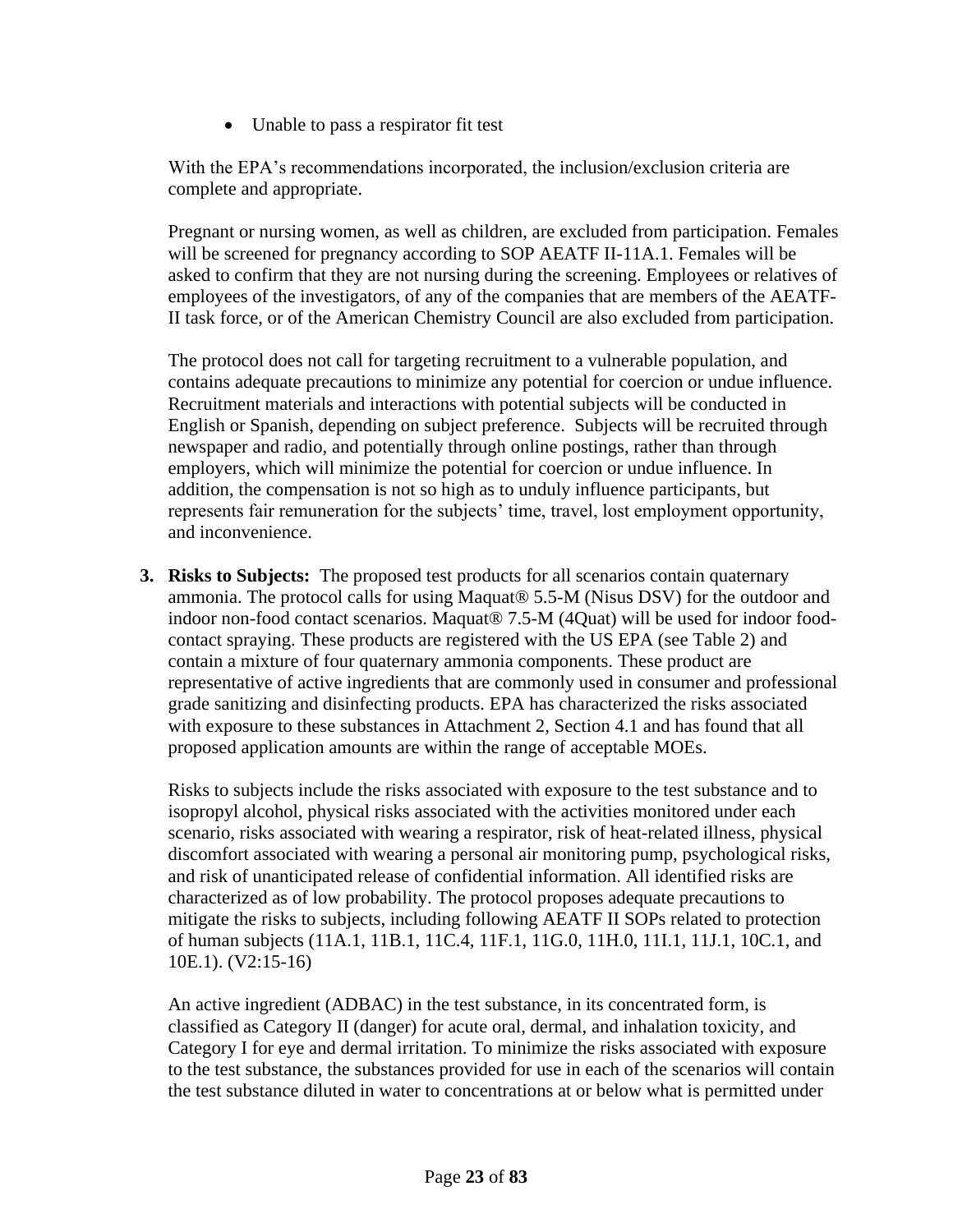- Unable to pass a respirator fit test

With the EPA's recommendations incorporated, the inclusion/exclusion criteria are complete and appropriate.

Pregnant or nursing women, as well as children, are excluded from participation. Females will be screened for pregnancy according to SOP AEATF II-11A.1. Females will be asked to confirm that they are not nursing during the screening. Employees or relatives of employees of the investigators, of any of the companies that are members of the AEATF-II task force, or of the American Chemistry Council are also excluded from participation.

The protocol does not call for targeting recruitment to a vulnerable population, and contains adequate precautions to minimize any potential for coercion or undue influence. Recruitment materials and interactions with potential subjects will be conducted in English or Spanish, depending on subject preference. Subjects will be recruited through newspaper and radio, and potentially through online postings, rather than through employers, which will minimize the potential for coercion or undue influence. In addition, the compensation is not so high as to unduly influence participants, but represents fair remuneration for the subjects' time, travel, lost employment opportunity, and inconvenience.

3. **Risks to Subjects:** The proposed test products for all scenarios contain quaternary ammonia. The protocol calls for using Maquat® 5.5-M (Nisus DSV) for the outdoor and indoor non-food contact scenarios. Maquat® 7.5-M (4Quat) will be used for indoor food-contact spraying. These products are registered with the US EPA (see Table 2) and contain a mixture of four quaternary ammonia components. These product are representative of active ingredients that are commonly used in consumer and professional grade sanitizing and disinfecting products. EPA has characterized the risks associated with exposure to these substances in Attachment 2, Section 4.1 and has found that all proposed application amounts are within the range of acceptable MOEs.

   Risks to subjects include the risks associated with exposure to the test substance and to isopropyl alcohol, physical risks associated with the activities monitored under each scenario, risks associated with wearing a respirator, risk of heat-related illness, physical discomfort associated with wearing a personal air monitoring pump, psychological risks, and risk of unanticipated release of confidential information. All identified risks are characterized as of low probability. The protocol proposes adequate precautions to mitigate the risks to subjects, including following AEATF II SOPs related to protection of human subjects (11A.1, 11B.1, 11C.4, 11F.1, 11G.0, 11H.0, 11I.1, 11J.1, 10C.1, and 10E.1). (V2:15-16)

   An active ingredient (ADBAC) in the test substance, in its concentrated form, is classified as Category II (danger) for acute oral, dermal, and inhalation toxicity, and Category I for eye and dermal irritation. To minimize the risks associated with exposure to the test substance, the substances provided for use in each of the scenarios will contain the test substance diluted in water to concentrations at or below what is permitted under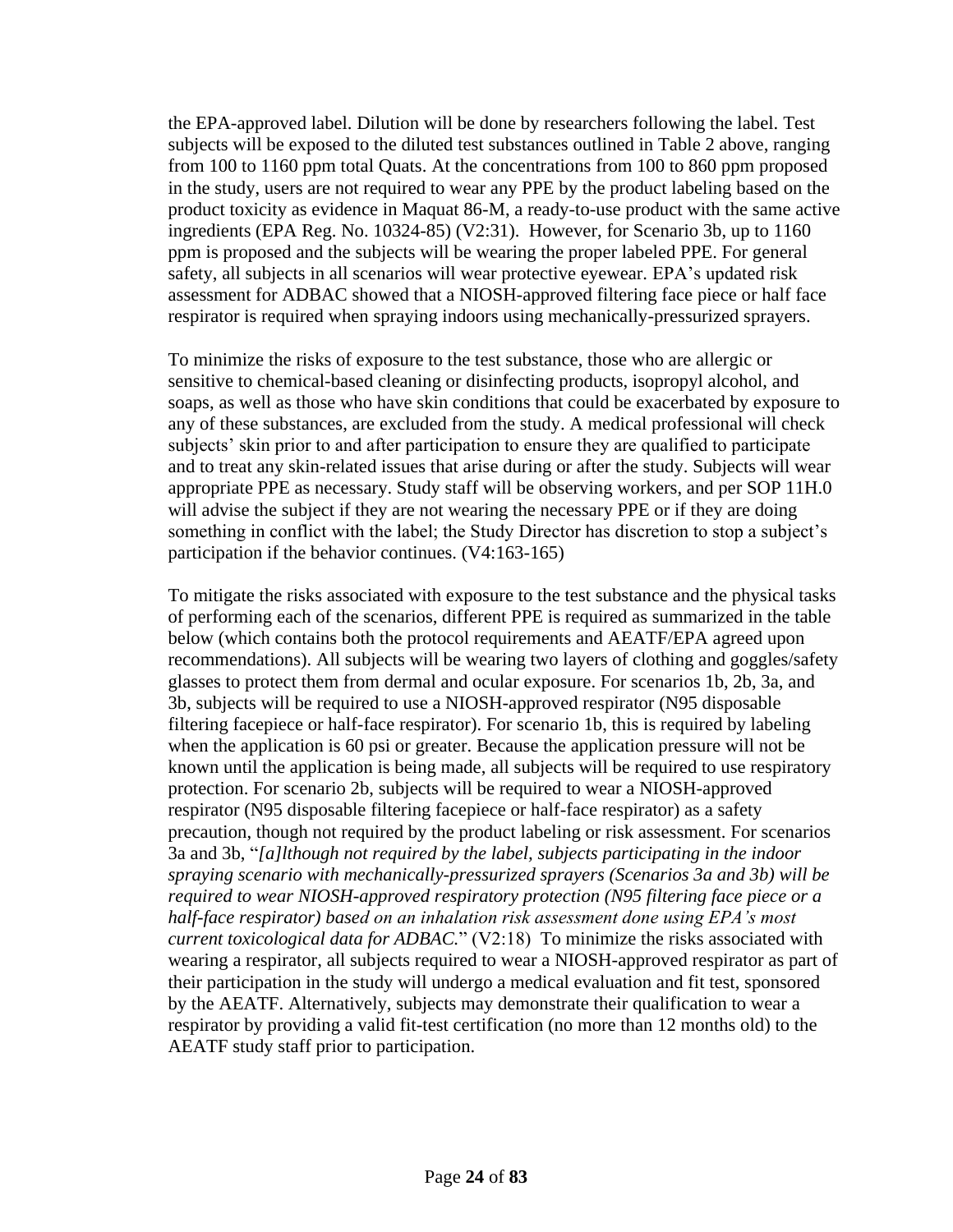the EPA-approved label. Dilution will be done by researchers following the label. Test subjects will be exposed to the diluted test substances outlined in Table 2 above, ranging from 100 to 1160 ppm total Quats. At the concentrations from 100 to 860 ppm proposed in the study, users are not required to wear any PPE by the product labeling based on the product toxicity as evidence in Maquat 86-M, a ready-to-use product with the same active ingredients (EPA Reg. No. 10324-85) (V2:31). However, for Scenario 3b, up to 1160 ppm is proposed and the subjects will be wearing the proper labeled PPE. For general safety, all subjects in all scenarios will wear protective eyewear. EPA's updated risk assessment for ADBAC showed that a NIOSH-approved filtering face piece or half face respirator is required when spraying indoors using mechanically-pressurized sprayers.

To minimize the risks of exposure to the test substance, those who are allergic or sensitive to chemical-based cleaning or disinfecting products, isopropyl alcohol, and soaps, as well as those who have skin conditions that could be exacerbated by exposure to any of these substances, are excluded from the study. A medical professional will check subjects' skin prior to and after participation to ensure they are qualified to participate and to treat any skin-related issues that arise during or after the study. Subjects will wear appropriate PPE as necessary. Study staff will be observing workers, and per SOP 11H.0 will advise the subject if they are not wearing the necessary PPE or if they are doing something in conflict with the label; the Study Director has discretion to stop a subject's participation if the behavior continues. (V4:163-165)

To mitigate the risks associated with exposure to the test substance and the physical tasks of performing each of the scenarios, different PPE is required as summarized in the table below (which contains both the protocol requirements and AEATF/EPA agreed upon recommendations). All subjects will be wearing two layers of clothing and goggles/safety glasses to protect them from dermal and ocular exposure. For scenarios 1b, 2b, 3a, and 3b, subjects will be required to use a NIOSH-approved respirator (N95 disposable filtering facepiece or half-face respirator). For scenario 1b, this is required by labeling when the application is 60 psi or greater. Because the application pressure will not be known until the application is being made, all subjects will be required to use respiratory protection. For scenario 2b, subjects will be required to wear a NIOSH-approved respirator (N95 disposable filtering facepiece or half-face respirator) as a safety precaution, though not required by the product labeling or risk assessment. For scenarios 3a and 3b, "*[a]lthough not required by the label, subjects participating in the indoor spraying scenario with mechanically-pressurized sprayers (Scenarios 3a and 3b) will be required to wear NIOSH-approved respiratory protection (N95 filtering face piece or a half-face respirator) based on an inhalation risk assessment done using EPA's most current toxicological data for ADBAC.*" (V2:18) To minimize the risks associated with wearing a respirator, all subjects required to wear a NIOSH-approved respirator as part of their participation in the study will undergo a medical evaluation and fit test, sponsored by the AEATF. Alternatively, subjects may demonstrate their qualification to wear a respirator by providing a valid fit-test certification (no more than 12 months old) to the AEATF study staff prior to participation.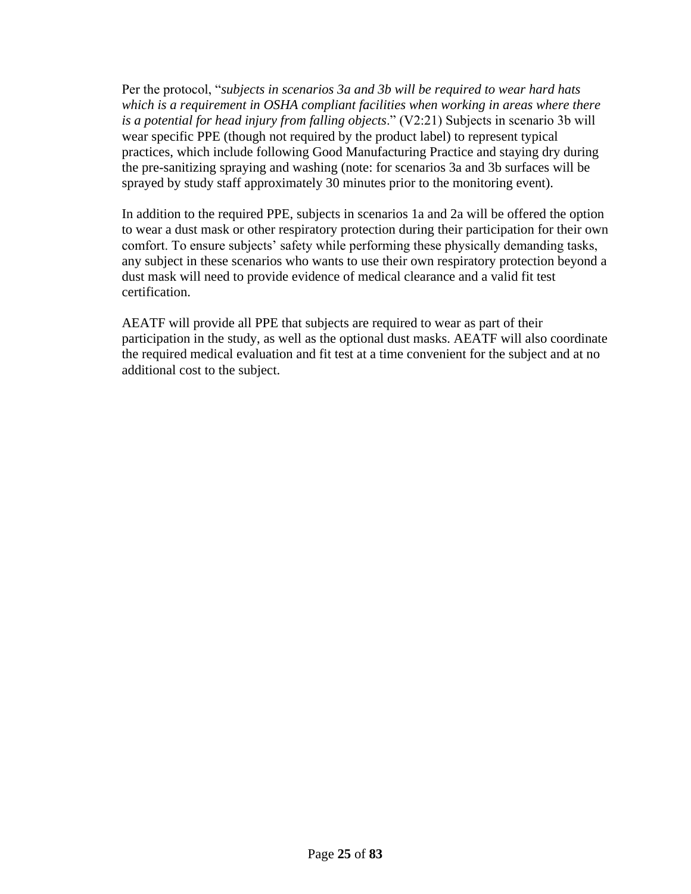Per the protocol, "*subjects in scenarios 3a and 3b will be required to wear hard hats which is a requirement in OSHA compliant facilities when working in areas where there is a potential for head injury from falling objects*." (V2:21) Subjects in scenario 3b will wear specific PPE (though not required by the product label) to represent typical practices, which include following Good Manufacturing Practice and staying dry during the pre-sanitizing spraying and washing (note: for scenarios 3a and 3b surfaces will be sprayed by study staff approximately 30 minutes prior to the monitoring event).

In addition to the required PPE, subjects in scenarios 1a and 2a will be offered the option to wear a dust mask or other respiratory protection during their participation for their own comfort. To ensure subjects' safety while performing these physically demanding tasks, any subject in these scenarios who wants to use their own respiratory protection beyond a dust mask will need to provide evidence of medical clearance and a valid fit test certification.

AEATF will provide all PPE that subjects are required to wear as part of their participation in the study, as well as the optional dust masks. AEATF will also coordinate the required medical evaluation and fit test at a time convenient for the subject and at no additional cost to the subject.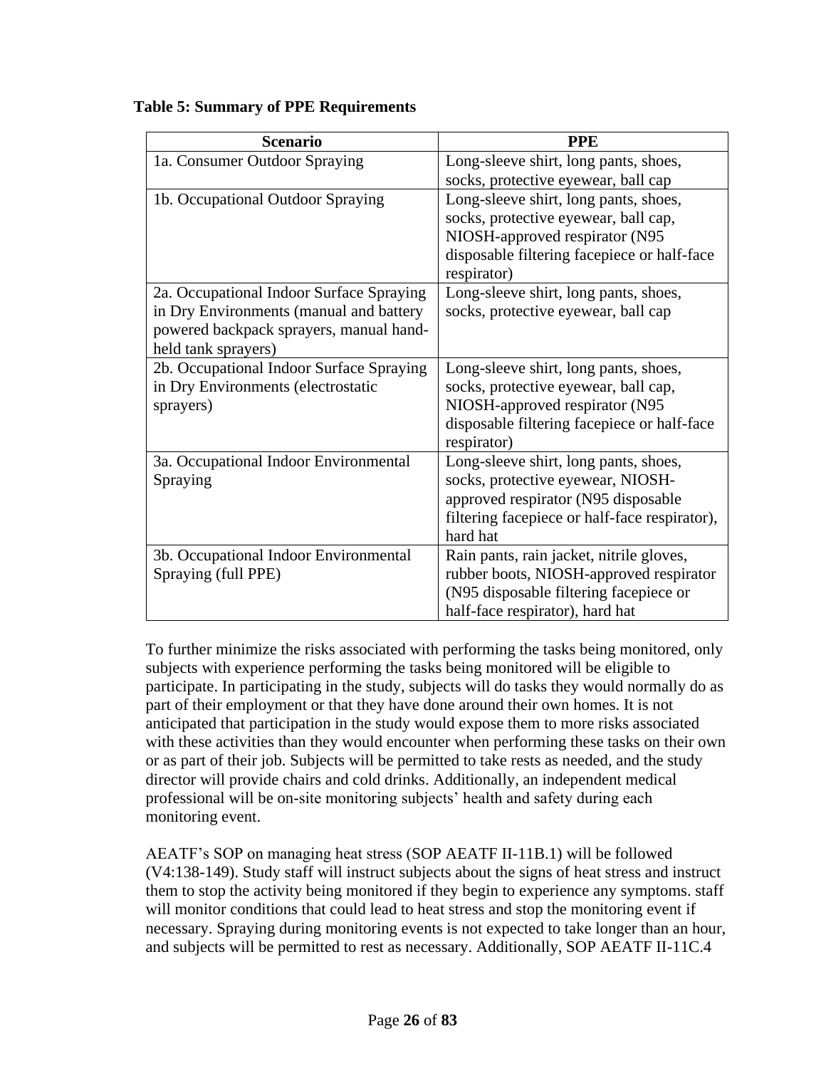**Table 5: Summary of PPE Requirements**

| Scenario | PPE |
|---|---|
| 1a. Consumer Outdoor Spraying | Long-sleeve shirt, long pants, shoes, socks, protective eyewear, ball cap |
| 1b. Occupational Outdoor Spraying | Long-sleeve shirt, long pants, shoes, socks, protective eyewear, ball cap, NIOSH-approved respirator (N95 disposable filtering facepiece or half-face respirator) |
| 2a. Occupational Indoor Surface Spraying in Dry Environments (manual and battery powered backpack sprayers, manual hand-held tank sprayers) | Long-sleeve shirt, long pants, shoes, socks, protective eyewear, ball cap |
| 2b. Occupational Indoor Surface Spraying in Dry Environments (electrostatic sprayers) | Long-sleeve shirt, long pants, shoes, socks, protective eyewear, ball cap, NIOSH-approved respirator (N95 disposable filtering facepiece or half-face respirator) |
| 3a. Occupational Indoor Environmental Spraying | Long-sleeve shirt, long pants, shoes, socks, protective eyewear, NIOSH-approved respirator (N95 disposable filtering facepiece or half-face respirator), hard hat |
| 3b. Occupational Indoor Environmental Spraying (full PPE) | Rain pants, rain jacket, nitrile gloves, rubber boots, NIOSH-approved respirator (N95 disposable filtering facepiece or half-face respirator), hard hat |

To further minimize the risks associated with performing the tasks being monitored, only subjects with experience performing the tasks being monitored will be eligible to participate. In participating in the study, subjects will do tasks they would normally do as part of their employment or that they have done around their own homes. It is not anticipated that participation in the study would expose them to more risks associated with these activities than they would encounter when performing these tasks on their own or as part of their job. Subjects will be permitted to take rests as needed, and the study director will provide chairs and cold drinks. Additionally, an independent medical professional will be on-site monitoring subjects' health and safety during each monitoring event.

AEATF's SOP on managing heat stress (SOP AEATF II-11B.1) will be followed (V4:138-149). Study staff will instruct subjects about the signs of heat stress and instruct them to stop the activity being monitored if they begin to experience any symptoms. staff will monitor conditions that could lead to heat stress and stop the monitoring event if necessary. Spraying during monitoring events is not expected to take longer than an hour, and subjects will be permitted to rest as necessary. Additionally, SOP AEATF II-11C.4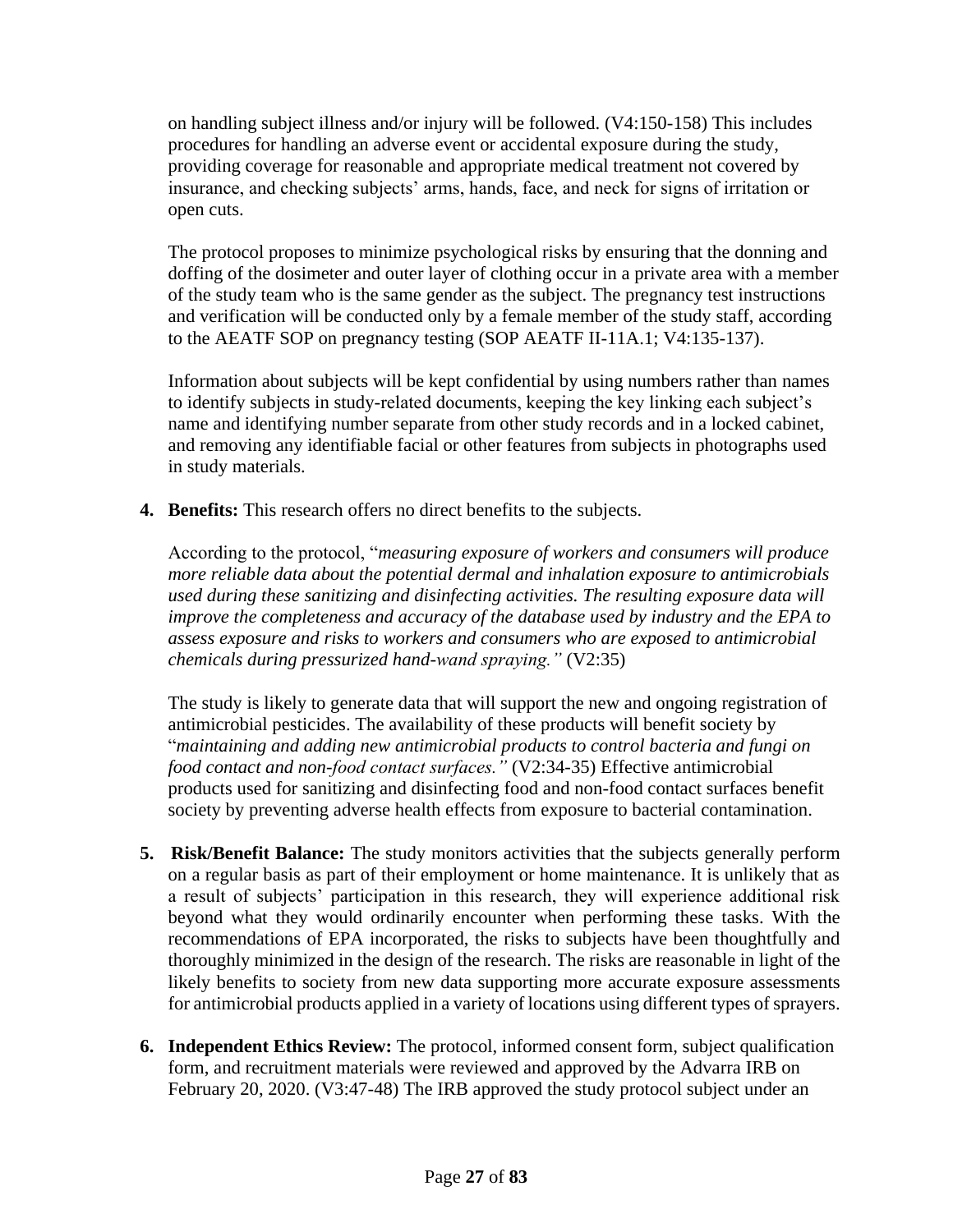on handling subject illness and/or injury will be followed. (V4:150-158) This includes procedures for handling an adverse event or accidental exposure during the study, providing coverage for reasonable and appropriate medical treatment not covered by insurance, and checking subjects' arms, hands, face, and neck for signs of irritation or open cuts.

The protocol proposes to minimize psychological risks by ensuring that the donning and doffing of the dosimeter and outer layer of clothing occur in a private area with a member of the study team who is the same gender as the subject. The pregnancy test instructions and verification will be conducted only by a female member of the study staff, according to the AEATF SOP on pregnancy testing (SOP AEATF II-11A.1; V4:135-137).

Information about subjects will be kept confidential by using numbers rather than names to identify subjects in study-related documents, keeping the key linking each subject's name and identifying number separate from other study records and in a locked cabinet, and removing any identifiable facial or other features from subjects in photographs used in study materials.

4. **Benefits:** This research offers no direct benefits to the subjects.

   According to the protocol, "*measuring exposure of workers and consumers will produce more reliable data about the potential dermal and inhalation exposure to antimicrobials used during these sanitizing and disinfecting activities. The resulting exposure data will improve the completeness and accuracy of the database used by industry and the EPA to assess exposure and risks to workers and consumers who are exposed to antimicrobial chemicals during pressurized hand-wand spraying."* (V2:35)

   The study is likely to generate data that will support the new and ongoing registration of antimicrobial pesticides. The availability of these products will benefit society by "*maintaining and adding new antimicrobial products to control bacteria and fungi on food contact and non-food contact surfaces."* (V2:34-35) Effective antimicrobial products used for sanitizing and disinfecting food and non-food contact surfaces benefit society by preventing adverse health effects from exposure to bacterial contamination.

5. **Risk/Benefit Balance:** The study monitors activities that the subjects generally perform on a regular basis as part of their employment or home maintenance. It is unlikely that as a result of subjects' participation in this research, they will experience additional risk beyond what they would ordinarily encounter when performing these tasks. With the recommendations of EPA incorporated, the risks to subjects have been thoughtfully and thoroughly minimized in the design of the research. The risks are reasonable in light of the likely benefits to society from new data supporting more accurate exposure assessments for antimicrobial products applied in a variety of locations using different types of sprayers.

6. **Independent Ethics Review:** The protocol, informed consent form, subject qualification form, and recruitment materials were reviewed and approved by the Advarra IRB on February 20, 2020. (V3:47-48) The IRB approved the study protocol subject under an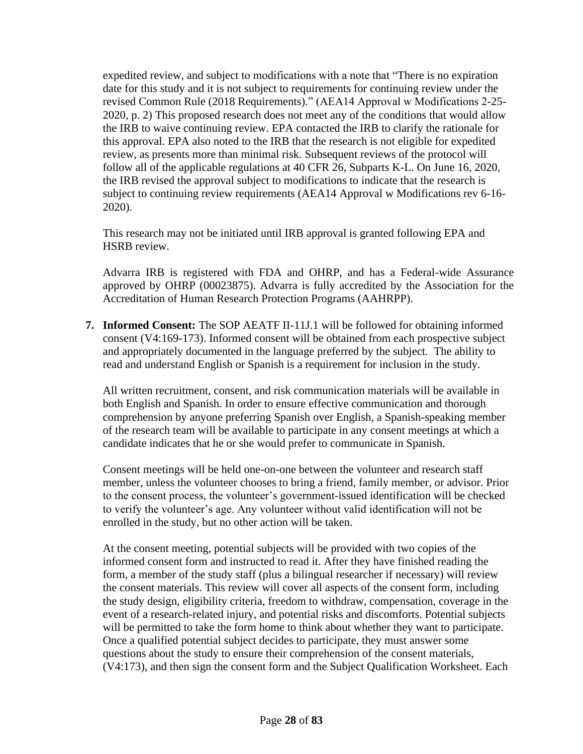expedited review, and subject to modifications with a note that "There is no expiration date for this study and it is not subject to requirements for continuing review under the revised Common Rule (2018 Requirements)." (AEA14 Approval w Modifications 2-25-2020, p. 2) This proposed research does not meet any of the conditions that would allow the IRB to waive continuing review. EPA contacted the IRB to clarify the rationale for this approval. EPA also noted to the IRB that the research is not eligible for expedited review, as presents more than minimal risk. Subsequent reviews of the protocol will follow all of the applicable regulations at 40 CFR 26, Subparts K-L. On June 16, 2020, the IRB revised the approval subject to modifications to indicate that the research is subject to continuing review requirements (AEA14 Approval w Modifications rev 6-16-2020).

This research may not be initiated until IRB approval is granted following EPA and HSRB review.

Advarra IRB is registered with FDA and OHRP, and has a Federal-wide Assurance approved by OHRP (00023875). Advarra is fully accredited by the Association for the Accreditation of Human Research Protection Programs (AAHRPP).

7. **Informed Consent:** The SOP AEATF II-11J.1 will be followed for obtaining informed consent (V4:169-173). Informed consent will be obtained from each prospective subject and appropriately documented in the language preferred by the subject. The ability to read and understand English or Spanish is a requirement for inclusion in the study.

   All written recruitment, consent, and risk communication materials will be available in both English and Spanish. In order to ensure effective communication and thorough comprehension by anyone preferring Spanish over English, a Spanish-speaking member of the research team will be available to participate in any consent meetings at which a candidate indicates that he or she would prefer to communicate in Spanish.

   Consent meetings will be held one-on-one between the volunteer and research staff member, unless the volunteer chooses to bring a friend, family member, or advisor. Prior to the consent process, the volunteer's government-issued identification will be checked to verify the volunteer's age. Any volunteer without valid identification will not be enrolled in the study, but no other action will be taken.

   At the consent meeting, potential subjects will be provided with two copies of the informed consent form and instructed to read it. After they have finished reading the form, a member of the study staff (plus a bilingual researcher if necessary) will review the consent materials. This review will cover all aspects of the consent form, including the study design, eligibility criteria, freedom to withdraw, compensation, coverage in the event of a research-related injury, and potential risks and discomforts. Potential subjects will be permitted to take the form home to think about whether they want to participate. Once a qualified potential subject decides to participate, they must answer some questions about the study to ensure their comprehension of the consent materials, (V4:173), and then sign the consent form and the Subject Qualification Worksheet. Each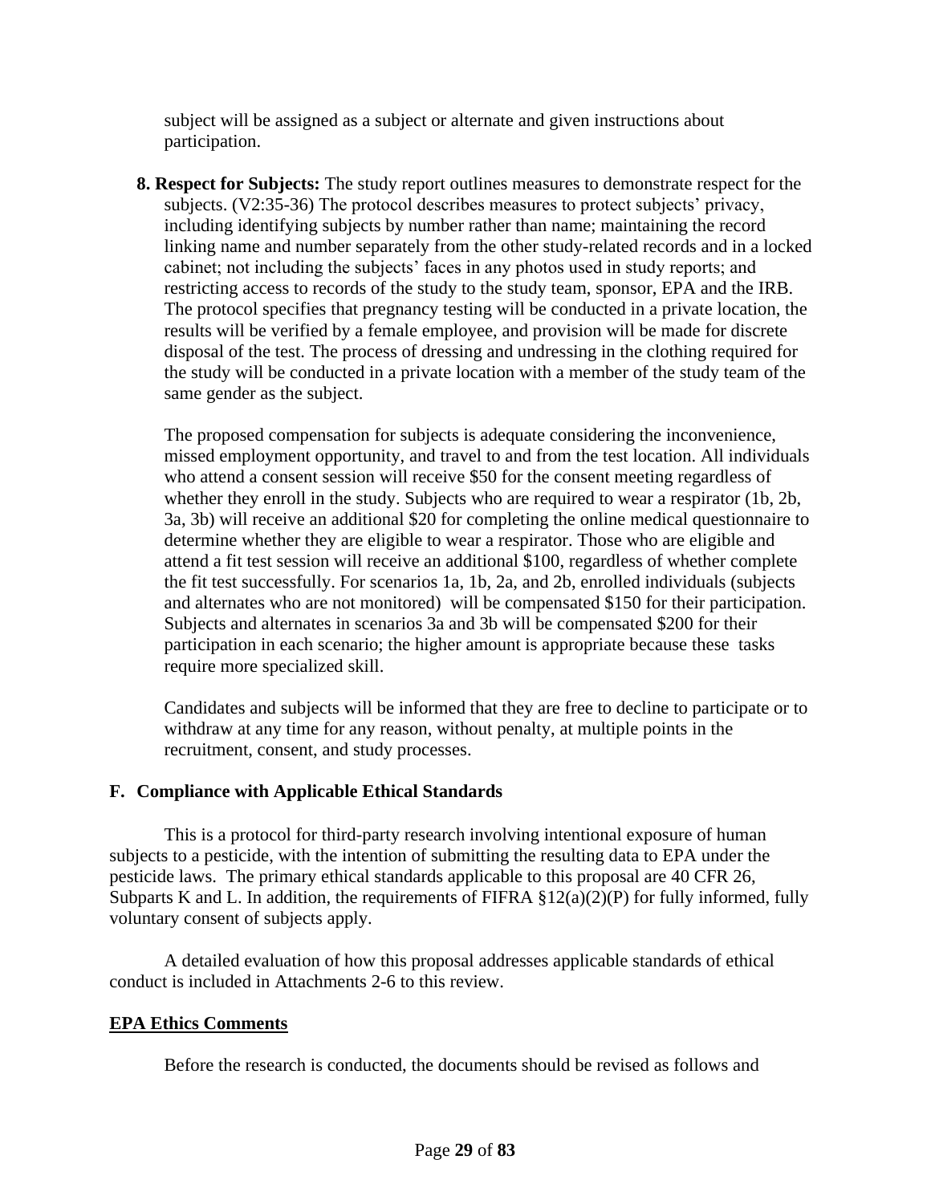subject will be assigned as a subject or alternate and given instructions about participation.

**8. Respect for Subjects:** The study report outlines measures to demonstrate respect for the subjects. (V2:35-36) The protocol describes measures to protect subjects' privacy, including identifying subjects by number rather than name; maintaining the record linking name and number separately from the other study-related records and in a locked cabinet; not including the subjects' faces in any photos used in study reports; and restricting access to records of the study to the study team, sponsor, EPA and the IRB. The protocol specifies that pregnancy testing will be conducted in a private location, the results will be verified by a female employee, and provision will be made for discrete disposal of the test. The process of dressing and undressing in the clothing required for the study will be conducted in a private location with a member of the study team of the same gender as the subject.

The proposed compensation for subjects is adequate considering the inconvenience, missed employment opportunity, and travel to and from the test location. All individuals who attend a consent session will receive $50 for the consent meeting regardless of whether they enroll in the study. Subjects who are required to wear a respirator (1b, 2b, 3a, 3b) will receive an additional $20 for completing the online medical questionnaire to determine whether they are eligible to wear a respirator. Those who are eligible and attend a fit test session will receive an additional $100, regardless of whether complete the fit test successfully. For scenarios 1a, 1b, 2a, and 2b, enrolled individuals (subjects and alternates who are not monitored) will be compensated $150 for their participation. Subjects and alternates in scenarios 3a and 3b will be compensated $200 for their participation in each scenario; the higher amount is appropriate because these tasks require more specialized skill.

Candidates and subjects will be informed that they are free to decline to participate or to withdraw at any time for any reason, without penalty, at multiple points in the recruitment, consent, and study processes.

## F. Compliance with Applicable Ethical Standards

This is a protocol for third-party research involving intentional exposure of human subjects to a pesticide, with the intention of submitting the resulting data to EPA under the pesticide laws. The primary ethical standards applicable to this proposal are 40 CFR 26, Subparts K and L. In addition, the requirements of FIFRA §12(a)(2)(P) for fully informed, fully voluntary consent of subjects apply.

A detailed evaluation of how this proposal addresses applicable standards of ethical conduct is included in Attachments 2-6 to this review.

## EPA Ethics Comments

Before the research is conducted, the documents should be revised as follows and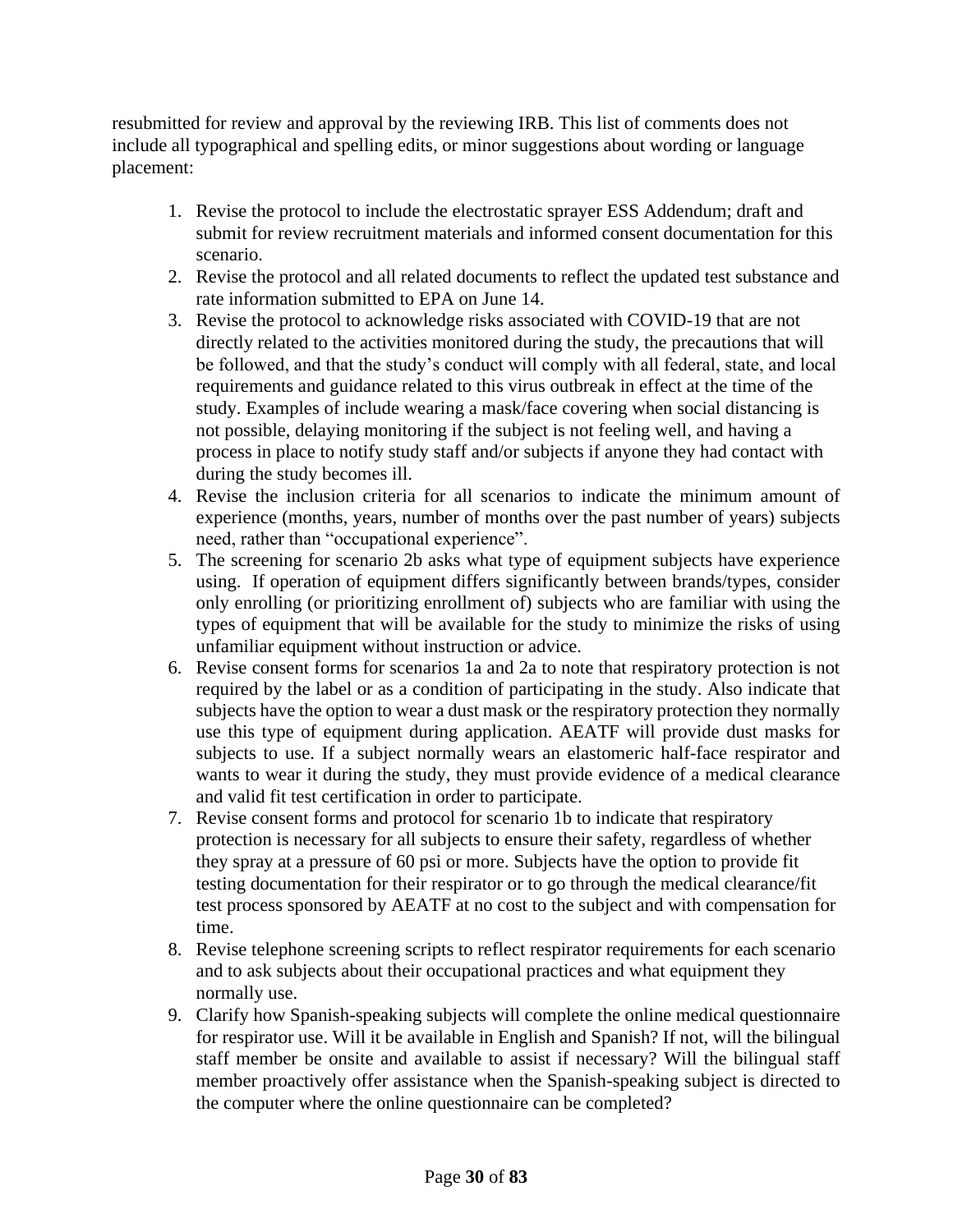resubmitted for review and approval by the reviewing IRB. This list of comments does not include all typographical and spelling edits, or minor suggestions about wording or language placement:

1. Revise the protocol to include the electrostatic sprayer ESS Addendum; draft and submit for review recruitment materials and informed consent documentation for this scenario.
2. Revise the protocol and all related documents to reflect the updated test substance and rate information submitted to EPA on June 14.
3. Revise the protocol to acknowledge risks associated with COVID-19 that are not directly related to the activities monitored during the study, the precautions that will be followed, and that the study's conduct will comply with all federal, state, and local requirements and guidance related to this virus outbreak in effect at the time of the study. Examples of include wearing a mask/face covering when social distancing is not possible, delaying monitoring if the subject is not feeling well, and having a process in place to notify study staff and/or subjects if anyone they had contact with during the study becomes ill.
4. Revise the inclusion criteria for all scenarios to indicate the minimum amount of experience (months, years, number of months over the past number of years) subjects need, rather than "occupational experience".
5. The screening for scenario 2b asks what type of equipment subjects have experience using. If operation of equipment differs significantly between brands/types, consider only enrolling (or prioritizing enrollment of) subjects who are familiar with using the types of equipment that will be available for the study to minimize the risks of using unfamiliar equipment without instruction or advice.
6. Revise consent forms for scenarios 1a and 2a to note that respiratory protection is not required by the label or as a condition of participating in the study. Also indicate that subjects have the option to wear a dust mask or the respiratory protection they normally use this type of equipment during application. AEATF will provide dust masks for subjects to use. If a subject normally wears an elastomeric half-face respirator and wants to wear it during the study, they must provide evidence of a medical clearance and valid fit test certification in order to participate.
7. Revise consent forms and protocol for scenario 1b to indicate that respiratory protection is necessary for all subjects to ensure their safety, regardless of whether they spray at a pressure of 60 psi or more. Subjects have the option to provide fit testing documentation for their respirator or to go through the medical clearance/fit test process sponsored by AEATF at no cost to the subject and with compensation for time.
8. Revise telephone screening scripts to reflect respirator requirements for each scenario and to ask subjects about their occupational practices and what equipment they normally use.
9. Clarify how Spanish-speaking subjects will complete the online medical questionnaire for respirator use. Will it be available in English and Spanish? If not, will the bilingual staff member be onsite and available to assist if necessary? Will the bilingual staff member proactively offer assistance when the Spanish-speaking subject is directed to the computer where the online questionnaire can be completed?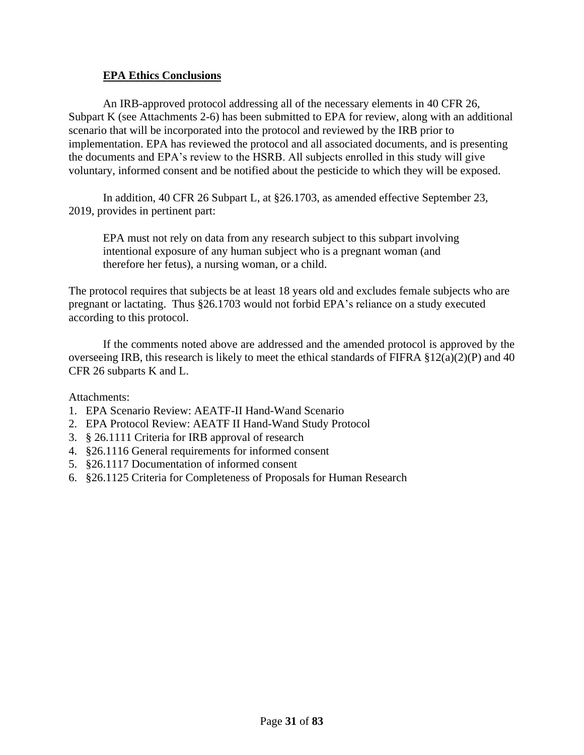## EPA Ethics Conclusions

An IRB-approved protocol addressing all of the necessary elements in 40 CFR 26, Subpart K (see Attachments 2-6) has been submitted to EPA for review, along with an additional scenario that will be incorporated into the protocol and reviewed by the IRB prior to implementation. EPA has reviewed the protocol and all associated documents, and is presenting the documents and EPA's review to the HSRB. All subjects enrolled in this study will give voluntary, informed consent and be notified about the pesticide to which they will be exposed.

In addition, 40 CFR 26 Subpart L, at §26.1703, as amended effective September 23, 2019, provides in pertinent part:

> EPA must not rely on data from any research subject to this subpart involving intentional exposure of any human subject who is a pregnant woman (and therefore her fetus), a nursing woman, or a child.

The protocol requires that subjects be at least 18 years old and excludes female subjects who are pregnant or lactating. Thus §26.1703 would not forbid EPA's reliance on a study executed according to this protocol.

If the comments noted above are addressed and the amended protocol is approved by the overseeing IRB, this research is likely to meet the ethical standards of FIFRA §12(a)(2)(P) and 40 CFR 26 subparts K and L.

Attachments:

1. EPA Scenario Review: AEATF-II Hand-Wand Scenario
2. EPA Protocol Review: AEATF II Hand-Wand Study Protocol
3. § 26.1111 Criteria for IRB approval of research
4. §26.1116 General requirements for informed consent
5. §26.1117 Documentation of informed consent
6. §26.1125 Criteria for Completeness of Proposals for Human Research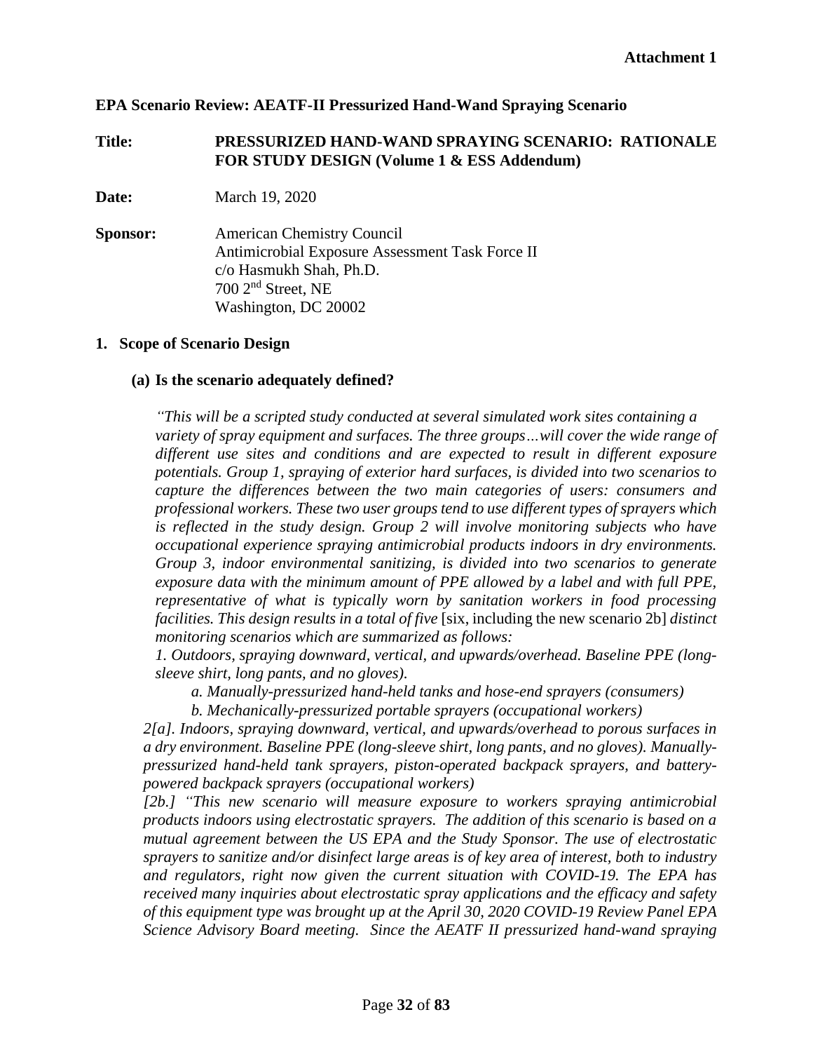**Attachment 1**

**EPA Scenario Review: AEATF-II Pressurized Hand-Wand Spraying Scenario**

**Title:** **PRESSURIZED HAND-WAND SPRAYING SCENARIO: RATIONALE FOR STUDY DESIGN (Volume 1 & ESS Addendum)**

**Date:** March 19, 2020

**Sponsor:** American Chemistry Council
Antimicrobial Exposure Assessment Task Force II
c/o Hasmukh Shah, Ph.D.
700 2nd Street, NE
Washington, DC 20002

## 1. Scope of Scenario Design

### (a) Is the scenario adequately defined?

*"This will be a scripted study conducted at several simulated work sites containing a variety of spray equipment and surfaces. The three groups…will cover the wide range of different use sites and conditions and are expected to result in different exposure potentials. Group 1, spraying of exterior hard surfaces, is divided into two scenarios to capture the differences between the two main categories of users: consumers and professional workers. These two user groups tend to use different types of sprayers which is reflected in the study design. Group 2 will involve monitoring subjects who have occupational experience spraying antimicrobial products indoors in dry environments. Group 3, indoor environmental sanitizing, is divided into two scenarios to generate exposure data with the minimum amount of PPE allowed by a label and with full PPE, representative of what is typically worn by sanitation workers in food processing facilities. This design results in a total of five* [six, including the new scenario 2b] *distinct monitoring scenarios which are summarized as follows:*

*1. Outdoors, spraying downward, vertical, and upwards/overhead. Baseline PPE (long-sleeve shirt, long pants, and no gloves).*

*a. Manually-pressurized hand-held tanks and hose-end sprayers (consumers)*

*b. Mechanically-pressurized portable sprayers (occupational workers)*

*2[a]. Indoors, spraying downward, vertical, and upwards/overhead to porous surfaces in a dry environment. Baseline PPE (long-sleeve shirt, long pants, and no gloves). Manually-pressurized hand-held tank sprayers, piston-operated backpack sprayers, and battery-powered backpack sprayers (occupational workers)*

*[2b.] "This new scenario will measure exposure to workers spraying antimicrobial products indoors using electrostatic sprayers. The addition of this scenario is based on a mutual agreement between the US EPA and the Study Sponsor. The use of electrostatic sprayers to sanitize and/or disinfect large areas is of key area of interest, both to industry and regulators, right now given the current situation with COVID-19. The EPA has received many inquiries about electrostatic spray applications and the efficacy and safety of this equipment type was brought up at the April 30, 2020 COVID-19 Review Panel EPA Science Advisory Board meeting. Since the AEATF II pressurized hand-wand spraying*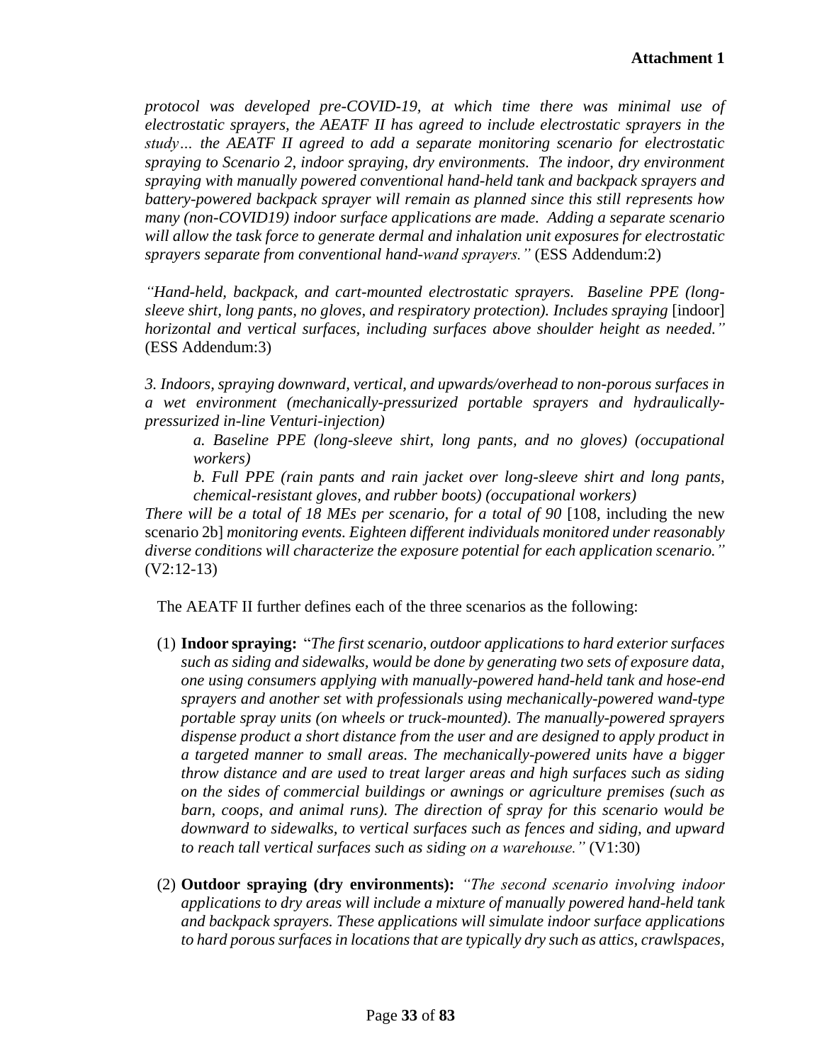*protocol was developed pre-COVID-19, at which time there was minimal use of electrostatic sprayers, the AEATF II has agreed to include electrostatic sprayers in the study… the AEATF II agreed to add a separate monitoring scenario for electrostatic spraying to Scenario 2, indoor spraying, dry environments. The indoor, dry environment spraying with manually powered conventional hand-held tank and backpack sprayers and battery-powered backpack sprayer will remain as planned since this still represents how many (non-COVID19) indoor surface applications are made. Adding a separate scenario will allow the task force to generate dermal and inhalation unit exposures for electrostatic sprayers separate from conventional hand-wand sprayers."* (ESS Addendum:2)

*"Hand-held, backpack, and cart-mounted electrostatic sprayers. Baseline PPE (long-sleeve shirt, long pants, no gloves, and respiratory protection). Includes spraying* [indoor] *horizontal and vertical surfaces, including surfaces above shoulder height as needed."* (ESS Addendum:3)

*3. Indoors, spraying downward, vertical, and upwards/overhead to non-porous surfaces in a wet environment (mechanically-pressurized portable sprayers and hydraulically-pressurized in-line Venturi-injection)*

> *a. Baseline PPE (long-sleeve shirt, long pants, and no gloves) (occupational workers)*
>
> *b. Full PPE (rain pants and rain jacket over long-sleeve shirt and long pants, chemical-resistant gloves, and rubber boots) (occupational workers)*

*There will be a total of 18 MEs per scenario, for a total of 90* [108, including the new scenario 2b] *monitoring events. Eighteen different individuals monitored under reasonably diverse conditions will characterize the exposure potential for each application scenario."* (V2:12-13)

The AEATF II further defines each of the three scenarios as the following:

(1) **Indoor spraying:** "*The first scenario, outdoor applications to hard exterior surfaces such as siding and sidewalks, would be done by generating two sets of exposure data, one using consumers applying with manually-powered hand-held tank and hose-end sprayers and another set with professionals using mechanically-powered wand-type portable spray units (on wheels or truck-mounted). The manually-powered sprayers dispense product a short distance from the user and are designed to apply product in a targeted manner to small areas. The mechanically-powered units have a bigger throw distance and are used to treat larger areas and high surfaces such as siding on the sides of commercial buildings or awnings or agriculture premises (such as barn, coops, and animal runs). The direction of spray for this scenario would be downward to sidewalks, to vertical surfaces such as fences and siding, and upward to reach tall vertical surfaces such as siding on a warehouse."* (V1:30)

(2) **Outdoor spraying (dry environments):** *"The second scenario involving indoor applications to dry areas will include a mixture of manually powered hand-held tank and backpack sprayers. These applications will simulate indoor surface applications to hard porous surfaces in locations that are typically dry such as attics, crawlspaces,*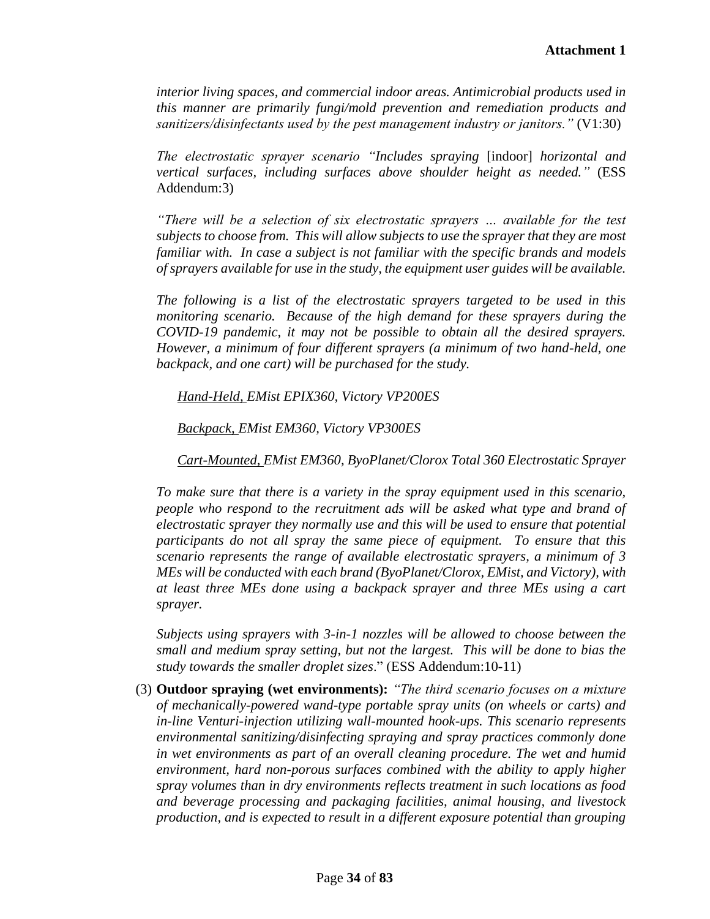*interior living spaces, and commercial indoor areas. Antimicrobial products used in this manner are primarily fungi/mold prevention and remediation products and sanitizers/disinfectants used by the pest management industry or janitors."* (V1:30)

*The electrostatic sprayer scenario "Includes spraying* [indoor] *horizontal and vertical surfaces, including surfaces above shoulder height as needed."* (ESS Addendum:3)

*"There will be a selection of six electrostatic sprayers … available for the test subjects to choose from. This will allow subjects to use the sprayer that they are most familiar with. In case a subject is not familiar with the specific brands and models of sprayers available for use in the study, the equipment user guides will be available.*

*The following is a list of the electrostatic sprayers targeted to be used in this monitoring scenario. Because of the high demand for these sprayers during the COVID-19 pandemic, it may not be possible to obtain all the desired sprayers. However, a minimum of four different sprayers (a minimum of two hand-held, one backpack, and one cart) will be purchased for the study.*

*<u>Hand-Held,</u> EMist EPIX360, Victory VP200ES*

*<u>Backpack,</u> EMist EM360, Victory VP300ES*

*<u>Cart-Mounted,</u> EMist EM360, ByoPlanet/Clorox Total 360 Electrostatic Sprayer*

*To make sure that there is a variety in the spray equipment used in this scenario, people who respond to the recruitment ads will be asked what type and brand of electrostatic sprayer they normally use and this will be used to ensure that potential participants do not all spray the same piece of equipment. To ensure that this scenario represents the range of available electrostatic sprayers, a minimum of 3 MEs will be conducted with each brand (ByoPlanet/Clorox, EMist, and Victory), with at least three MEs done using a backpack sprayer and three MEs using a cart sprayer.*

*Subjects using sprayers with 3-in-1 nozzles will be allowed to choose between the small and medium spray setting, but not the largest. This will be done to bias the study towards the smaller droplet sizes*." (ESS Addendum:10-11)

(3) **Outdoor spraying (wet environments):** *"The third scenario focuses on a mixture of mechanically-powered wand-type portable spray units (on wheels or carts) and in-line Venturi-injection utilizing wall-mounted hook-ups. This scenario represents environmental sanitizing/disinfecting spraying and spray practices commonly done in wet environments as part of an overall cleaning procedure. The wet and humid environment, hard non-porous surfaces combined with the ability to apply higher spray volumes than in dry environments reflects treatment in such locations as food and beverage processing and packaging facilities, animal housing, and livestock production, and is expected to result in a different exposure potential than grouping*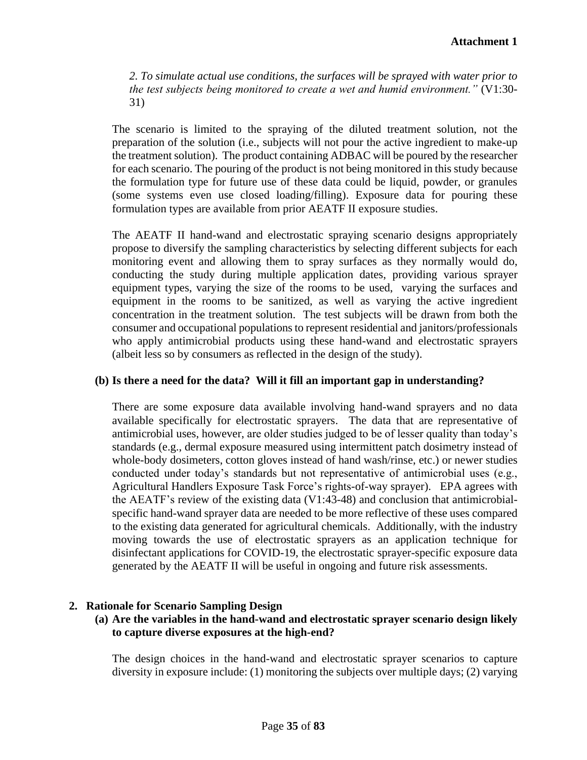*2. To simulate actual use conditions, the surfaces will be sprayed with water prior to the test subjects being monitored to create a wet and humid environment."* (V1:30-31)

The scenario is limited to the spraying of the diluted treatment solution, not the preparation of the solution (i.e., subjects will not pour the active ingredient to make-up the treatment solution). The product containing ADBAC will be poured by the researcher for each scenario. The pouring of the product is not being monitored in this study because the formulation type for future use of these data could be liquid, powder, or granules (some systems even use closed loading/filling). Exposure data for pouring these formulation types are available from prior AEATF II exposure studies.

The AEATF II hand-wand and electrostatic spraying scenario designs appropriately propose to diversify the sampling characteristics by selecting different subjects for each monitoring event and allowing them to spray surfaces as they normally would do, conducting the study during multiple application dates, providing various sprayer equipment types, varying the size of the rooms to be used, varying the surfaces and equipment in the rooms to be sanitized, as well as varying the active ingredient concentration in the treatment solution. The test subjects will be drawn from both the consumer and occupational populations to represent residential and janitors/professionals who apply antimicrobial products using these hand-wand and electrostatic sprayers (albeit less so by consumers as reflected in the design of the study).

**(b) Is there a need for the data? Will it fill an important gap in understanding?**

There are some exposure data available involving hand-wand sprayers and no data available specifically for electrostatic sprayers. The data that are representative of antimicrobial uses, however, are older studies judged to be of lesser quality than today's standards (e.g., dermal exposure measured using intermittent patch dosimetry instead of whole-body dosimeters, cotton gloves instead of hand wash/rinse, etc.) or newer studies conducted under today's standards but not representative of antimicrobial uses (e.g., Agricultural Handlers Exposure Task Force's rights-of-way sprayer). EPA agrees with the AEATF's review of the existing data (V1:43-48) and conclusion that antimicrobial-specific hand-wand sprayer data are needed to be more reflective of these uses compared to the existing data generated for agricultural chemicals. Additionally, with the industry moving towards the use of electrostatic sprayers as an application technique for disinfectant applications for COVID-19, the electrostatic sprayer-specific exposure data generated by the AEATF II will be useful in ongoing and future risk assessments.

## 2. Rationale for Scenario Sampling Design

**(a) Are the variables in the hand-wand and electrostatic sprayer scenario design likely to capture diverse exposures at the high-end?**

The design choices in the hand-wand and electrostatic sprayer scenarios to capture diversity in exposure include: (1) monitoring the subjects over multiple days; (2) varying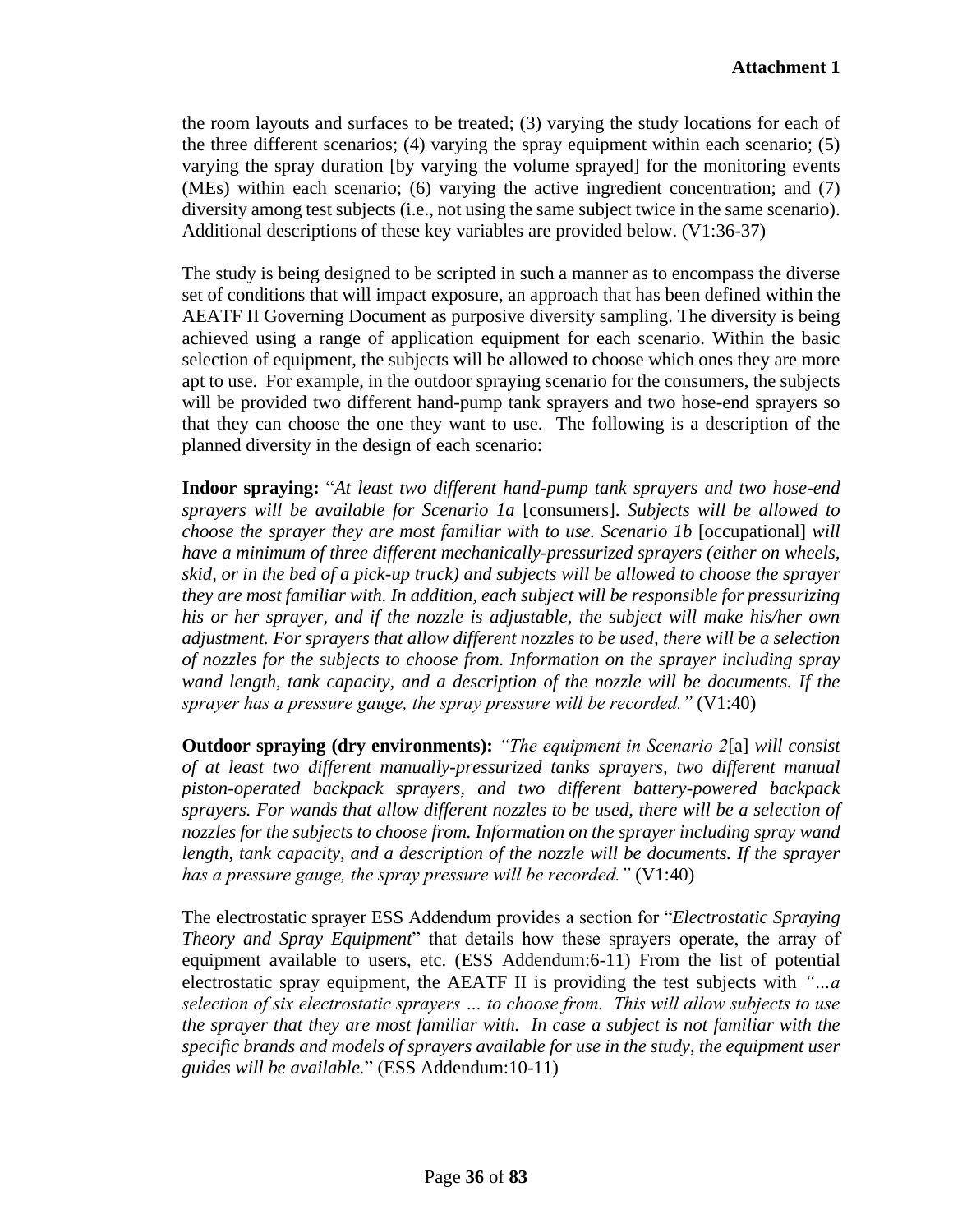the room layouts and surfaces to be treated; (3) varying the study locations for each of the three different scenarios; (4) varying the spray equipment within each scenario; (5) varying the spray duration [by varying the volume sprayed] for the monitoring events (MEs) within each scenario; (6) varying the active ingredient concentration; and (7) diversity among test subjects (i.e., not using the same subject twice in the same scenario). Additional descriptions of these key variables are provided below. (V1:36-37)

The study is being designed to be scripted in such a manner as to encompass the diverse set of conditions that will impact exposure, an approach that has been defined within the AEATF II Governing Document as purposive diversity sampling. The diversity is being achieved using a range of application equipment for each scenario. Within the basic selection of equipment, the subjects will be allowed to choose which ones they are more apt to use. For example, in the outdoor spraying scenario for the consumers, the subjects will be provided two different hand-pump tank sprayers and two hose-end sprayers so that they can choose the one they want to use. The following is a description of the planned diversity in the design of each scenario:

**Indoor spraying:** "*At least two different hand-pump tank sprayers and two hose-end sprayers will be available for Scenario 1a* [consumers]. *Subjects will be allowed to choose the sprayer they are most familiar with to use. Scenario 1b* [occupational] *will have a minimum of three different mechanically-pressurized sprayers (either on wheels, skid, or in the bed of a pick-up truck) and subjects will be allowed to choose the sprayer they are most familiar with. In addition, each subject will be responsible for pressurizing his or her sprayer, and if the nozzle is adjustable, the subject will make his/her own adjustment. For sprayers that allow different nozzles to be used, there will be a selection of nozzles for the subjects to choose from. Information on the sprayer including spray wand length, tank capacity, and a description of the nozzle will be documents. If the sprayer has a pressure gauge, the spray pressure will be recorded.*" (V1:40)

**Outdoor spraying (dry environments):** "*The equipment in Scenario 2*[a] *will consist of at least two different manually-pressurized tanks sprayers, two different manual piston-operated backpack sprayers, and two different battery-powered backpack sprayers. For wands that allow different nozzles to be used, there will be a selection of nozzles for the subjects to choose from. Information on the sprayer including spray wand length, tank capacity, and a description of the nozzle will be documents. If the sprayer has a pressure gauge, the spray pressure will be recorded.*" (V1:40)

The electrostatic sprayer ESS Addendum provides a section for "*Electrostatic Spraying Theory and Spray Equipment*" that details how these sprayers operate, the array of equipment available to users, etc. (ESS Addendum:6-11) From the list of potential electrostatic spray equipment, the AEATF II is providing the test subjects with *"…a selection of six electrostatic sprayers … to choose from. This will allow subjects to use the sprayer that they are most familiar with. In case a subject is not familiar with the specific brands and models of sprayers available for use in the study, the equipment user guides will be available.*" (ESS Addendum:10-11)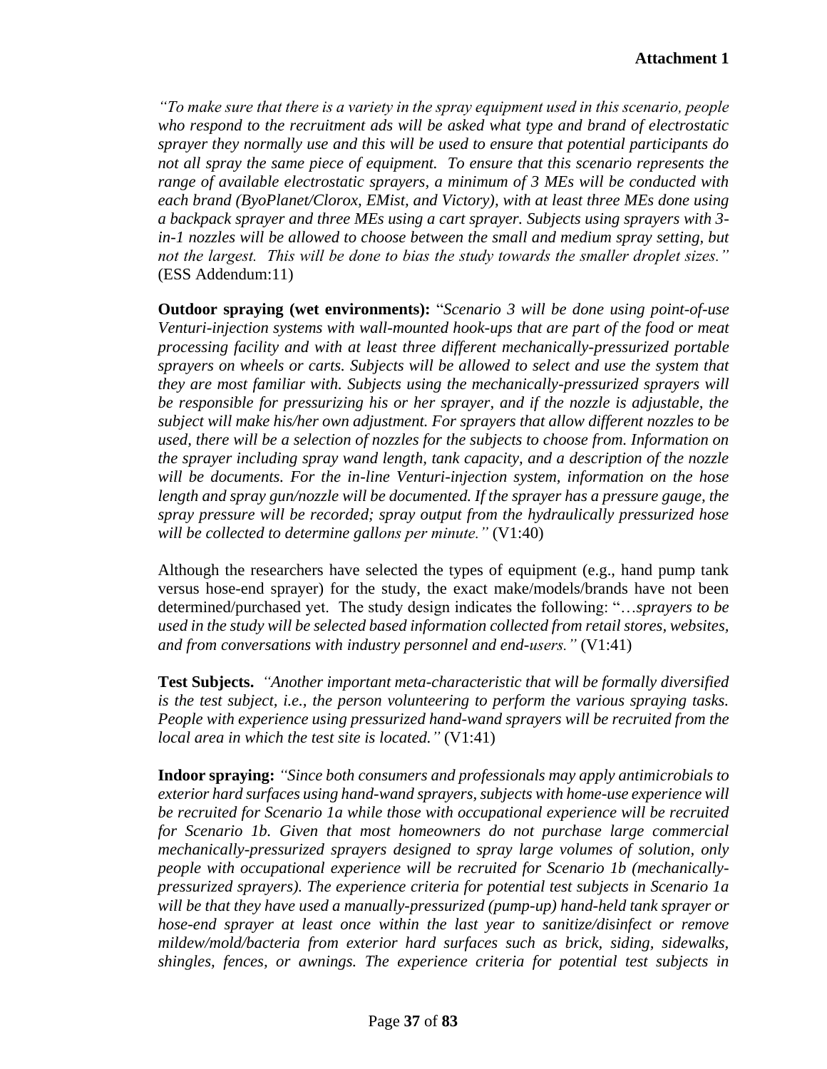*"To make sure that there is a variety in the spray equipment used in this scenario, people who respond to the recruitment ads will be asked what type and brand of electrostatic sprayer they normally use and this will be used to ensure that potential participants do not all spray the same piece of equipment. To ensure that this scenario represents the range of available electrostatic sprayers, a minimum of 3 MEs will be conducted with each brand (ByoPlanet/Clorox, EMist, and Victory), with at least three MEs done using a backpack sprayer and three MEs using a cart sprayer. Subjects using sprayers with 3-in-1 nozzles will be allowed to choose between the small and medium spray setting, but not the largest. This will be done to bias the study towards the smaller droplet sizes."* (ESS Addendum:11)

**Outdoor spraying (wet environments):** "*Scenario 3 will be done using point-of-use Venturi-injection systems with wall-mounted hook-ups that are part of the food or meat processing facility and with at least three different mechanically-pressurized portable sprayers on wheels or carts. Subjects will be allowed to select and use the system that they are most familiar with. Subjects using the mechanically-pressurized sprayers will be responsible for pressurizing his or her sprayer, and if the nozzle is adjustable, the subject will make his/her own adjustment. For sprayers that allow different nozzles to be used, there will be a selection of nozzles for the subjects to choose from. Information on the sprayer including spray wand length, tank capacity, and a description of the nozzle will be documents. For the in-line Venturi-injection system, information on the hose length and spray gun/nozzle will be documented. If the sprayer has a pressure gauge, the spray pressure will be recorded; spray output from the hydraulically pressurized hose will be collected to determine gallons per minute."* (V1:40)

Although the researchers have selected the types of equipment (e.g., hand pump tank versus hose-end sprayer) for the study, the exact make/models/brands have not been determined/purchased yet. The study design indicates the following: "*…sprayers to be used in the study will be selected based information collected from retail stores, websites, and from conversations with industry personnel and end-users."* (V1:41)

**Test Subjects.** *"Another important meta-characteristic that will be formally diversified is the test subject, i.e., the person volunteering to perform the various spraying tasks. People with experience using pressurized hand-wand sprayers will be recruited from the local area in which the test site is located."* (V1:41)

**Indoor spraying:** *"Since both consumers and professionals may apply antimicrobials to exterior hard surfaces using hand-wand sprayers, subjects with home-use experience will be recruited for Scenario 1a while those with occupational experience will be recruited for Scenario 1b. Given that most homeowners do not purchase large commercial mechanically-pressurized sprayers designed to spray large volumes of solution, only people with occupational experience will be recruited for Scenario 1b (mechanically-pressurized sprayers). The experience criteria for potential test subjects in Scenario 1a will be that they have used a manually-pressurized (pump-up) hand-held tank sprayer or hose-end sprayer at least once within the last year to sanitize/disinfect or remove mildew/mold/bacteria from exterior hard surfaces such as brick, siding, sidewalks, shingles, fences, or awnings. The experience criteria for potential test subjects in*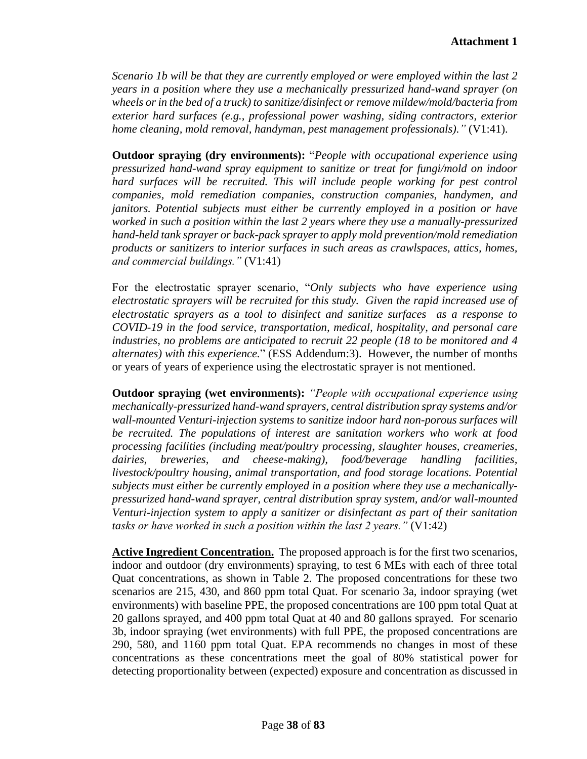*Scenario 1b will be that they are currently employed or were employed within the last 2 years in a position where they use a mechanically pressurized hand-wand sprayer (on wheels or in the bed of a truck) to sanitize/disinfect or remove mildew/mold/bacteria from exterior hard surfaces (e.g., professional power washing, siding contractors, exterior home cleaning, mold removal, handyman, pest management professionals)."* (V1:41).

**Outdoor spraying (dry environments):** "*People with occupational experience using pressurized hand-wand spray equipment to sanitize or treat for fungi/mold on indoor hard surfaces will be recruited. This will include people working for pest control companies, mold remediation companies, construction companies, handymen, and janitors. Potential subjects must either be currently employed in a position or have worked in such a position within the last 2 years where they use a manually-pressurized hand-held tank sprayer or back-pack sprayer to apply mold prevention/mold remediation products or sanitizers to interior surfaces in such areas as crawlspaces, attics, homes, and commercial buildings."* (V1:41)

For the electrostatic sprayer scenario, "*Only subjects who have experience using electrostatic sprayers will be recruited for this study. Given the rapid increased use of electrostatic sprayers as a tool to disinfect and sanitize surfaces as a response to COVID-19 in the food service, transportation, medical, hospitality, and personal care industries, no problems are anticipated to recruit 22 people (18 to be monitored and 4 alternates) with this experience.*" (ESS Addendum:3). However, the number of months or years of years of experience using the electrostatic sprayer is not mentioned.

**Outdoor spraying (wet environments):** *"People with occupational experience using mechanically-pressurized hand-wand sprayers, central distribution spray systems and/or wall-mounted Venturi-injection systems to sanitize indoor hard non-porous surfaces will be recruited. The populations of interest are sanitation workers who work at food processing facilities (including meat/poultry processing, slaughter houses, creameries, dairies, breweries, and cheese-making), food/beverage handling facilities, livestock/poultry housing, animal transportation, and food storage locations. Potential subjects must either be currently employed in a position where they use a mechanically-pressurized hand-wand sprayer, central distribution spray system, and/or wall-mounted Venturi-injection system to apply a sanitizer or disinfectant as part of their sanitation tasks or have worked in such a position within the last 2 years."* (V1:42)

**<u>Active Ingredient Concentration.</u>** The proposed approach is for the first two scenarios, indoor and outdoor (dry environments) spraying, to test 6 MEs with each of three total Quat concentrations, as shown in Table 2. The proposed concentrations for these two scenarios are 215, 430, and 860 ppm total Quat. For scenario 3a, indoor spraying (wet environments) with baseline PPE, the proposed concentrations are 100 ppm total Quat at 20 gallons sprayed, and 400 ppm total Quat at 40 and 80 gallons sprayed. For scenario 3b, indoor spraying (wet environments) with full PPE, the proposed concentrations are 290, 580, and 1160 ppm total Quat. EPA recommends no changes in most of these concentrations as these concentrations meet the goal of 80% statistical power for detecting proportionality between (expected) exposure and concentration as discussed in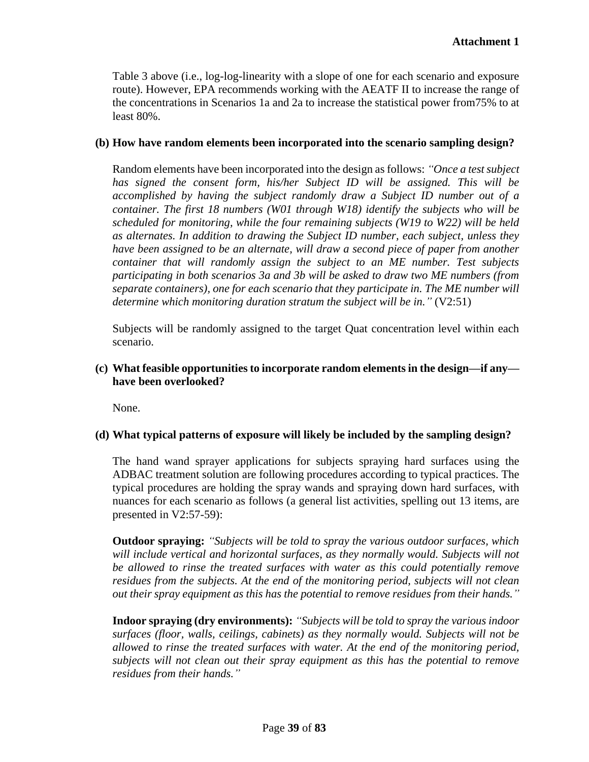Table 3 above (i.e., log-log-linearity with a slope of one for each scenario and exposure route). However, EPA recommends working with the AEATF II to increase the range of the concentrations in Scenarios 1a and 2a to increase the statistical power from75% to at least 80%.

**(b) How have random elements been incorporated into the scenario sampling design?**

Random elements have been incorporated into the design as follows: *"Once a test subject has signed the consent form, his/her Subject ID will be assigned. This will be accomplished by having the subject randomly draw a Subject ID number out of a container. The first 18 numbers (W01 through W18) identify the subjects who will be scheduled for monitoring, while the four remaining subjects (W19 to W22) will be held as alternates. In addition to drawing the Subject ID number, each subject, unless they have been assigned to be an alternate, will draw a second piece of paper from another container that will randomly assign the subject to an ME number. Test subjects participating in both scenarios 3a and 3b will be asked to draw two ME numbers (from separate containers), one for each scenario that they participate in. The ME number will determine which monitoring duration stratum the subject will be in."* (V2:51)

Subjects will be randomly assigned to the target Quat concentration level within each scenario.

**(c) What feasible opportunities to incorporate random elements in the design—if any—have been overlooked?**

None.

**(d) What typical patterns of exposure will likely be included by the sampling design?**

The hand wand sprayer applications for subjects spraying hard surfaces using the ADBAC treatment solution are following procedures according to typical practices. The typical procedures are holding the spray wands and spraying down hard surfaces, with nuances for each scenario as follows (a general list activities, spelling out 13 items, are presented in V2:57-59):

**Outdoor spraying:** *"Subjects will be told to spray the various outdoor surfaces, which will include vertical and horizontal surfaces, as they normally would. Subjects will not be allowed to rinse the treated surfaces with water as this could potentially remove residues from the subjects. At the end of the monitoring period, subjects will not clean out their spray equipment as this has the potential to remove residues from their hands."*

**Indoor spraying (dry environments):** *"Subjects will be told to spray the various indoor surfaces (floor, walls, ceilings, cabinets) as they normally would. Subjects will not be allowed to rinse the treated surfaces with water. At the end of the monitoring period, subjects will not clean out their spray equipment as this has the potential to remove residues from their hands."*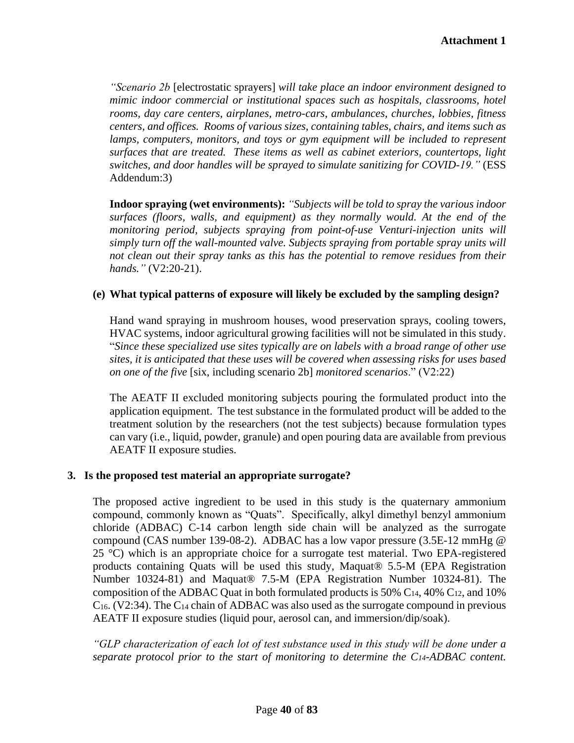**Attachment 1**

*"Scenario 2b* [electrostatic sprayers] *will take place an indoor environment designed to mimic indoor commercial or institutional spaces such as hospitals, classrooms, hotel rooms, day care centers, airplanes, metro-cars, ambulances, churches, lobbies, fitness centers, and offices. Rooms of various sizes, containing tables, chairs, and items such as lamps, computers, monitors, and toys or gym equipment will be included to represent surfaces that are treated. These items as well as cabinet exteriors, countertops, light switches, and door handles will be sprayed to simulate sanitizing for COVID-19."* (ESS Addendum:3)

**Indoor spraying (wet environments):** *"Subjects will be told to spray the various indoor surfaces (floors, walls, and equipment) as they normally would. At the end of the monitoring period, subjects spraying from point-of-use Venturi-injection units will simply turn off the wall-mounted valve. Subjects spraying from portable spray units will not clean out their spray tanks as this has the potential to remove residues from their hands."* (V2:20-21).

**(e) What typical patterns of exposure will likely be excluded by the sampling design?**

Hand wand spraying in mushroom houses, wood preservation sprays, cooling towers, HVAC systems, indoor agricultural growing facilities will not be simulated in this study. "*Since these specialized use sites typically are on labels with a broad range of other use sites, it is anticipated that these uses will be covered when assessing risks for uses based on one of the five* [six, including scenario 2b] *monitored scenarios*." (V2:22)

The AEATF II excluded monitoring subjects pouring the formulated product into the application equipment. The test substance in the formulated product will be added to the treatment solution by the researchers (not the test subjects) because formulation types can vary (i.e., liquid, powder, granule) and open pouring data are available from previous AEATF II exposure studies.

## 3. Is the proposed test material an appropriate surrogate?

The proposed active ingredient to be used in this study is the quaternary ammonium compound, commonly known as "Quats". Specifically, alkyl dimethyl benzyl ammonium chloride (ADBAC) C-14 carbon length side chain will be analyzed as the surrogate compound (CAS number 139-08-2). ADBAC has a low vapor pressure (3.5E-12 mmHg @ 25 °C) which is an appropriate choice for a surrogate test material. Two EPA-registered products containing Quats will be used this study, Maquat® 5.5-M (EPA Registration Number 10324-81) and Maquat® 7.5-M (EPA Registration Number 10324-81). The composition of the ADBAC Quat in both formulated products is 50% $C_{14}$, 40% $C_{12}$, and 10% $C_{16}$. (V2:34). The $C_{14}$ chain of ADBAC was also used as the surrogate compound in previous AEATF II exposure studies (liquid pour, aerosol can, and immersion/dip/soak).

*"GLP characterization of each lot of test substance used in this study will be done under a separate protocol prior to the start of monitoring to determine the $C_{14}$-ADBAC content.*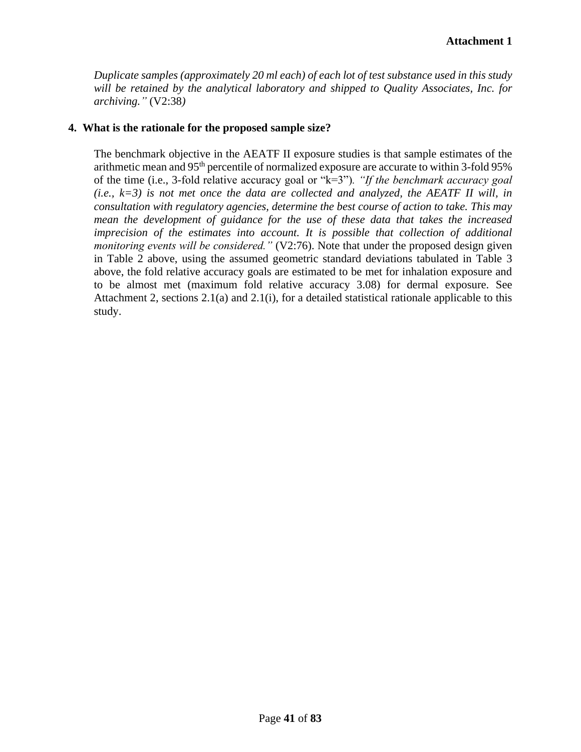*Duplicate samples (approximately 20 ml each) of each lot of test substance used in this study will be retained by the analytical laboratory and shipped to Quality Associates, Inc. for archiving."* (V2:38*)*

**4. What is the rationale for the proposed sample size?**

The benchmark objective in the AEATF II exposure studies is that sample estimates of the arithmetic mean and 95th percentile of normalized exposure are accurate to within 3-fold 95% of the time (i.e., 3-fold relative accuracy goal or "k=3"). *"If the benchmark accuracy goal (i.e., k=3) is not met once the data are collected and analyzed, the AEATF II will, in consultation with regulatory agencies, determine the best course of action to take. This may mean the development of guidance for the use of these data that takes the increased imprecision of the estimates into account. It is possible that collection of additional monitoring events will be considered."* (V2:76). Note that under the proposed design given in Table 2 above, using the assumed geometric standard deviations tabulated in Table 3 above, the fold relative accuracy goals are estimated to be met for inhalation exposure and to be almost met (maximum fold relative accuracy 3.08) for dermal exposure. See Attachment 2, sections 2.1(a) and 2.1(i), for a detailed statistical rationale applicable to this study.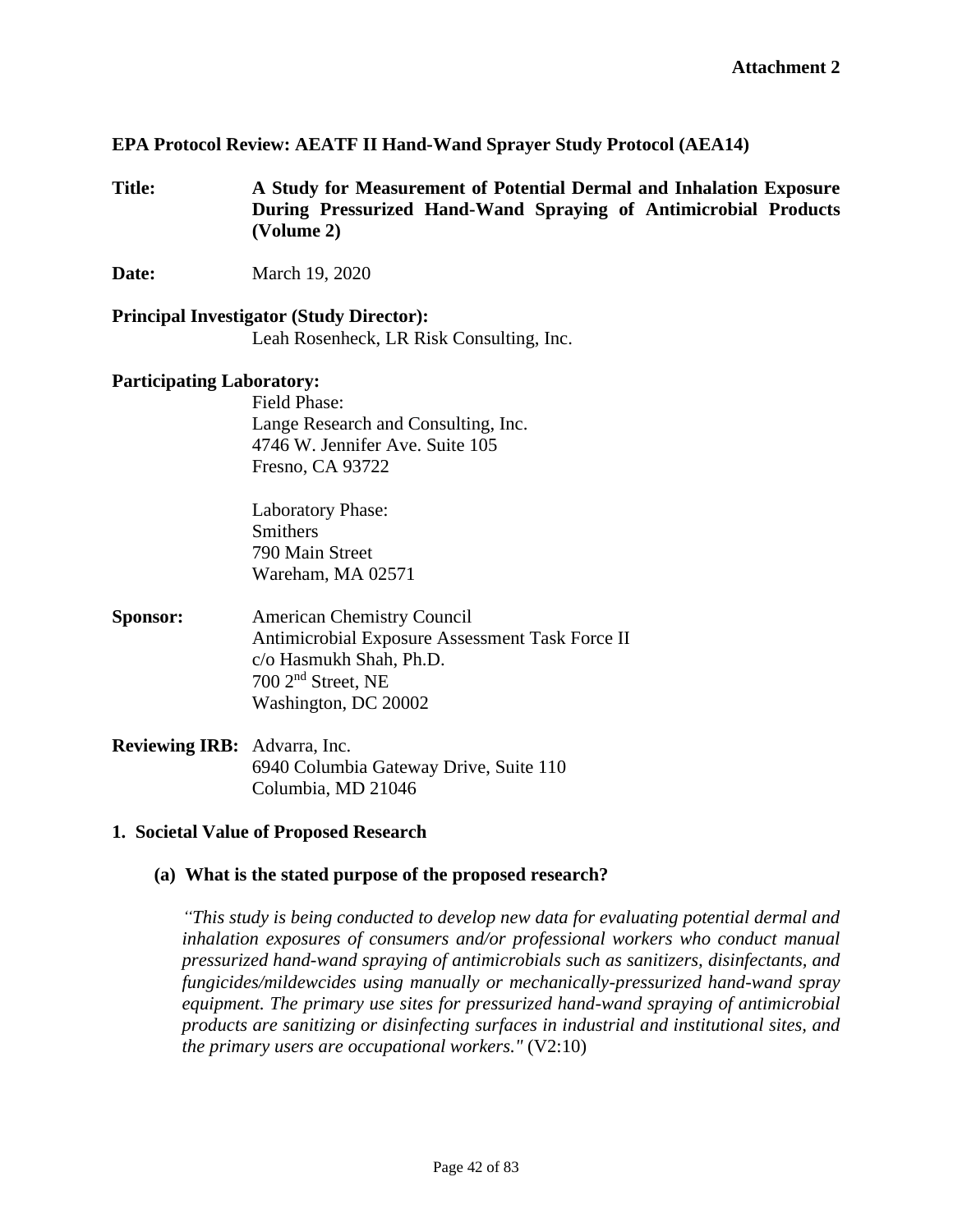**Attachment 2**

**EPA Protocol Review: AEATF II Hand-Wand Sprayer Study Protocol (AEA14)**

**Title:** **A Study for Measurement of Potential Dermal and Inhalation Exposure During Pressurized Hand-Wand Spraying of Antimicrobial Products (Volume 2)**

**Date:** March 19, 2020

**Principal Investigator (Study Director):**
Leah Rosenheck, LR Risk Consulting, Inc.

**Participating Laboratory:**

Field Phase:
Lange Research and Consulting, Inc.
4746 W. Jennifer Ave. Suite 105
Fresno, CA 93722

Laboratory Phase:
Smithers
790 Main Street
Wareham, MA 02571

**Sponsor:** American Chemistry Council
Antimicrobial Exposure Assessment Task Force II
c/o Hasmukh Shah, Ph.D.
700 2nd Street, NE
Washington, DC 20002

**Reviewing IRB:** Advarra, Inc.
6940 Columbia Gateway Drive, Suite 110
Columbia, MD 21046

## 1. Societal Value of Proposed Research

### (a) What is the stated purpose of the proposed research?

*"This study is being conducted to develop new data for evaluating potential dermal and inhalation exposures of consumers and/or professional workers who conduct manual pressurized hand-wand spraying of antimicrobials such as sanitizers, disinfectants, and fungicides/mildewcides using manually or mechanically-pressurized hand-wand spray equipment. The primary use sites for pressurized hand-wand spraying of antimicrobial products are sanitizing or disinfecting surfaces in industrial and institutional sites, and the primary users are occupational workers."* (V2:10)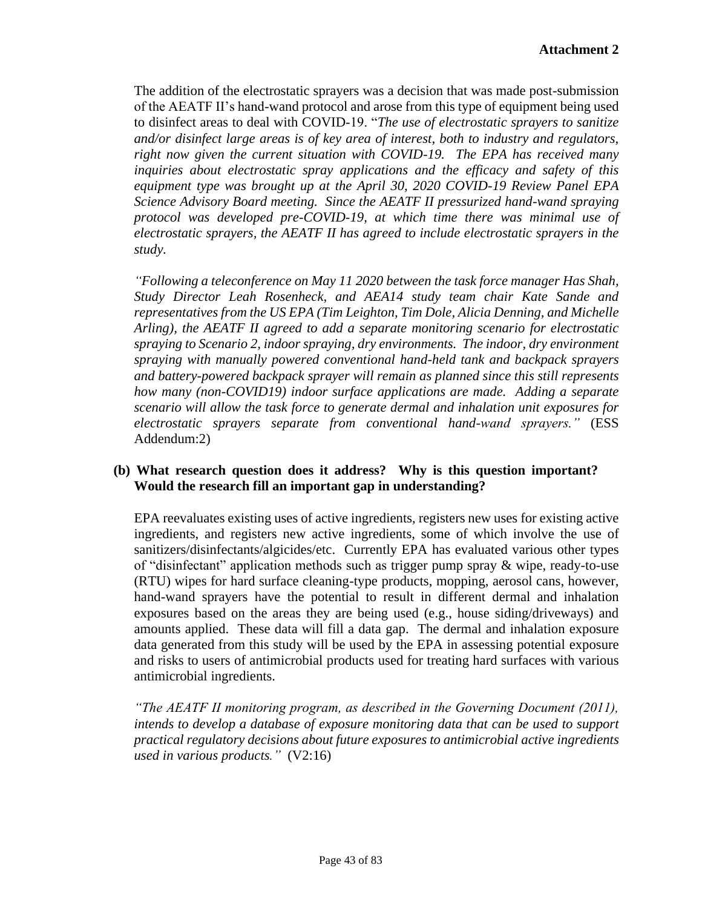The addition of the electrostatic sprayers was a decision that was made post-submission of the AEATF II's hand-wand protocol and arose from this type of equipment being used to disinfect areas to deal with COVID-19. "*The use of electrostatic sprayers to sanitize and/or disinfect large areas is of key area of interest, both to industry and regulators, right now given the current situation with COVID-19. The EPA has received many inquiries about electrostatic spray applications and the efficacy and safety of this equipment type was brought up at the April 30, 2020 COVID-19 Review Panel EPA Science Advisory Board meeting. Since the AEATF II pressurized hand-wand spraying protocol was developed pre-COVID-19, at which time there was minimal use of electrostatic sprayers, the AEATF II has agreed to include electrostatic sprayers in the study.*

*"Following a teleconference on May 11 2020 between the task force manager Has Shah, Study Director Leah Rosenheck, and AEA14 study team chair Kate Sande and representatives from the US EPA (Tim Leighton, Tim Dole, Alicia Denning, and Michelle Arling), the AEATF II agreed to add a separate monitoring scenario for electrostatic spraying to Scenario 2, indoor spraying, dry environments. The indoor, dry environment spraying with manually powered conventional hand-held tank and backpack sprayers and battery-powered backpack sprayer will remain as planned since this still represents how many (non-COVID19) indoor surface applications are made. Adding a separate scenario will allow the task force to generate dermal and inhalation unit exposures for electrostatic sprayers separate from conventional hand-wand sprayers."* (ESS Addendum:2)

**(b) What research question does it address? Why is this question important? Would the research fill an important gap in understanding?**

EPA reevaluates existing uses of active ingredients, registers new uses for existing active ingredients, and registers new active ingredients, some of which involve the use of sanitizers/disinfectants/algicides/etc. Currently EPA has evaluated various other types of "disinfectant" application methods such as trigger pump spray & wipe, ready-to-use (RTU) wipes for hard surface cleaning-type products, mopping, aerosol cans, however, hand-wand sprayers have the potential to result in different dermal and inhalation exposures based on the areas they are being used (e.g., house siding/driveways) and amounts applied. These data will fill a data gap. The dermal and inhalation exposure data generated from this study will be used by the EPA in assessing potential exposure and risks to users of antimicrobial products used for treating hard surfaces with various antimicrobial ingredients.

*"The AEATF II monitoring program, as described in the Governing Document (2011), intends to develop a database of exposure monitoring data that can be used to support practical regulatory decisions about future exposures to antimicrobial active ingredients used in various products."* (V2:16)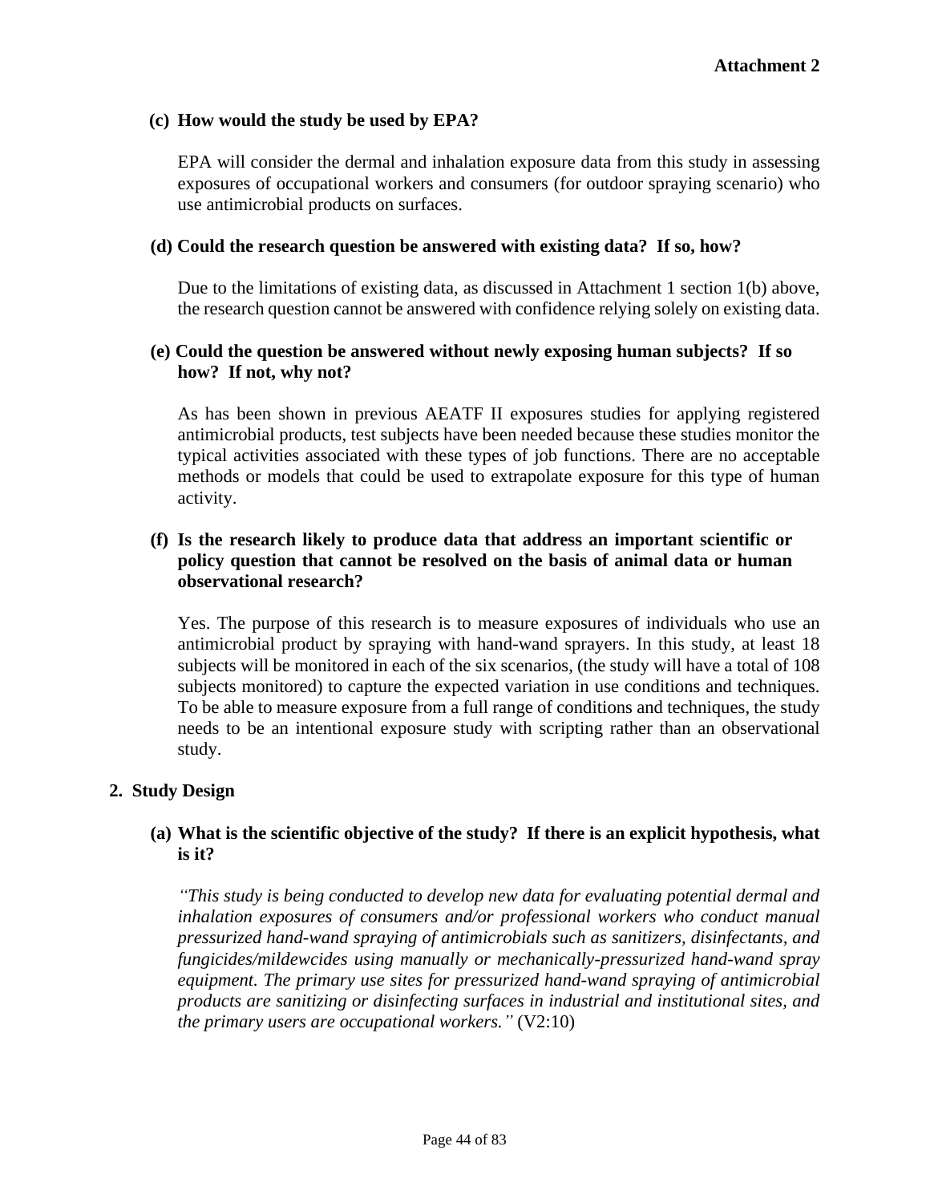**Attachment 2**

**(c) How would the study be used by EPA?**

EPA will consider the dermal and inhalation exposure data from this study in assessing exposures of occupational workers and consumers (for outdoor spraying scenario) who use antimicrobial products on surfaces.

**(d) Could the research question be answered with existing data? If so, how?**

Due to the limitations of existing data, as discussed in Attachment 1 section 1(b) above, the research question cannot be answered with confidence relying solely on existing data.

**(e) Could the question be answered without newly exposing human subjects? If so how? If not, why not?**

As has been shown in previous AEATF II exposures studies for applying registered antimicrobial products, test subjects have been needed because these studies monitor the typical activities associated with these types of job functions. There are no acceptable methods or models that could be used to extrapolate exposure for this type of human activity.

**(f) Is the research likely to produce data that address an important scientific or policy question that cannot be resolved on the basis of animal data or human observational research?**

Yes. The purpose of this research is to measure exposures of individuals who use an antimicrobial product by spraying with hand-wand sprayers. In this study, at least 18 subjects will be monitored in each of the six scenarios, (the study will have a total of 108 subjects monitored) to capture the expected variation in use conditions and techniques. To be able to measure exposure from a full range of conditions and techniques, the study needs to be an intentional exposure study with scripting rather than an observational study.

## 2. Study Design

**(a) What is the scientific objective of the study? If there is an explicit hypothesis, what is it?**

*"This study is being conducted to develop new data for evaluating potential dermal and inhalation exposures of consumers and/or professional workers who conduct manual pressurized hand-wand spraying of antimicrobials such as sanitizers, disinfectants, and fungicides/mildewcides using manually or mechanically-pressurized hand-wand spray equipment. The primary use sites for pressurized hand-wand spraying of antimicrobial products are sanitizing or disinfecting surfaces in industrial and institutional sites, and the primary users are occupational workers."* (V2:10)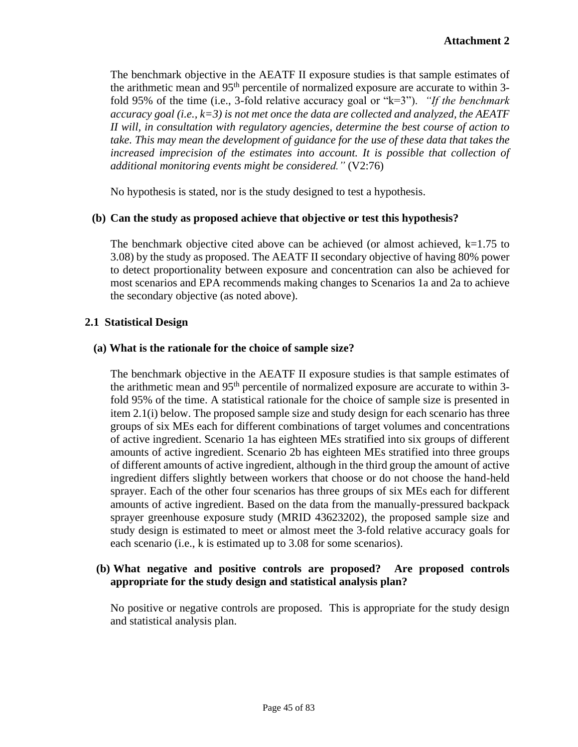The benchmark objective in the AEATF II exposure studies is that sample estimates of the arithmetic mean and 95th percentile of normalized exposure are accurate to within 3-fold 95% of the time (i.e., 3-fold relative accuracy goal or "k=3"). *"If the benchmark accuracy goal (i.e., k=3) is not met once the data are collected and analyzed, the AEATF II will, in consultation with regulatory agencies, determine the best course of action to take. This may mean the development of guidance for the use of these data that takes the increased imprecision of the estimates into account. It is possible that collection of additional monitoring events might be considered."* (V2:76)

No hypothesis is stated, nor is the study designed to test a hypothesis.

**(b) Can the study as proposed achieve that objective or test this hypothesis?**

The benchmark objective cited above can be achieved (or almost achieved, k=1.75 to 3.08) by the study as proposed. The AEATF II secondary objective of having 80% power to detect proportionality between exposure and concentration can also be achieved for most scenarios and EPA recommends making changes to Scenarios 1a and 2a to achieve the secondary objective (as noted above).

### 2.1 Statistical Design

**(a) What is the rationale for the choice of sample size?**

The benchmark objective in the AEATF II exposure studies is that sample estimates of the arithmetic mean and 95th percentile of normalized exposure are accurate to within 3-fold 95% of the time. A statistical rationale for the choice of sample size is presented in item 2.1(i) below. The proposed sample size and study design for each scenario has three groups of six MEs each for different combinations of target volumes and concentrations of active ingredient. Scenario 1a has eighteen MEs stratified into six groups of different amounts of active ingredient. Scenario 2b has eighteen MEs stratified into three groups of different amounts of active ingredient, although in the third group the amount of active ingredient differs slightly between workers that choose or do not choose the hand-held sprayer. Each of the other four scenarios has three groups of six MEs each for different amounts of active ingredient. Based on the data from the manually-pressured backpack sprayer greenhouse exposure study (MRID 43623202), the proposed sample size and study design is estimated to meet or almost meet the 3-fold relative accuracy goals for each scenario (i.e., k is estimated up to 3.08 for some scenarios).

**(b) What negative and positive controls are proposed? Are proposed controls appropriate for the study design and statistical analysis plan?**

No positive or negative controls are proposed. This is appropriate for the study design and statistical analysis plan.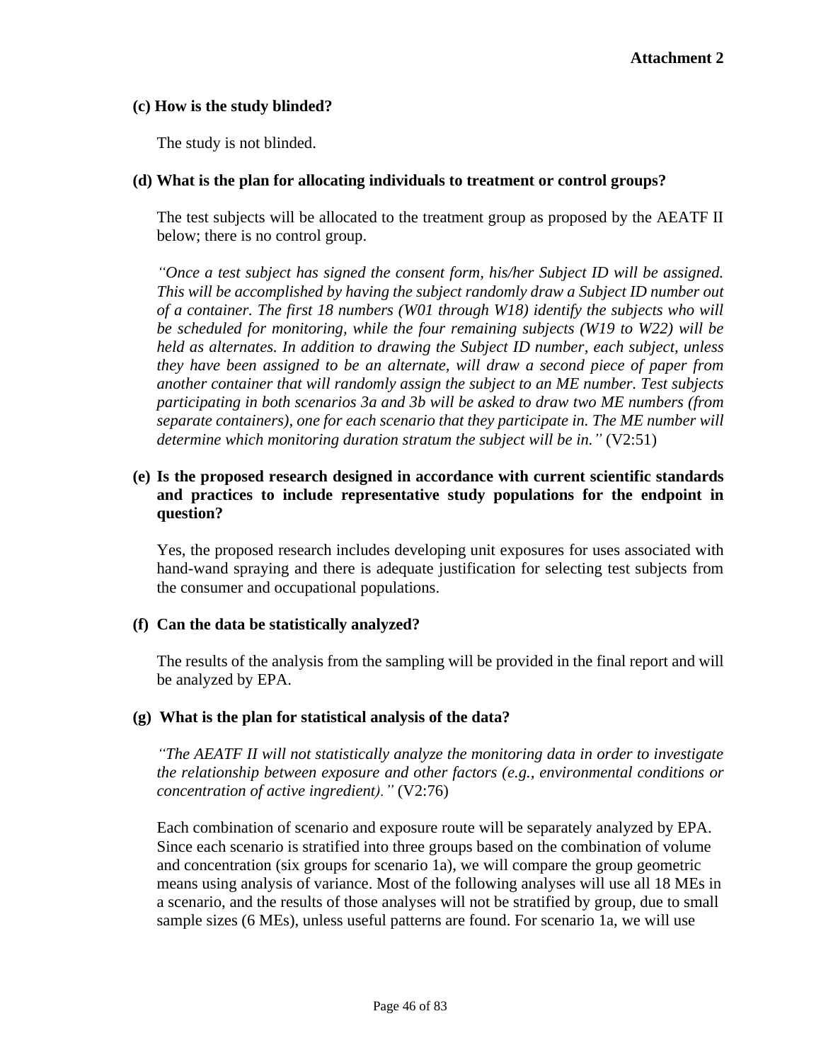**Attachment 2**

**(c) How is the study blinded?**

The study is not blinded.

**(d) What is the plan for allocating individuals to treatment or control groups?**

The test subjects will be allocated to the treatment group as proposed by the AEATF II below; there is no control group.

*"Once a test subject has signed the consent form, his/her Subject ID will be assigned. This will be accomplished by having the subject randomly draw a Subject ID number out of a container. The first 18 numbers (W01 through W18) identify the subjects who will be scheduled for monitoring, while the four remaining subjects (W19 to W22) will be held as alternates. In addition to drawing the Subject ID number, each subject, unless they have been assigned to be an alternate, will draw a second piece of paper from another container that will randomly assign the subject to an ME number. Test subjects participating in both scenarios 3a and 3b will be asked to draw two ME numbers (from separate containers), one for each scenario that they participate in. The ME number will determine which monitoring duration stratum the subject will be in."* (V2:51)

**(e) Is the proposed research designed in accordance with current scientific standards and practices to include representative study populations for the endpoint in question?**

Yes, the proposed research includes developing unit exposures for uses associated with hand-wand spraying and there is adequate justification for selecting test subjects from the consumer and occupational populations.

**(f) Can the data be statistically analyzed?**

The results of the analysis from the sampling will be provided in the final report and will be analyzed by EPA.

**(g) What is the plan for statistical analysis of the data?**

*"The AEATF II will not statistically analyze the monitoring data in order to investigate the relationship between exposure and other factors (e.g., environmental conditions or concentration of active ingredient)."* (V2:76)

Each combination of scenario and exposure route will be separately analyzed by EPA. Since each scenario is stratified into three groups based on the combination of volume and concentration (six groups for scenario 1a), we will compare the group geometric means using analysis of variance. Most of the following analyses will use all 18 MEs in a scenario, and the results of those analyses will not be stratified by group, due to small sample sizes (6 MEs), unless useful patterns are found. For scenario 1a, we will use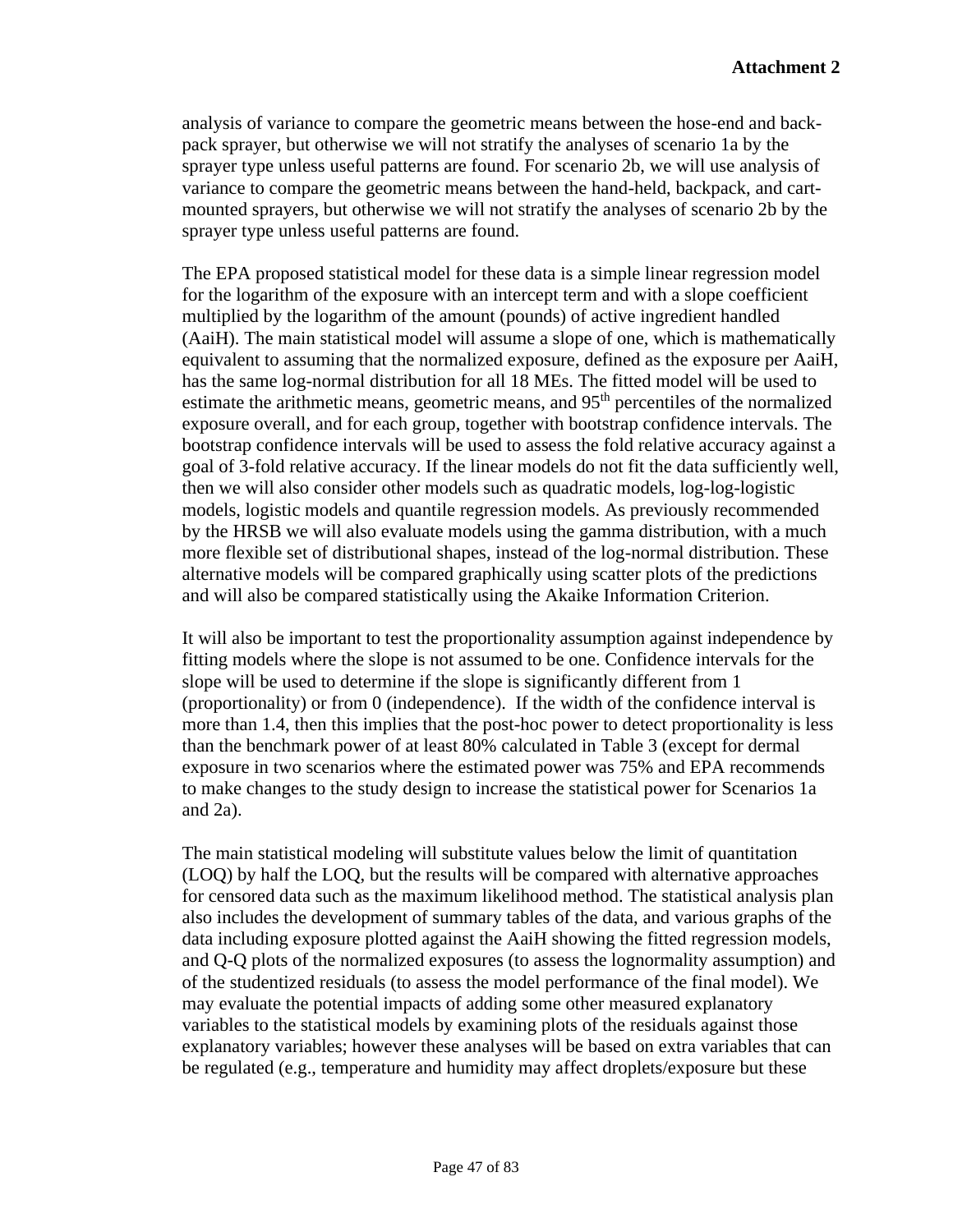analysis of variance to compare the geometric means between the hose-end and back-pack sprayer, but otherwise we will not stratify the analyses of scenario 1a by the sprayer type unless useful patterns are found. For scenario 2b, we will use analysis of variance to compare the geometric means between the hand-held, backpack, and cart-mounted sprayers, but otherwise we will not stratify the analyses of scenario 2b by the sprayer type unless useful patterns are found.

The EPA proposed statistical model for these data is a simple linear regression model for the logarithm of the exposure with an intercept term and with a slope coefficient multiplied by the logarithm of the amount (pounds) of active ingredient handled (AaiH). The main statistical model will assume a slope of one, which is mathematically equivalent to assuming that the normalized exposure, defined as the exposure per AaiH, has the same log-normal distribution for all 18 MEs. The fitted model will be used to estimate the arithmetic means, geometric means, and 95$^{th}$ percentiles of the normalized exposure overall, and for each group, together with bootstrap confidence intervals. The bootstrap confidence intervals will be used to assess the fold relative accuracy against a goal of 3-fold relative accuracy. If the linear models do not fit the data sufficiently well, then we will also consider other models such as quadratic models, log-log-logistic models, logistic models and quantile regression models. As previously recommended by the HRSB we will also evaluate models using the gamma distribution, with a much more flexible set of distributional shapes, instead of the log-normal distribution. These alternative models will be compared graphically using scatter plots of the predictions and will also be compared statistically using the Akaike Information Criterion.

It will also be important to test the proportionality assumption against independence by fitting models where the slope is not assumed to be one. Confidence intervals for the slope will be used to determine if the slope is significantly different from 1 (proportionality) or from 0 (independence). If the width of the confidence interval is more than 1.4, then this implies that the post-hoc power to detect proportionality is less than the benchmark power of at least 80% calculated in Table 3 (except for dermal exposure in two scenarios where the estimated power was 75% and EPA recommends to make changes to the study design to increase the statistical power for Scenarios 1a and 2a).

The main statistical modeling will substitute values below the limit of quantitation (LOQ) by half the LOQ, but the results will be compared with alternative approaches for censored data such as the maximum likelihood method. The statistical analysis plan also includes the development of summary tables of the data, and various graphs of the data including exposure plotted against the AaiH showing the fitted regression models, and Q-Q plots of the normalized exposures (to assess the lognormality assumption) and of the studentized residuals (to assess the model performance of the final model). We may evaluate the potential impacts of adding some other measured explanatory variables to the statistical models by examining plots of the residuals against those explanatory variables; however these analyses will be based on extra variables that can be regulated (e.g., temperature and humidity may affect droplets/exposure but these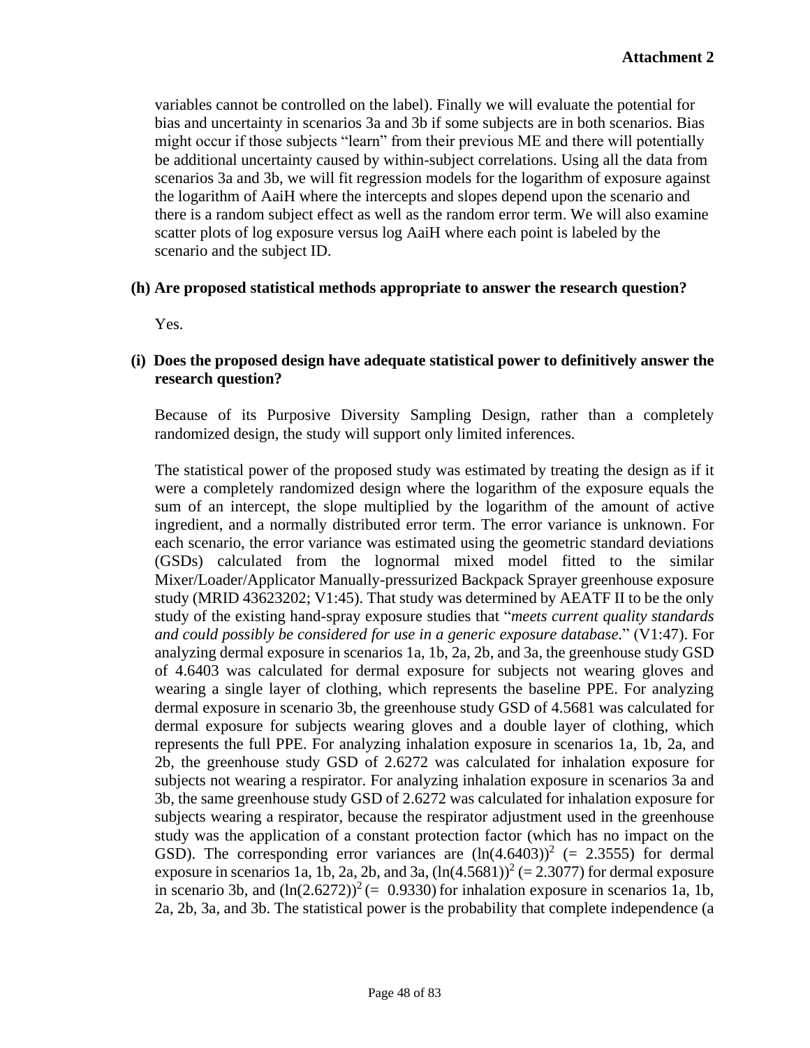variables cannot be controlled on the label). Finally we will evaluate the potential for bias and uncertainty in scenarios 3a and 3b if some subjects are in both scenarios. Bias might occur if those subjects "learn" from their previous ME and there will potentially be additional uncertainty caused by within-subject correlations. Using all the data from scenarios 3a and 3b, we will fit regression models for the logarithm of exposure against the logarithm of AaiH where the intercepts and slopes depend upon the scenario and there is a random subject effect as well as the random error term. We will also examine scatter plots of log exposure versus log AaiH where each point is labeled by the scenario and the subject ID.

**(h) Are proposed statistical methods appropriate to answer the research question?**

Yes.

**(i) Does the proposed design have adequate statistical power to definitively answer the research question?**

Because of its Purposive Diversity Sampling Design, rather than a completely randomized design, the study will support only limited inferences.

The statistical power of the proposed study was estimated by treating the design as if it were a completely randomized design where the logarithm of the exposure equals the sum of an intercept, the slope multiplied by the logarithm of the amount of active ingredient, and a normally distributed error term. The error variance is unknown. For each scenario, the error variance was estimated using the geometric standard deviations (GSDs) calculated from the lognormal mixed model fitted to the similar Mixer/Loader/Applicator Manually-pressurized Backpack Sprayer greenhouse exposure study (MRID 43623202; V1:45). That study was determined by AEATF II to be the only study of the existing hand-spray exposure studies that "*meets current quality standards and could possibly be considered for use in a generic exposure database.*" (V1:47). For analyzing dermal exposure in scenarios 1a, 1b, 2a, 2b, and 3a, the greenhouse study GSD of 4.6403 was calculated for dermal exposure for subjects not wearing gloves and wearing a single layer of clothing, which represents the baseline PPE. For analyzing dermal exposure in scenario 3b, the greenhouse study GSD of 4.5681 was calculated for dermal exposure for subjects wearing gloves and a double layer of clothing, which represents the full PPE. For analyzing inhalation exposure in scenarios 1a, 1b, 2a, and 2b, the greenhouse study GSD of 2.6272 was calculated for inhalation exposure for subjects not wearing a respirator. For analyzing inhalation exposure in scenarios 3a and 3b, the same greenhouse study GSD of 2.6272 was calculated for inhalation exposure for subjects wearing a respirator, because the respirator adjustment used in the greenhouse study was the application of a constant protection factor (which has no impact on the GSD). The corresponding error variances are $(\ln(4.6403))^2$ (= 2.3555) for dermal exposure in scenarios 1a, 1b, 2a, 2b, and 3a, $(\ln(4.5681))^2$ (= 2.3077) for dermal exposure in scenario 3b, and $(\ln(2.6272))^2$ (= 0.9330) for inhalation exposure in scenarios 1a, 1b, 2a, 2b, 3a, and 3b. The statistical power is the probability that complete independence (a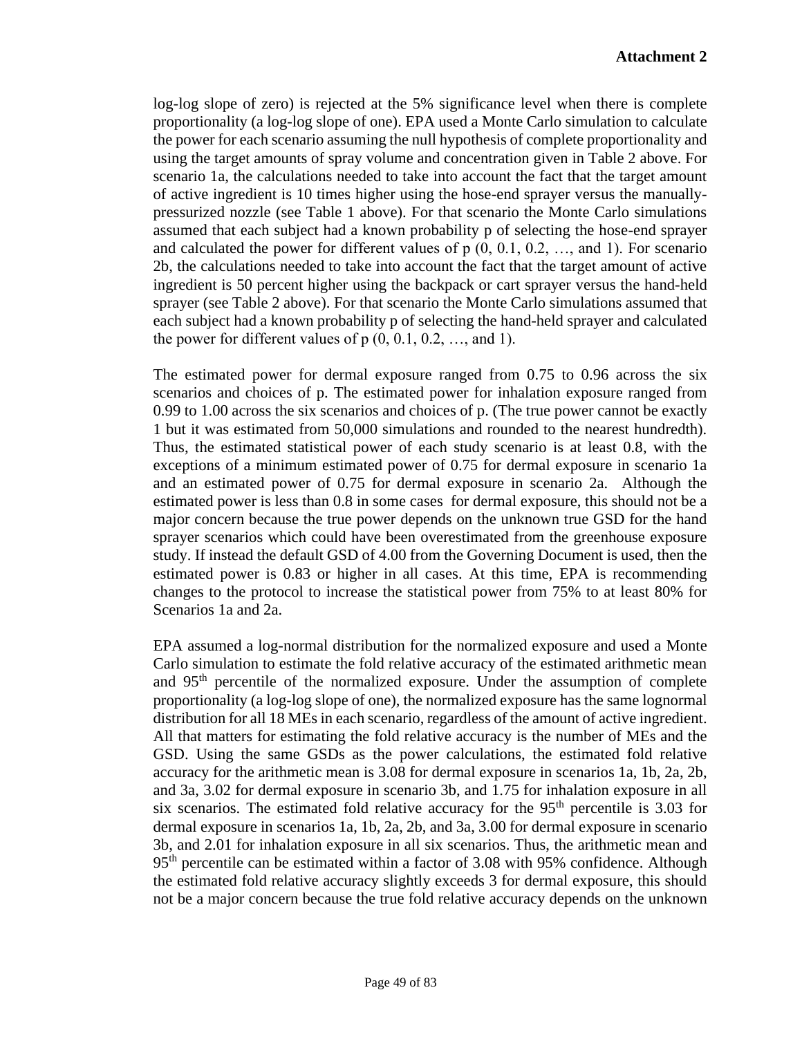log-log slope of zero) is rejected at the 5% significance level when there is complete proportionality (a log-log slope of one). EPA used a Monte Carlo simulation to calculate the power for each scenario assuming the null hypothesis of complete proportionality and using the target amounts of spray volume and concentration given in Table 2 above. For scenario 1a, the calculations needed to take into account the fact that the target amount of active ingredient is 10 times higher using the hose-end sprayer versus the manually-pressurized nozzle (see Table 1 above). For that scenario the Monte Carlo simulations assumed that each subject had a known probability p of selecting the hose-end sprayer and calculated the power for different values of p (0, 0.1, 0.2, …, and 1). For scenario 2b, the calculations needed to take into account the fact that the target amount of active ingredient is 50 percent higher using the backpack or cart sprayer versus the hand-held sprayer (see Table 2 above). For that scenario the Monte Carlo simulations assumed that each subject had a known probability p of selecting the hand-held sprayer and calculated the power for different values of p (0, 0.1, 0.2, …, and 1).

The estimated power for dermal exposure ranged from 0.75 to 0.96 across the six scenarios and choices of p. The estimated power for inhalation exposure ranged from 0.99 to 1.00 across the six scenarios and choices of p. (The true power cannot be exactly 1 but it was estimated from 50,000 simulations and rounded to the nearest hundredth). Thus, the estimated statistical power of each study scenario is at least 0.8, with the exceptions of a minimum estimated power of 0.75 for dermal exposure in scenario 1a and an estimated power of 0.75 for dermal exposure in scenario 2a. Although the estimated power is less than 0.8 in some cases for dermal exposure, this should not be a major concern because the true power depends on the unknown true GSD for the hand sprayer scenarios which could have been overestimated from the greenhouse exposure study. If instead the default GSD of 4.00 from the Governing Document is used, then the estimated power is 0.83 or higher in all cases. At this time, EPA is recommending changes to the protocol to increase the statistical power from 75% to at least 80% for Scenarios 1a and 2a.

EPA assumed a log-normal distribution for the normalized exposure and used a Monte Carlo simulation to estimate the fold relative accuracy of the estimated arithmetic mean and 95th percentile of the normalized exposure. Under the assumption of complete proportionality (a log-log slope of one), the normalized exposure has the same lognormal distribution for all 18 MEs in each scenario, regardless of the amount of active ingredient. All that matters for estimating the fold relative accuracy is the number of MEs and the GSD. Using the same GSDs as the power calculations, the estimated fold relative accuracy for the arithmetic mean is 3.08 for dermal exposure in scenarios 1a, 1b, 2a, 2b, and 3a, 3.02 for dermal exposure in scenario 3b, and 1.75 for inhalation exposure in all six scenarios. The estimated fold relative accuracy for the 95th percentile is 3.03 for dermal exposure in scenarios 1a, 1b, 2a, 2b, and 3a, 3.00 for dermal exposure in scenario 3b, and 2.01 for inhalation exposure in all six scenarios. Thus, the arithmetic mean and 95th percentile can be estimated within a factor of 3.08 with 95% confidence. Although the estimated fold relative accuracy slightly exceeds 3 for dermal exposure, this should not be a major concern because the true fold relative accuracy depends on the unknown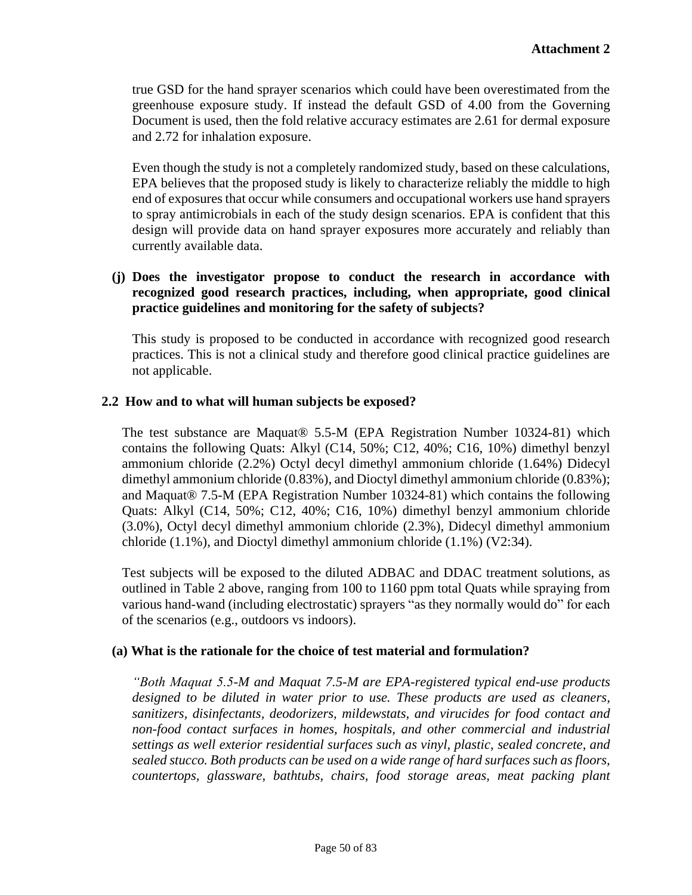true GSD for the hand sprayer scenarios which could have been overestimated from the greenhouse exposure study. If instead the default GSD of 4.00 from the Governing Document is used, then the fold relative accuracy estimates are 2.61 for dermal exposure and 2.72 for inhalation exposure.

Even though the study is not a completely randomized study, based on these calculations, EPA believes that the proposed study is likely to characterize reliably the middle to high end of exposures that occur while consumers and occupational workers use hand sprayers to spray antimicrobials in each of the study design scenarios. EPA is confident that this design will provide data on hand sprayer exposures more accurately and reliably than currently available data.

**(j) Does the investigator propose to conduct the research in accordance with recognized good research practices, including, when appropriate, good clinical practice guidelines and monitoring for the safety of subjects?**

This study is proposed to be conducted in accordance with recognized good research practices. This is not a clinical study and therefore good clinical practice guidelines are not applicable.

### 2.2 How and to what will human subjects be exposed?

The test substance are Maquat® 5.5-M (EPA Registration Number 10324-81) which contains the following Quats: Alkyl (C14, 50%; C12, 40%; C16, 10%) dimethyl benzyl ammonium chloride (2.2%) Octyl decyl dimethyl ammonium chloride (1.64%) Didecyl dimethyl ammonium chloride (0.83%), and Dioctyl dimethyl ammonium chloride (0.83%); and Maquat® 7.5-M (EPA Registration Number 10324-81) which contains the following Quats: Alkyl (C14, 50%; C12, 40%; C16, 10%) dimethyl benzyl ammonium chloride (3.0%), Octyl decyl dimethyl ammonium chloride (2.3%), Didecyl dimethyl ammonium chloride (1.1%), and Dioctyl dimethyl ammonium chloride (1.1%) (V2:34).

Test subjects will be exposed to the diluted ADBAC and DDAC treatment solutions, as outlined in Table 2 above, ranging from 100 to 1160 ppm total Quats while spraying from various hand-wand (including electrostatic) sprayers "as they normally would do" for each of the scenarios (e.g., outdoors vs indoors).

**(a) What is the rationale for the choice of test material and formulation?**

*"Both Maquat 5.5-M and Maquat 7.5-M are EPA-registered typical end-use products designed to be diluted in water prior to use. These products are used as cleaners, sanitizers, disinfectants, deodorizers, mildewstats, and virucides for food contact and non-food contact surfaces in homes, hospitals, and other commercial and industrial settings as well exterior residential surfaces such as vinyl, plastic, sealed concrete, and sealed stucco. Both products can be used on a wide range of hard surfaces such as floors, countertops, glassware, bathtubs, chairs, food storage areas, meat packing plant*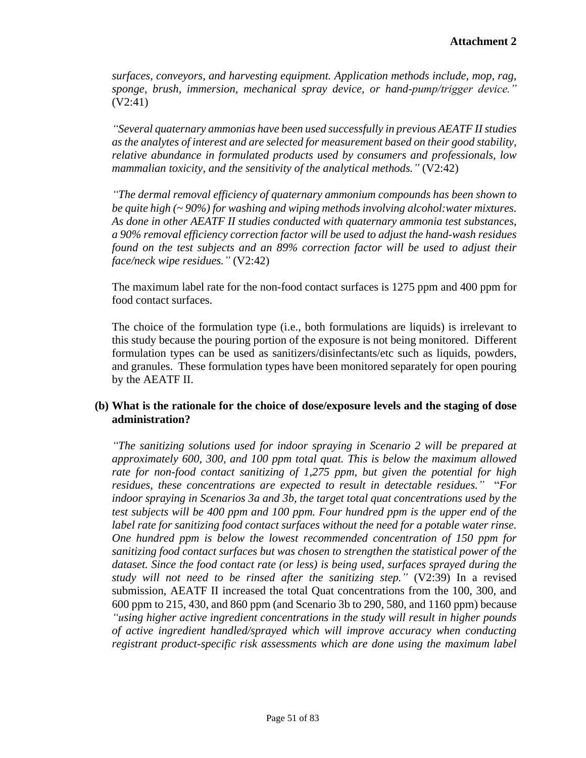*surfaces, conveyors, and harvesting equipment. Application methods include, mop, rag, sponge, brush, immersion, mechanical spray device, or hand-pump/trigger device."* (V2:41)

*"Several quaternary ammonias have been used successfully in previous AEATF II studies as the analytes of interest and are selected for measurement based on their good stability, relative abundance in formulated products used by consumers and professionals, low mammalian toxicity, and the sensitivity of the analytical methods."* (V2:42)

*"The dermal removal efficiency of quaternary ammonium compounds has been shown to be quite high (~ 90%) for washing and wiping methods involving alcohol:water mixtures. As done in other AEATF II studies conducted with quaternary ammonia test substances, a 90% removal efficiency correction factor will be used to adjust the hand-wash residues found on the test subjects and an 89% correction factor will be used to adjust their face/neck wipe residues."* (V2:42)

The maximum label rate for the non-food contact surfaces is 1275 ppm and 400 ppm for food contact surfaces.

The choice of the formulation type (i.e., both formulations are liquids) is irrelevant to this study because the pouring portion of the exposure is not being monitored. Different formulation types can be used as sanitizers/disinfectants/etc such as liquids, powders, and granules. These formulation types have been monitored separately for open pouring by the AEATF II.

**(b) What is the rationale for the choice of dose/exposure levels and the staging of dose administration?**

*"The sanitizing solutions used for indoor spraying in Scenario 2 will be prepared at approximately 600, 300, and 100 ppm total quat. This is below the maximum allowed rate for non-food contact sanitizing of 1,275 ppm, but given the potential for high residues, these concentrations are expected to result in detectable residues."* "*For indoor spraying in Scenarios 3a and 3b, the target total quat concentrations used by the test subjects will be 400 ppm and 100 ppm. Four hundred ppm is the upper end of the label rate for sanitizing food contact surfaces without the need for a potable water rinse. One hundred ppm is below the lowest recommended concentration of 150 ppm for sanitizing food contact surfaces but was chosen to strengthen the statistical power of the dataset. Since the food contact rate (or less) is being used, surfaces sprayed during the study will not need to be rinsed after the sanitizing step."* (V2:39) In a revised submission, AEATF II increased the total Quat concentrations from the 100, 300, and 600 ppm to 215, 430, and 860 ppm (and Scenario 3b to 290, 580, and 1160 ppm) because *"using higher active ingredient concentrations in the study will result in higher pounds of active ingredient handled/sprayed which will improve accuracy when conducting registrant product-specific risk assessments which are done using the maximum label*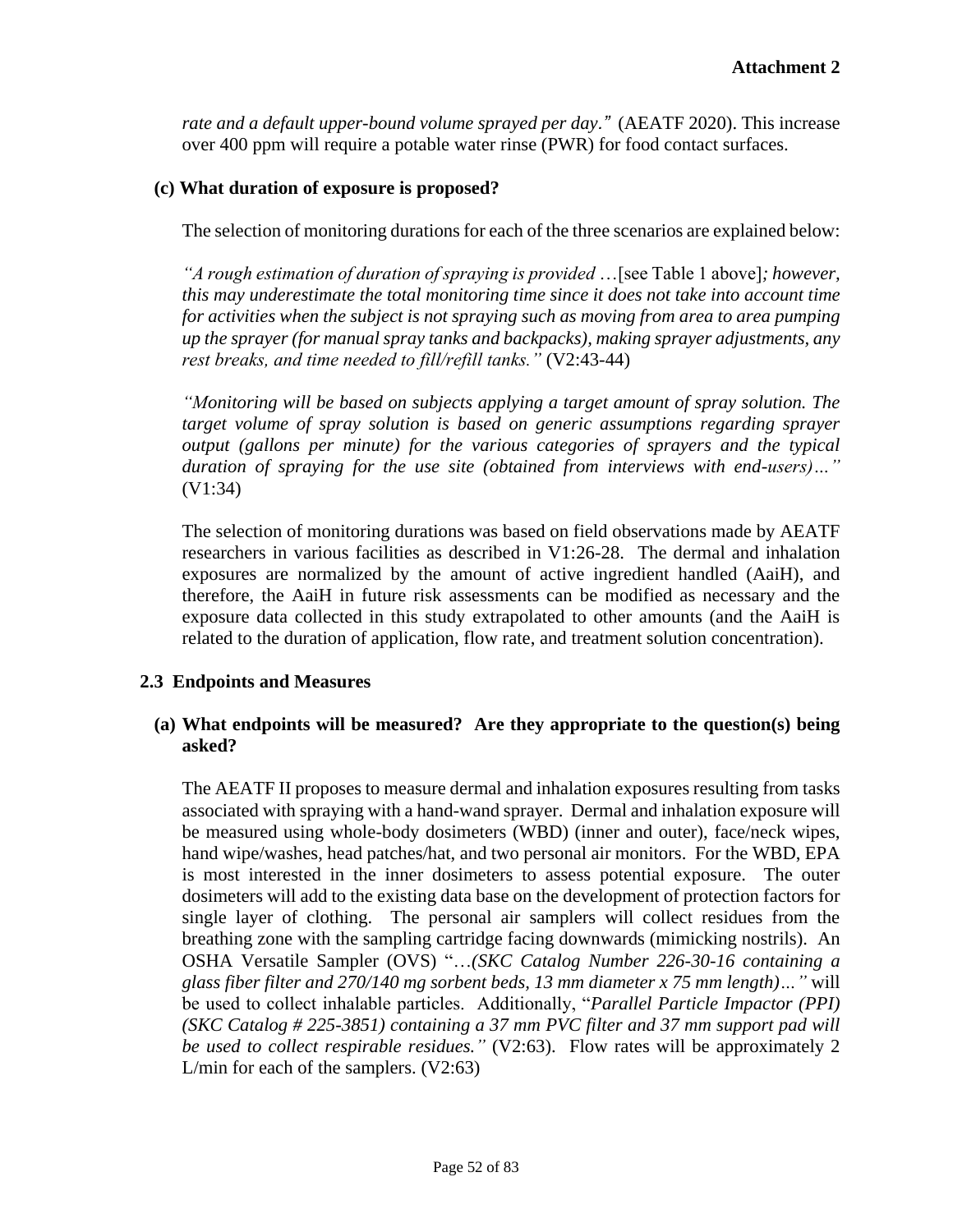*rate and a default upper-bound volume sprayed per day."* (AEATF 2020). This increase over 400 ppm will require a potable water rinse (PWR) for food contact surfaces.

**(c) What duration of exposure is proposed?**

The selection of monitoring durations for each of the three scenarios are explained below:

*"A rough estimation of duration of spraying is provided* …[see Table 1 above]*; however, this may underestimate the total monitoring time since it does not take into account time for activities when the subject is not spraying such as moving from area to area pumping up the sprayer (for manual spray tanks and backpacks), making sprayer adjustments, any rest breaks, and time needed to fill/refill tanks."* (V2:43-44)

*"Monitoring will be based on subjects applying a target amount of spray solution. The target volume of spray solution is based on generic assumptions regarding sprayer output (gallons per minute) for the various categories of sprayers and the typical duration of spraying for the use site (obtained from interviews with end-users)…"* (V1:34)

The selection of monitoring durations was based on field observations made by AEATF researchers in various facilities as described in V1:26-28. The dermal and inhalation exposures are normalized by the amount of active ingredient handled (AaiH), and therefore, the AaiH in future risk assessments can be modified as necessary and the exposure data collected in this study extrapolated to other amounts (and the AaiH is related to the duration of application, flow rate, and treatment solution concentration).

## 2.3 Endpoints and Measures

**(a) What endpoints will be measured? Are they appropriate to the question(s) being asked?**

The AEATF II proposes to measure dermal and inhalation exposures resulting from tasks associated with spraying with a hand-wand sprayer. Dermal and inhalation exposure will be measured using whole-body dosimeters (WBD) (inner and outer), face/neck wipes, hand wipe/washes, head patches/hat, and two personal air monitors. For the WBD, EPA is most interested in the inner dosimeters to assess potential exposure. The outer dosimeters will add to the existing data base on the development of protection factors for single layer of clothing. The personal air samplers will collect residues from the breathing zone with the sampling cartridge facing downwards (mimicking nostrils). An OSHA Versatile Sampler (OVS) "…*(SKC Catalog Number 226-30-16 containing a glass fiber filter and 270/140 mg sorbent beds, 13 mm diameter x 75 mm length)…"* will be used to collect inhalable particles. Additionally, "*Parallel Particle Impactor (PPI) (SKC Catalog # 225-3851) containing a 37 mm PVC filter and 37 mm support pad will be used to collect respirable residues."* (V2:63). Flow rates will be approximately 2 L/min for each of the samplers. (V2:63)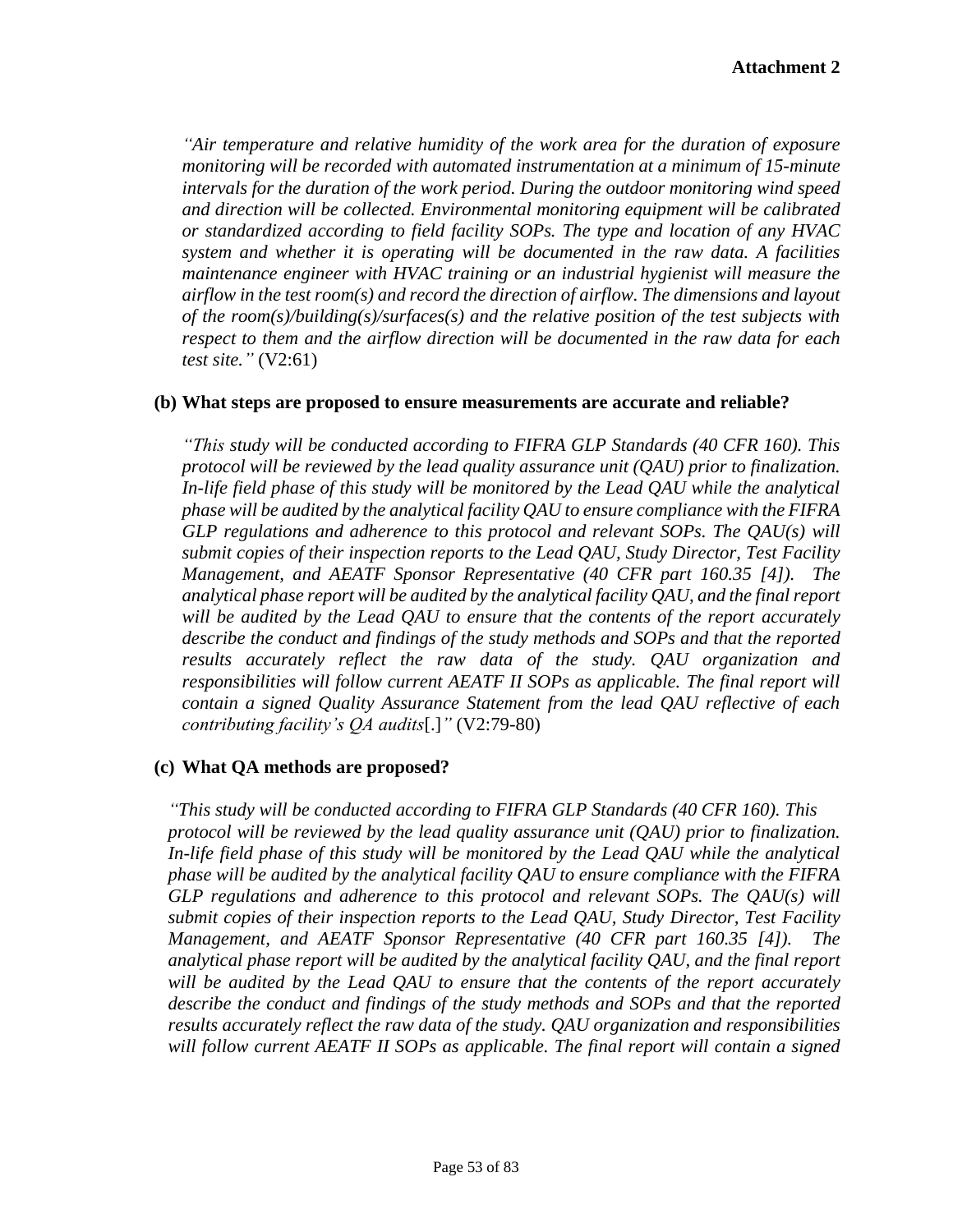**Attachment 2**

*"Air temperature and relative humidity of the work area for the duration of exposure monitoring will be recorded with automated instrumentation at a minimum of 15-minute intervals for the duration of the work period. During the outdoor monitoring wind speed and direction will be collected. Environmental monitoring equipment will be calibrated or standardized according to field facility SOPs. The type and location of any HVAC system and whether it is operating will be documented in the raw data. A facilities maintenance engineer with HVAC training or an industrial hygienist will measure the airflow in the test room(s) and record the direction of airflow. The dimensions and layout of the room(s)/building(s)/surfaces(s) and the relative position of the test subjects with respect to them and the airflow direction will be documented in the raw data for each test site."* (V2:61)

**(b) What steps are proposed to ensure measurements are accurate and reliable?**

*"This study will be conducted according to FIFRA GLP Standards (40 CFR 160). This protocol will be reviewed by the lead quality assurance unit (QAU) prior to finalization. In-life field phase of this study will be monitored by the Lead QAU while the analytical phase will be audited by the analytical facility QAU to ensure compliance with the FIFRA GLP regulations and adherence to this protocol and relevant SOPs. The QAU(s) will submit copies of their inspection reports to the Lead QAU, Study Director, Test Facility Management, and AEATF Sponsor Representative (40 CFR part 160.35 [4]). The analytical phase report will be audited by the analytical facility QAU, and the final report will be audited by the Lead QAU to ensure that the contents of the report accurately describe the conduct and findings of the study methods and SOPs and that the reported results accurately reflect the raw data of the study. QAU organization and responsibilities will follow current AEATF II SOPs as applicable. The final report will contain a signed Quality Assurance Statement from the lead QAU reflective of each contributing facility's QA audits*[.]*"* (V2:79-80)

**(c) What QA methods are proposed?**

*"This study will be conducted according to FIFRA GLP Standards (40 CFR 160). This protocol will be reviewed by the lead quality assurance unit (QAU) prior to finalization. In-life field phase of this study will be monitored by the Lead QAU while the analytical phase will be audited by the analytical facility QAU to ensure compliance with the FIFRA GLP regulations and adherence to this protocol and relevant SOPs. The QAU(s) will submit copies of their inspection reports to the Lead QAU, Study Director, Test Facility Management, and AEATF Sponsor Representative (40 CFR part 160.35 [4]). The analytical phase report will be audited by the analytical facility QAU, and the final report will be audited by the Lead QAU to ensure that the contents of the report accurately describe the conduct and findings of the study methods and SOPs and that the reported results accurately reflect the raw data of the study. QAU organization and responsibilities will follow current AEATF II SOPs as applicable. The final report will contain a signed*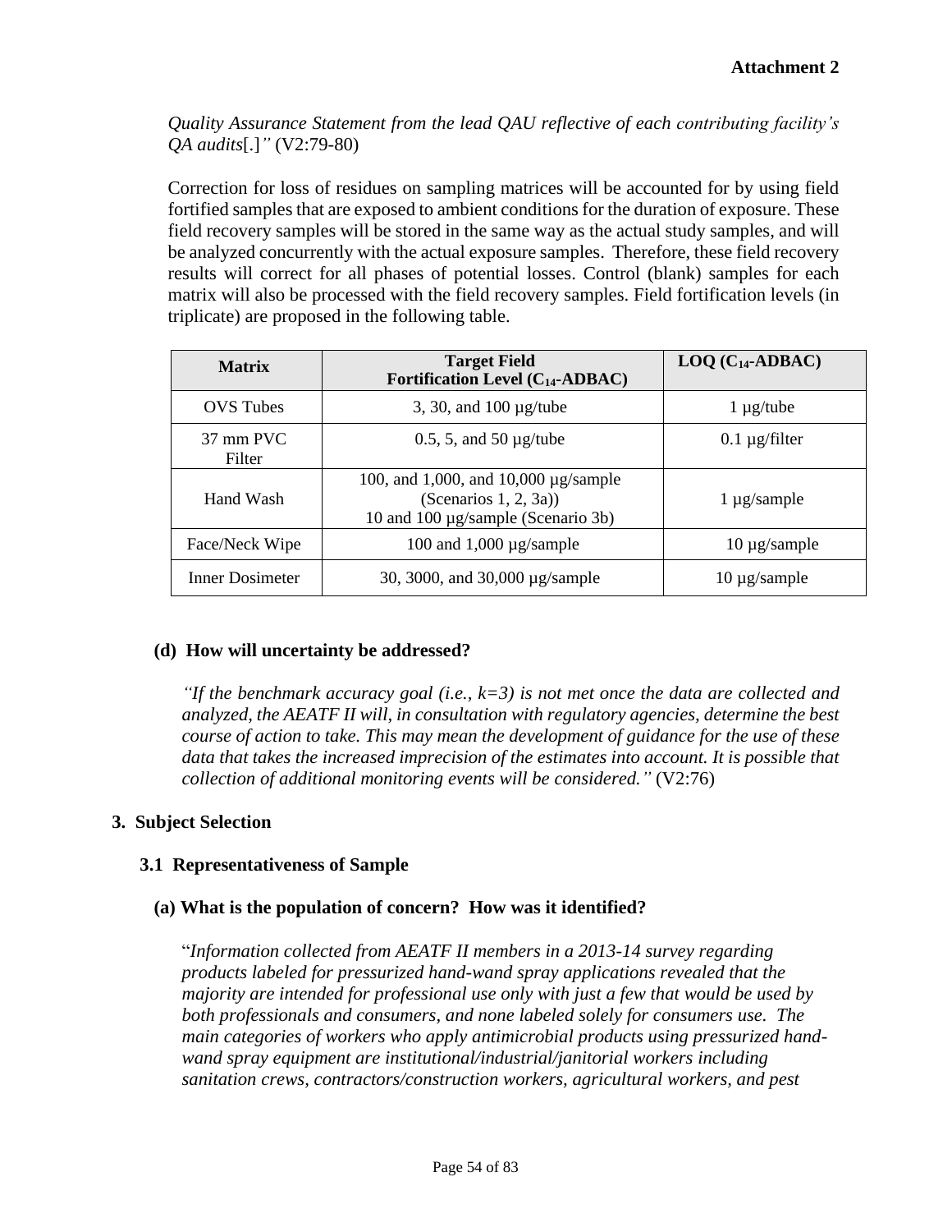**Attachment 2**

*Quality Assurance Statement from the lead QAU reflective of each contributing facility's QA audits*[.]*"* (V2:79-80)

Correction for loss of residues on sampling matrices will be accounted for by using field fortified samples that are exposed to ambient conditions for the duration of exposure. These field recovery samples will be stored in the same way as the actual study samples, and will be analyzed concurrently with the actual exposure samples. Therefore, these field recovery results will correct for all phases of potential losses. Control (blank) samples for each matrix will also be processed with the field recovery samples. Field fortification levels (in triplicate) are proposed in the following table.

| Matrix | Target Field Fortification Level ($C_{14}$-ADBAC) | LOQ ($C_{14}$-ADBAC) |
|---|---|---|
| OVS Tubes | 3, 30, and 100 µg/tube | 1 µg/tube |
| 37 mm PVC Filter | 0.5, 5, and 50 µg/tube | 0.1 µg/filter |
| Hand Wash | 100, and 1,000, and 10,000 µg/sample (Scenarios 1, 2, 3a)) 10 and 100 µg/sample (Scenario 3b) | 1 µg/sample |
| Face/Neck Wipe | 100 and 1,000 µg/sample | 10 µg/sample |
| Inner Dosimeter | 30, 3000, and 30,000 µg/sample | 10 µg/sample |

**(d) How will uncertainty be addressed?**

*"If the benchmark accuracy goal (i.e., k=3) is not met once the data are collected and analyzed, the AEATF II will, in consultation with regulatory agencies, determine the best course of action to take. This may mean the development of guidance for the use of these data that takes the increased imprecision of the estimates into account. It is possible that collection of additional monitoring events will be considered."* (V2:76)

## 3. Subject Selection

### 3.1 Representativeness of Sample

**(a) What is the population of concern? How was it identified?**

"*Information collected from AEATF II members in a 2013-14 survey regarding products labeled for pressurized hand-wand spray applications revealed that the majority are intended for professional use only with just a few that would be used by both professionals and consumers, and none labeled solely for consumers use. The main categories of workers who apply antimicrobial products using pressurized hand-wand spray equipment are institutional/industrial/janitorial workers including sanitation crews, contractors/construction workers, agricultural workers, and pest*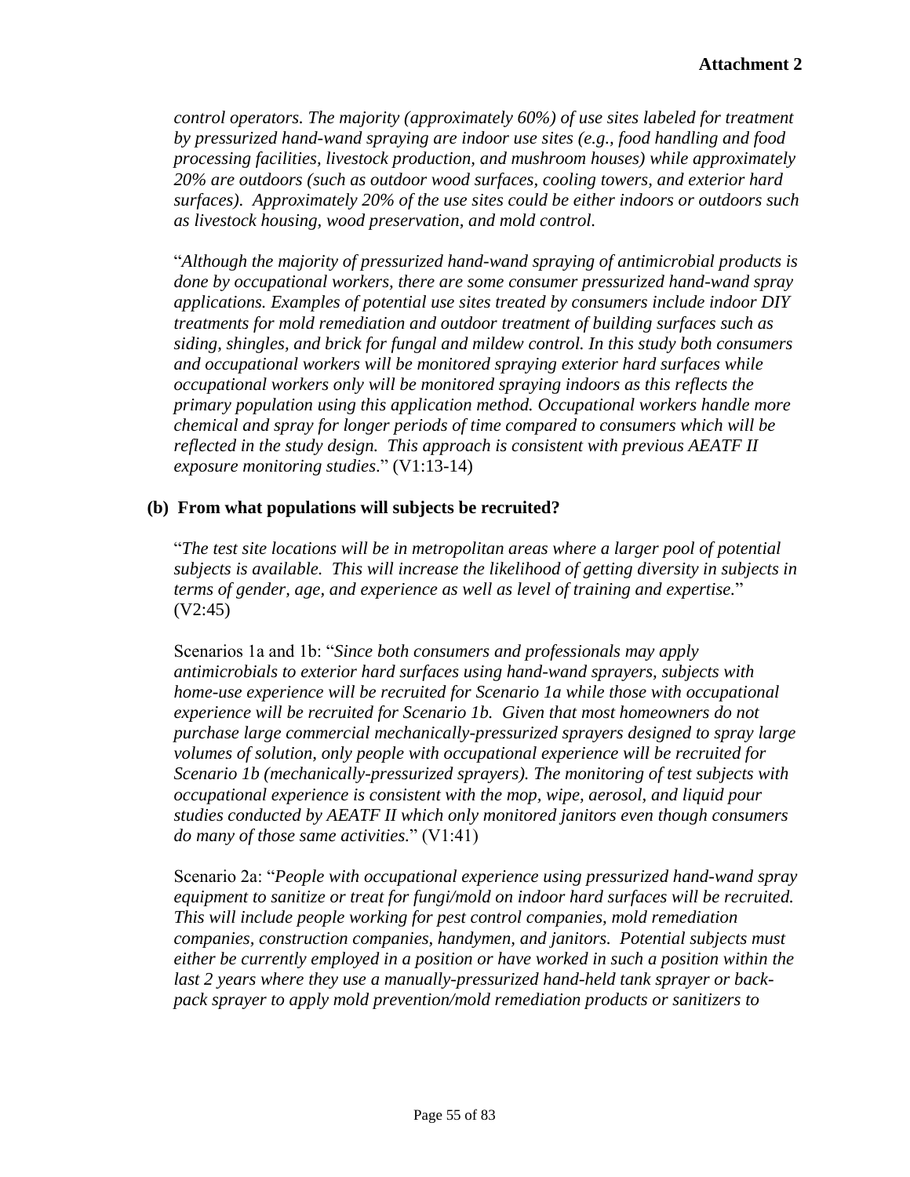*control operators. The majority (approximately 60%) of use sites labeled for treatment by pressurized hand-wand spraying are indoor use sites (e.g., food handling and food processing facilities, livestock production, and mushroom houses) while approximately 20% are outdoors (such as outdoor wood surfaces, cooling towers, and exterior hard surfaces). Approximately 20% of the use sites could be either indoors or outdoors such as livestock housing, wood preservation, and mold control.*

"*Although the majority of pressurized hand-wand spraying of antimicrobial products is done by occupational workers, there are some consumer pressurized hand-wand spray applications. Examples of potential use sites treated by consumers include indoor DIY treatments for mold remediation and outdoor treatment of building surfaces such as siding, shingles, and brick for fungal and mildew control. In this study both consumers and occupational workers will be monitored spraying exterior hard surfaces while occupational workers only will be monitored spraying indoors as this reflects the primary population using this application method. Occupational workers handle more chemical and spray for longer periods of time compared to consumers which will be reflected in the study design. This approach is consistent with previous AEATF II exposure monitoring studies*." (V1:13-14)

**(b) From what populations will subjects be recruited?**

"*The test site locations will be in metropolitan areas where a larger pool of potential subjects is available. This will increase the likelihood of getting diversity in subjects in terms of gender, age, and experience as well as level of training and expertise.*" (V2:45)

Scenarios 1a and 1b: "*Since both consumers and professionals may apply antimicrobials to exterior hard surfaces using hand-wand sprayers, subjects with home-use experience will be recruited for Scenario 1a while those with occupational experience will be recruited for Scenario 1b. Given that most homeowners do not purchase large commercial mechanically-pressurized sprayers designed to spray large volumes of solution, only people with occupational experience will be recruited for Scenario 1b (mechanically-pressurized sprayers). The monitoring of test subjects with occupational experience is consistent with the mop, wipe, aerosol, and liquid pour studies conducted by AEATF II which only monitored janitors even though consumers do many of those same activities.*" (V1:41)

Scenario 2a: "*People with occupational experience using pressurized hand-wand spray equipment to sanitize or treat for fungi/mold on indoor hard surfaces will be recruited. This will include people working for pest control companies, mold remediation companies, construction companies, handymen, and janitors. Potential subjects must either be currently employed in a position or have worked in such a position within the last 2 years where they use a manually-pressurized hand-held tank sprayer or back-pack sprayer to apply mold prevention/mold remediation products or sanitizers to*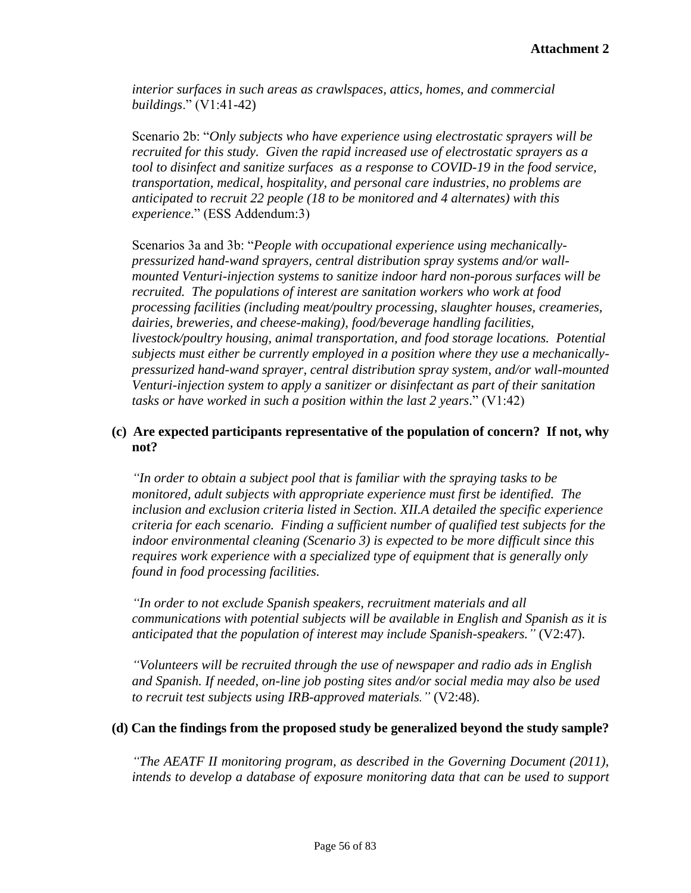*interior surfaces in such areas as crawlspaces, attics, homes, and commercial buildings*." (V1:41-42)

Scenario 2b: "*Only subjects who have experience using electrostatic sprayers will be recruited for this study. Given the rapid increased use of electrostatic sprayers as a tool to disinfect and sanitize surfaces as a response to COVID-19 in the food service, transportation, medical, hospitality, and personal care industries, no problems are anticipated to recruit 22 people (18 to be monitored and 4 alternates) with this experience*." (ESS Addendum:3)

Scenarios 3a and 3b: "*People with occupational experience using mechanically-pressurized hand-wand sprayers, central distribution spray systems and/or wall-mounted Venturi-injection systems to sanitize indoor hard non-porous surfaces will be recruited. The populations of interest are sanitation workers who work at food processing facilities (including meat/poultry processing, slaughter houses, creameries, dairies, breweries, and cheese-making), food/beverage handling facilities, livestock/poultry housing, animal transportation, and food storage locations. Potential subjects must either be currently employed in a position where they use a mechanically-pressurized hand-wand sprayer, central distribution spray system, and/or wall-mounted Venturi-injection system to apply a sanitizer or disinfectant as part of their sanitation tasks or have worked in such a position within the last 2 years*." (V1:42)

**(c) Are expected participants representative of the population of concern? If not, why not?**

*"In order to obtain a subject pool that is familiar with the spraying tasks to be monitored, adult subjects with appropriate experience must first be identified. The inclusion and exclusion criteria listed in Section. XII.A detailed the specific experience criteria for each scenario. Finding a sufficient number of qualified test subjects for the indoor environmental cleaning (Scenario 3) is expected to be more difficult since this requires work experience with a specialized type of equipment that is generally only found in food processing facilities.*

*"In order to not exclude Spanish speakers, recruitment materials and all communications with potential subjects will be available in English and Spanish as it is anticipated that the population of interest may include Spanish-speakers."* (V2:47).

*"Volunteers will be recruited through the use of newspaper and radio ads in English and Spanish. If needed, on-line job posting sites and/or social media may also be used to recruit test subjects using IRB-approved materials."* (V2:48).

**(d) Can the findings from the proposed study be generalized beyond the study sample?**

*"The AEATF II monitoring program, as described in the Governing Document (2011), intends to develop a database of exposure monitoring data that can be used to support*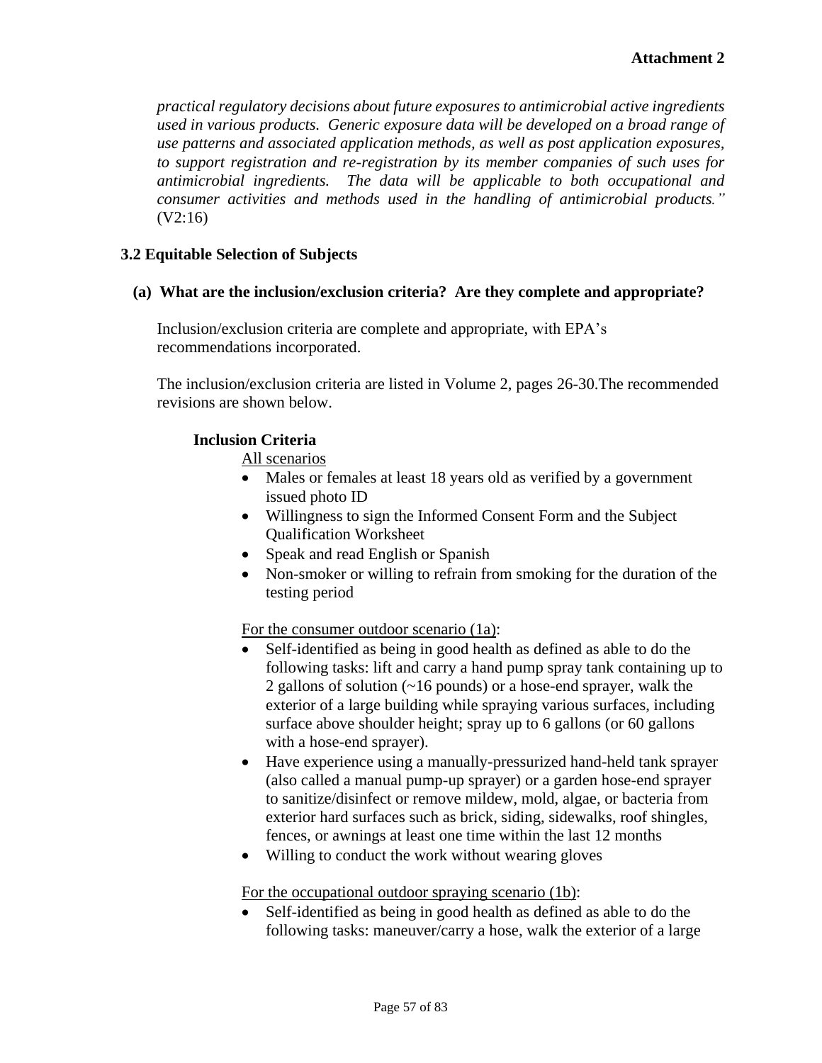*practical regulatory decisions about future exposures to antimicrobial active ingredients used in various products. Generic exposure data will be developed on a broad range of use patterns and associated application methods, as well as post application exposures, to support registration and re-registration by its member companies of such uses for antimicrobial ingredients. The data will be applicable to both occupational and consumer activities and methods used in the handling of antimicrobial products."* (V2:16)

### 3.2 Equitable Selection of Subjects

#### (a) What are the inclusion/exclusion criteria? Are they complete and appropriate?

Inclusion/exclusion criteria are complete and appropriate, with EPA's recommendations incorporated.

The inclusion/exclusion criteria are listed in Volume 2, pages 26-30.The recommended revisions are shown below.

**Inclusion Criteria**

All scenarios

- Males or females at least 18 years old as verified by a government issued photo ID
- Willingness to sign the Informed Consent Form and the Subject Qualification Worksheet
- Speak and read English or Spanish
- Non-smoker or willing to refrain from smoking for the duration of the testing period

For the consumer outdoor scenario (1a):

- Self-identified as being in good health as defined as able to do the following tasks: lift and carry a hand pump spray tank containing up to 2 gallons of solution (~16 pounds) or a hose-end sprayer, walk the exterior of a large building while spraying various surfaces, including surface above shoulder height; spray up to 6 gallons (or 60 gallons with a hose-end sprayer).
- Have experience using a manually-pressurized hand-held tank sprayer (also called a manual pump-up sprayer) or a garden hose-end sprayer to sanitize/disinfect or remove mildew, mold, algae, or bacteria from exterior hard surfaces such as brick, siding, sidewalks, roof shingles, fences, or awnings at least one time within the last 12 months
- Willing to conduct the work without wearing gloves

For the occupational outdoor spraying scenario (1b):

- Self-identified as being in good health as defined as able to do the following tasks: maneuver/carry a hose, walk the exterior of a large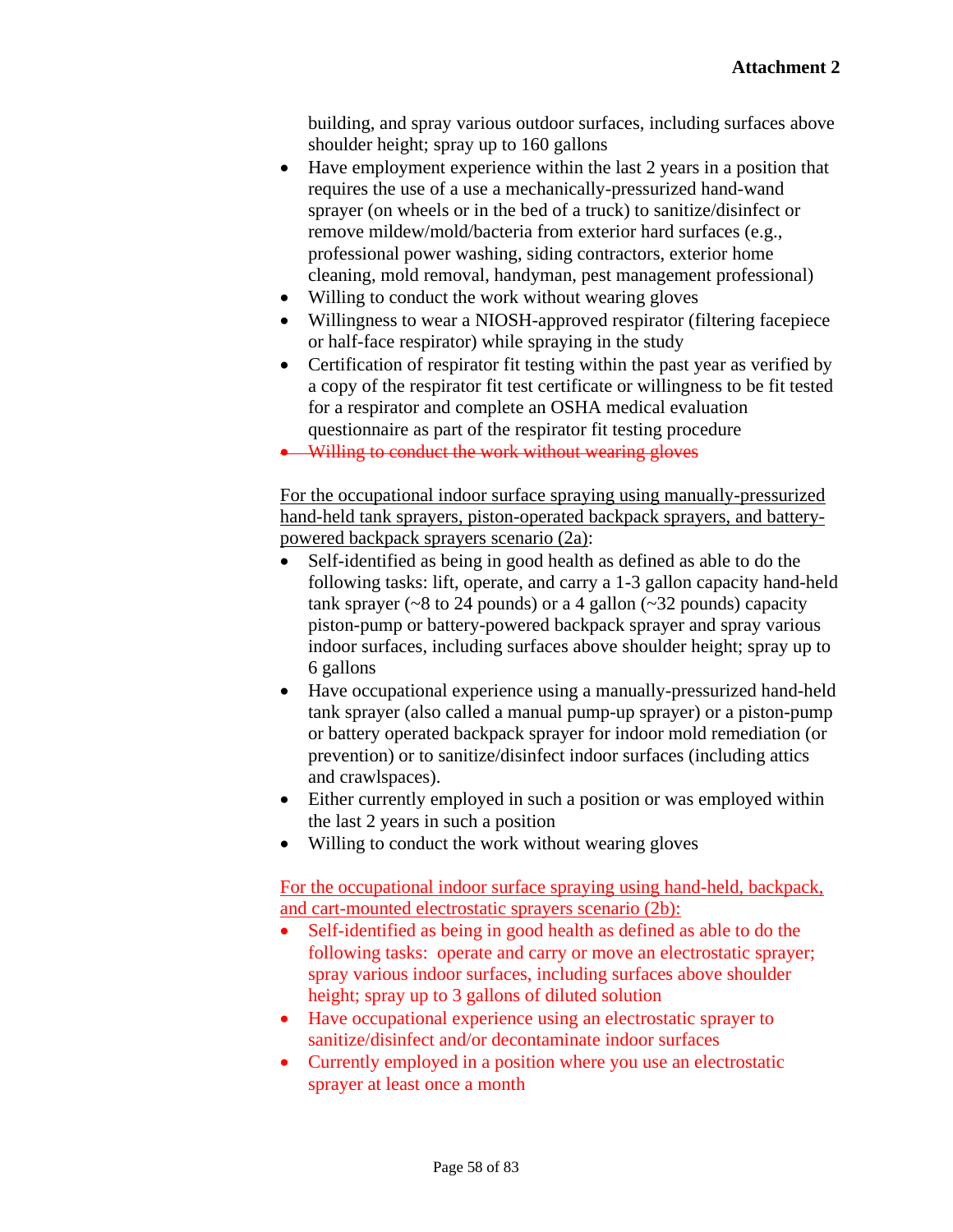building, and spray various outdoor surfaces, including surfaces above shoulder height; spray up to 160 gallons

- Have employment experience within the last 2 years in a position that requires the use of a use a mechanically-pressurized hand-wand sprayer (on wheels or in the bed of a truck) to sanitize/disinfect or remove mildew/mold/bacteria from exterior hard surfaces (e.g., professional power washing, siding contractors, exterior home cleaning, mold removal, handyman, pest management professional)
- Willing to conduct the work without wearing gloves
- Willingness to wear a NIOSH-approved respirator (filtering facepiece or half-face respirator) while spraying in the study
- Certification of respirator fit testing within the past year as verified by a copy of the respirator fit test certificate or willingness to be fit tested for a respirator and complete an OSHA medical evaluation questionnaire as part of the respirator fit testing procedure
- ~~Willing to conduct the work without wearing gloves~~

For the occupational indoor surface spraying using manually-pressurized hand-held tank sprayers, piston-operated backpack sprayers, and battery-powered backpack sprayers scenario (2a):

- Self-identified as being in good health as defined as able to do the following tasks: lift, operate, and carry a 1-3 gallon capacity hand-held tank sprayer (~8 to 24 pounds) or a 4 gallon (~32 pounds) capacity piston-pump or battery-powered backpack sprayer and spray various indoor surfaces, including surfaces above shoulder height; spray up to 6 gallons
- Have occupational experience using a manually-pressurized hand-held tank sprayer (also called a manual pump-up sprayer) or a piston-pump or battery operated backpack sprayer for indoor mold remediation (or prevention) or to sanitize/disinfect indoor surfaces (including attics and crawlspaces).
- Either currently employed in such a position or was employed within the last 2 years in such a position
- Willing to conduct the work without wearing gloves

For the occupational indoor surface spraying using hand-held, backpack, and cart-mounted electrostatic sprayers scenario (2b):

- Self-identified as being in good health as defined as able to do the following tasks: operate and carry or move an electrostatic sprayer; spray various indoor surfaces, including surfaces above shoulder height; spray up to 3 gallons of diluted solution
- Have occupational experience using an electrostatic sprayer to sanitize/disinfect and/or decontaminate indoor surfaces
- Currently employed in a position where you use an electrostatic sprayer at least once a month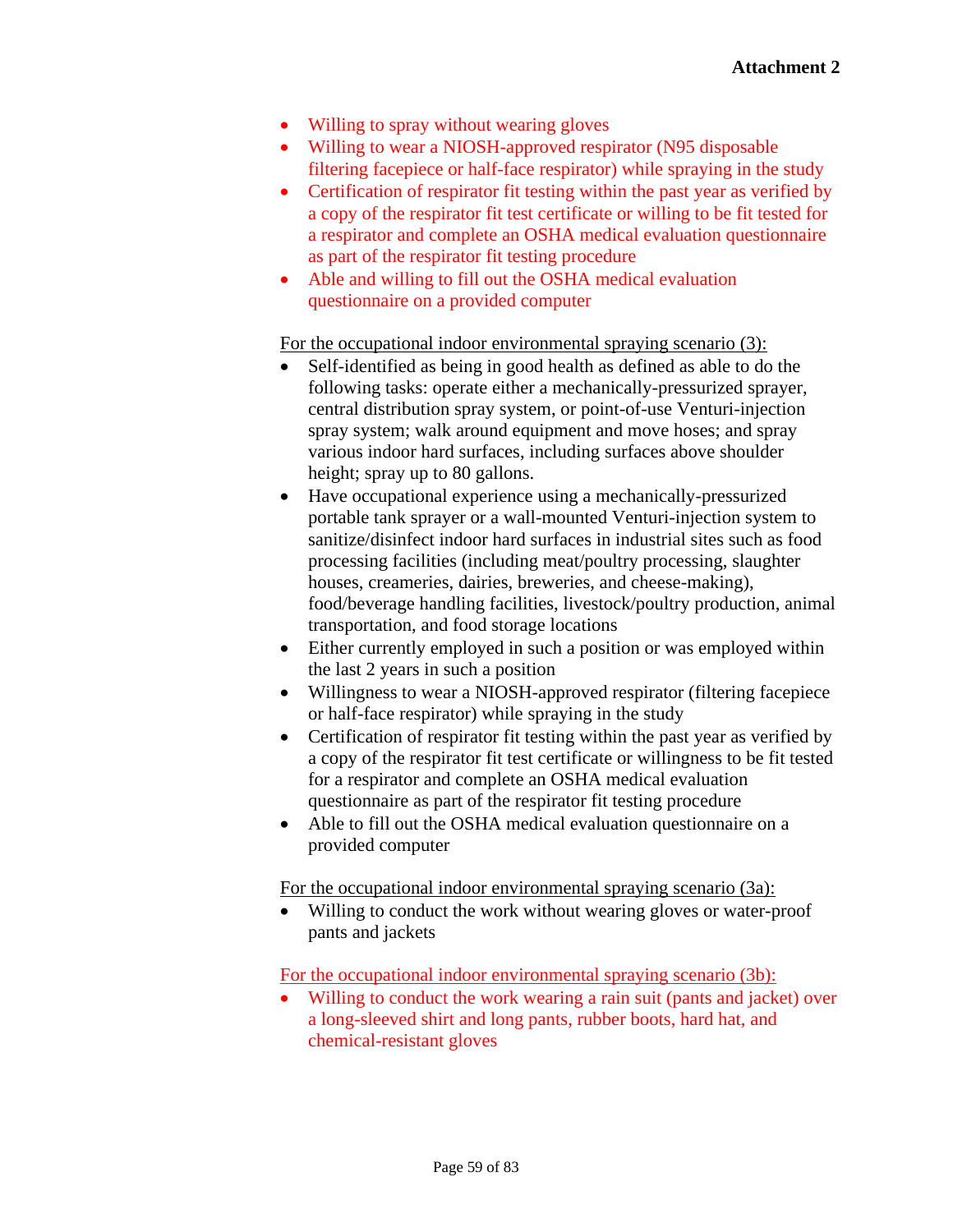Attachment 2

- Willing to spray without wearing gloves
- Willing to wear a NIOSH-approved respirator (N95 disposable filtering facepiece or half-face respirator) while spraying in the study
- Certification of respirator fit testing within the past year as verified by a copy of the respirator fit test certificate or willing to be fit tested for a respirator and complete an OSHA medical evaluation questionnaire as part of the respirator fit testing procedure
- Able and willing to fill out the OSHA medical evaluation questionnaire on a provided computer

For the occupational indoor environmental spraying scenario (3):

- Self-identified as being in good health as defined as able to do the following tasks: operate either a mechanically-pressurized sprayer, central distribution spray system, or point-of-use Venturi-injection spray system; walk around equipment and move hoses; and spray various indoor hard surfaces, including surfaces above shoulder height; spray up to 80 gallons.
- Have occupational experience using a mechanically-pressurized portable tank sprayer or a wall-mounted Venturi-injection system to sanitize/disinfect indoor hard surfaces in industrial sites such as food processing facilities (including meat/poultry processing, slaughter houses, creameries, dairies, breweries, and cheese-making), food/beverage handling facilities, livestock/poultry production, animal transportation, and food storage locations
- Either currently employed in such a position or was employed within the last 2 years in such a position
- Willingness to wear a NIOSH-approved respirator (filtering facepiece or half-face respirator) while spraying in the study
- Certification of respirator fit testing within the past year as verified by a copy of the respirator fit test certificate or willingness to be fit tested for a respirator and complete an OSHA medical evaluation questionnaire as part of the respirator fit testing procedure
- Able to fill out the OSHA medical evaluation questionnaire on a provided computer

For the occupational indoor environmental spraying scenario (3a):

- Willing to conduct the work without wearing gloves or water-proof pants and jackets

For the occupational indoor environmental spraying scenario (3b):

- Willing to conduct the work wearing a rain suit (pants and jacket) over a long-sleeved shirt and long pants, rubber boots, hard hat, and chemical-resistant gloves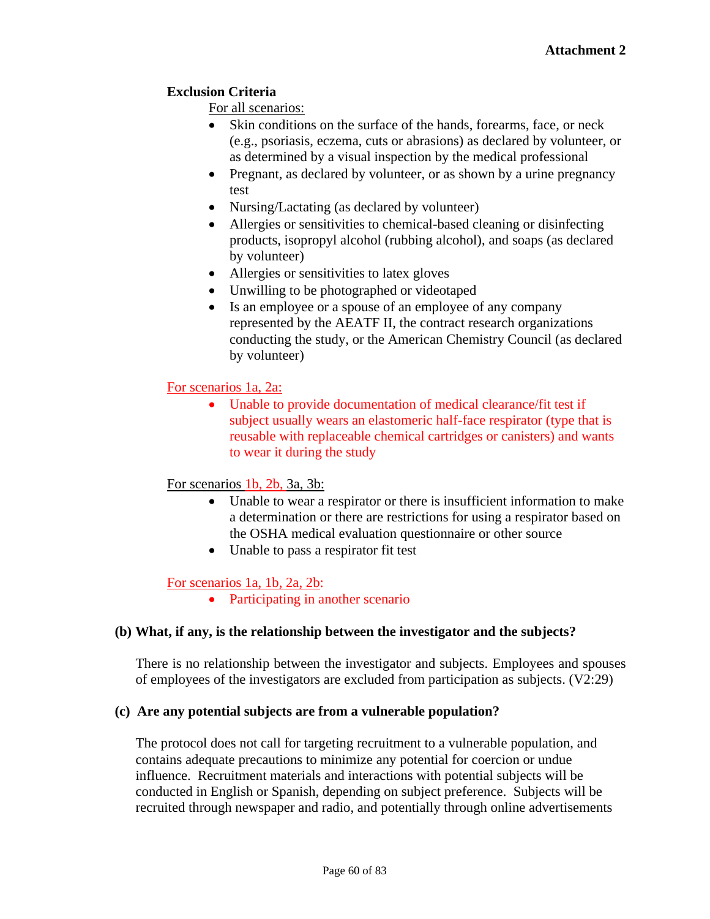**Exclusion Criteria**

For all scenarios:

- Skin conditions on the surface of the hands, forearms, face, or neck (e.g., psoriasis, eczema, cuts or abrasions) as declared by volunteer, or as determined by a visual inspection by the medical professional
- Pregnant, as declared by volunteer, or as shown by a urine pregnancy test
- Nursing/Lactating (as declared by volunteer)
- Allergies or sensitivities to chemical-based cleaning or disinfecting products, isopropyl alcohol (rubbing alcohol), and soaps (as declared by volunteer)
- Allergies or sensitivities to latex gloves
- Unwilling to be photographed or videotaped
- Is an employee or a spouse of an employee of any company represented by the AEATF II, the contract research organizations conducting the study, or the American Chemistry Council (as declared by volunteer)

For scenarios 1a, 2a:

- Unable to provide documentation of medical clearance/fit test if subject usually wears an elastomeric half-face respirator (type that is reusable with replaceable chemical cartridges or canisters) and wants to wear it during the study

For scenarios 1b, 2b, 3a, 3b:

- Unable to wear a respirator or there is insufficient information to make a determination or there are restrictions for using a respirator based on the OSHA medical evaluation questionnaire or other source
- Unable to pass a respirator fit test

For scenarios 1a, 1b, 2a, 2b:

- Participating in another scenario

**(b) What, if any, is the relationship between the investigator and the subjects?**

There is no relationship between the investigator and subjects. Employees and spouses of employees of the investigators are excluded from participation as subjects. (V2:29)

**(c) Are any potential subjects are from a vulnerable population?**

The protocol does not call for targeting recruitment to a vulnerable population, and contains adequate precautions to minimize any potential for coercion or undue influence. Recruitment materials and interactions with potential subjects will be conducted in English or Spanish, depending on subject preference. Subjects will be recruited through newspaper and radio, and potentially through online advertisements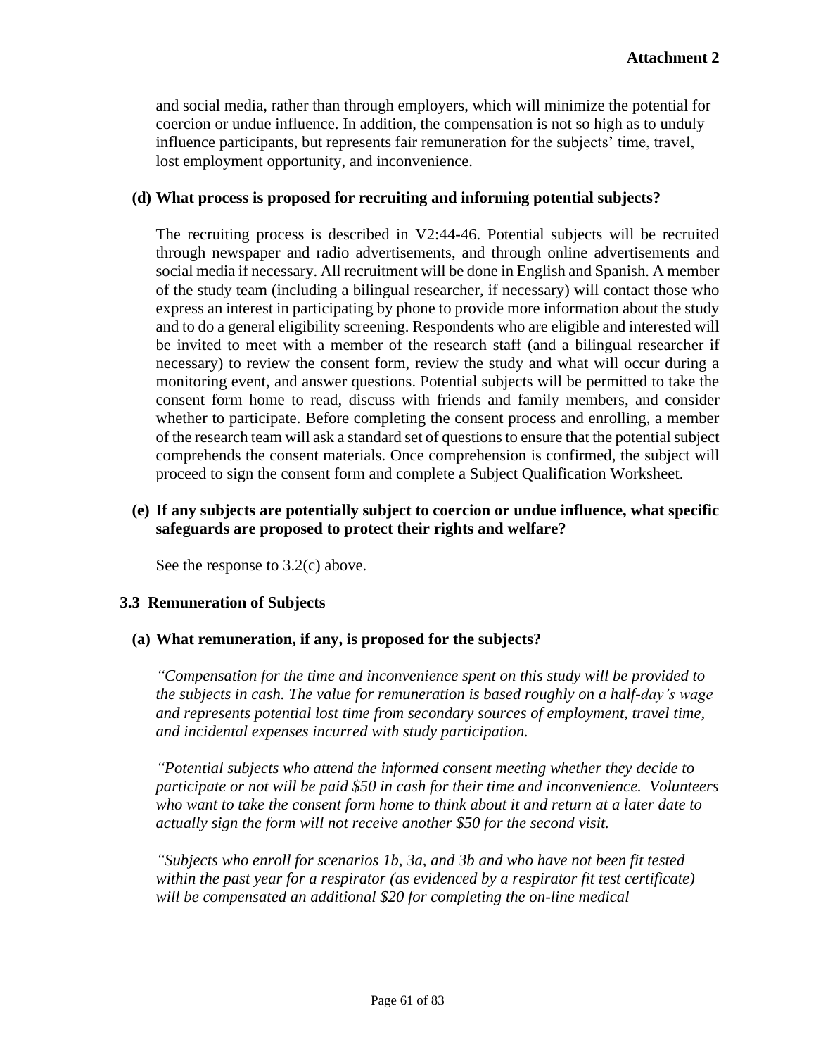and social media, rather than through employers, which will minimize the potential for coercion or undue influence. In addition, the compensation is not so high as to unduly influence participants, but represents fair remuneration for the subjects' time, travel, lost employment opportunity, and inconvenience.

**(d) What process is proposed for recruiting and informing potential subjects?**

The recruiting process is described in V2:44-46. Potential subjects will be recruited through newspaper and radio advertisements, and through online advertisements and social media if necessary. All recruitment will be done in English and Spanish. A member of the study team (including a bilingual researcher, if necessary) will contact those who express an interest in participating by phone to provide more information about the study and to do a general eligibility screening. Respondents who are eligible and interested will be invited to meet with a member of the research staff (and a bilingual researcher if necessary) to review the consent form, review the study and what will occur during a monitoring event, and answer questions. Potential subjects will be permitted to take the consent form home to read, discuss with friends and family members, and consider whether to participate. Before completing the consent process and enrolling, a member of the research team will ask a standard set of questions to ensure that the potential subject comprehends the consent materials. Once comprehension is confirmed, the subject will proceed to sign the consent form and complete a Subject Qualification Worksheet.

**(e) If any subjects are potentially subject to coercion or undue influence, what specific safeguards are proposed to protect their rights and welfare?**

See the response to 3.2(c) above.

### 3.3 Remuneration of Subjects

**(a) What remuneration, if any, is proposed for the subjects?**

*"Compensation for the time and inconvenience spent on this study will be provided to the subjects in cash. The value for remuneration is based roughly on a half-day's wage and represents potential lost time from secondary sources of employment, travel time, and incidental expenses incurred with study participation.*

*"Potential subjects who attend the informed consent meeting whether they decide to participate or not will be paid \$50 in cash for their time and inconvenience. Volunteers who want to take the consent form home to think about it and return at a later date to actually sign the form will not receive another \$50 for the second visit.*

*"Subjects who enroll for scenarios 1b, 3a, and 3b and who have not been fit tested within the past year for a respirator (as evidenced by a respirator fit test certificate) will be compensated an additional \$20 for completing the on-line medical*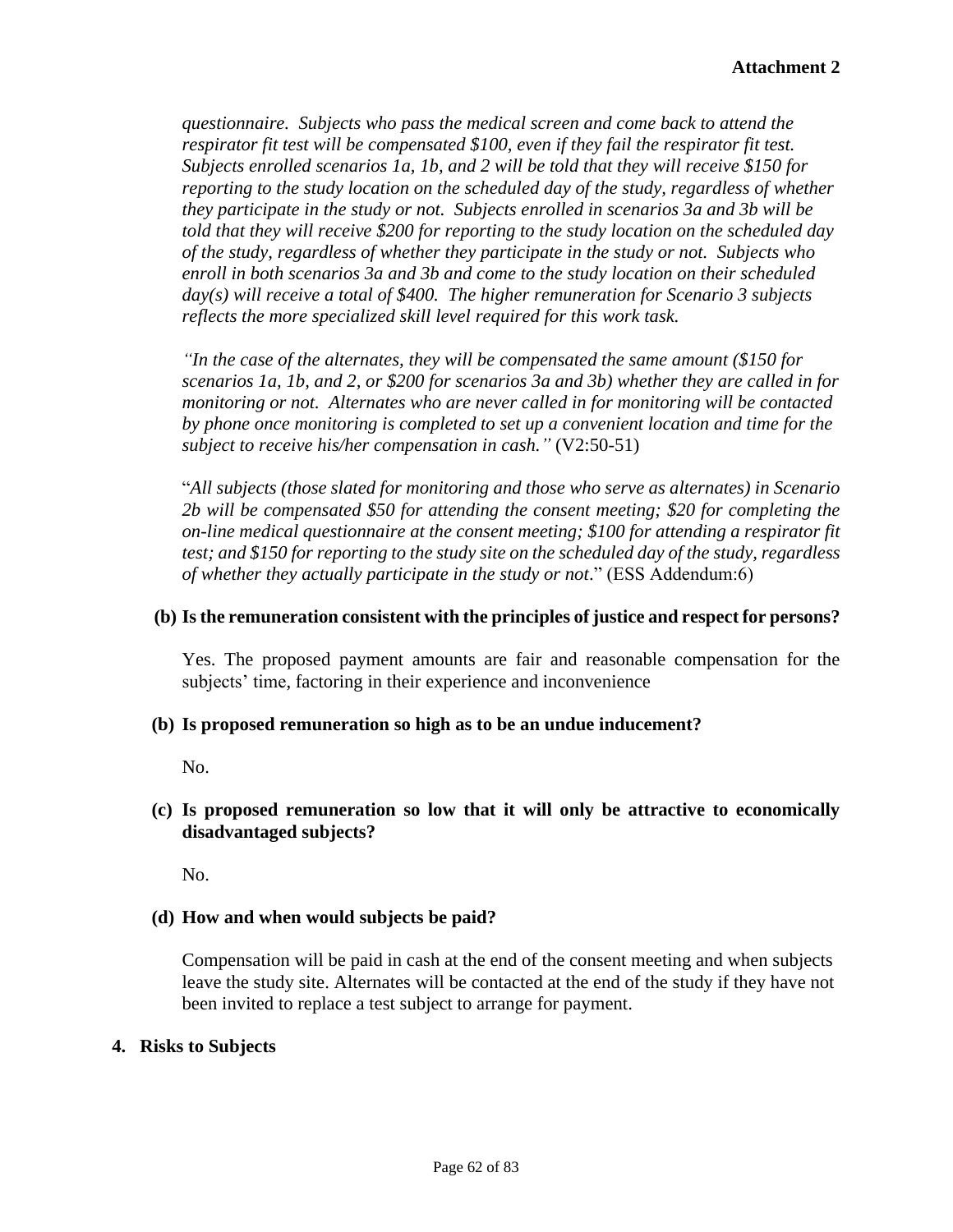*questionnaire. Subjects who pass the medical screen and come back to attend the respirator fit test will be compensated $100, even if they fail the respirator fit test. Subjects enrolled scenarios 1a, 1b, and 2 will be told that they will receive $150 for reporting to the study location on the scheduled day of the study, regardless of whether they participate in the study or not. Subjects enrolled in scenarios 3a and 3b will be told that they will receive $200 for reporting to the study location on the scheduled day of the study, regardless of whether they participate in the study or not. Subjects who enroll in both scenarios 3a and 3b and come to the study location on their scheduled day(s) will receive a total of $400. The higher remuneration for Scenario 3 subjects reflects the more specialized skill level required for this work task.*

*"In the case of the alternates, they will be compensated the same amount ($150 for scenarios 1a, 1b, and 2, or $200 for scenarios 3a and 3b) whether they are called in for monitoring or not. Alternates who are never called in for monitoring will be contacted by phone once monitoring is completed to set up a convenient location and time for the subject to receive his/her compensation in cash."* (V2:50-51)

"*All subjects (those slated for monitoring and those who serve as alternates) in Scenario 2b will be compensated $50 for attending the consent meeting; $20 for completing the on-line medical questionnaire at the consent meeting; $100 for attending a respirator fit test; and $150 for reporting to the study site on the scheduled day of the study, regardless of whether they actually participate in the study or not*." (ESS Addendum:6)

**(b) Is the remuneration consistent with the principles of justice and respect for persons?**

Yes. The proposed payment amounts are fair and reasonable compensation for the subjects' time, factoring in their experience and inconvenience

**(b) Is proposed remuneration so high as to be an undue inducement?**

No.

**(c) Is proposed remuneration so low that it will only be attractive to economically disadvantaged subjects?**

No.

**(d) How and when would subjects be paid?**

Compensation will be paid in cash at the end of the consent meeting and when subjects leave the study site. Alternates will be contacted at the end of the study if they have not been invited to replace a test subject to arrange for payment.

**4. Risks to Subjects**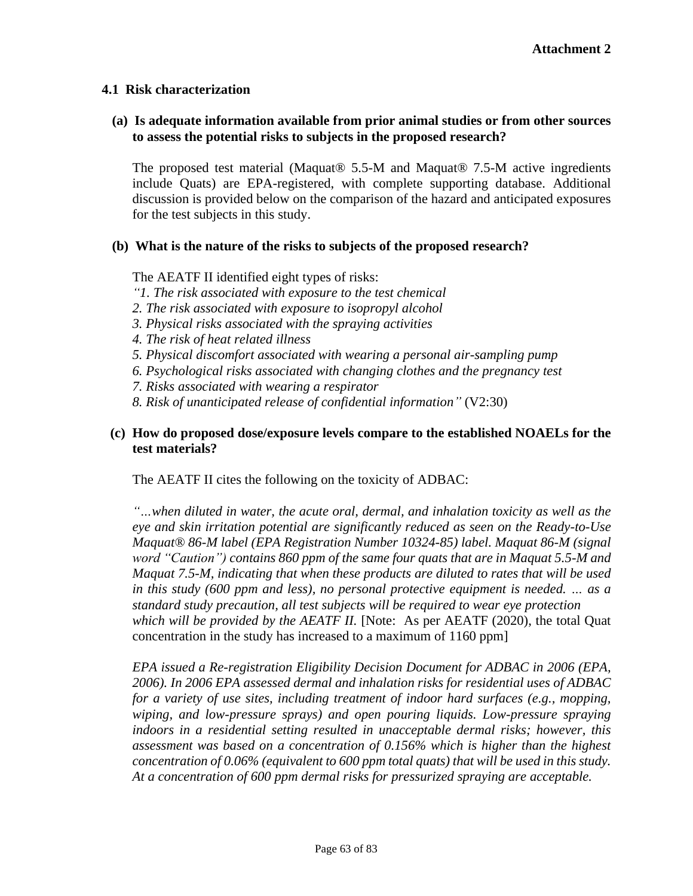**Attachment 2**

## 4.1 Risk characterization

**(a) Is adequate information available from prior animal studies or from other sources to assess the potential risks to subjects in the proposed research?**

The proposed test material (Maquat® 5.5-M and Maquat® 7.5-M active ingredients include Quats) are EPA-registered, with complete supporting database. Additional discussion is provided below on the comparison of the hazard and anticipated exposures for the test subjects in this study.

**(b) What is the nature of the risks to subjects of the proposed research?**

The AEATF II identified eight types of risks:
*"1. The risk associated with exposure to the test chemical*
*2. The risk associated with exposure to isopropyl alcohol*
*3. Physical risks associated with the spraying activities*
*4. The risk of heat related illness*
*5. Physical discomfort associated with wearing a personal air-sampling pump*
*6. Psychological risks associated with changing clothes and the pregnancy test*
*7. Risks associated with wearing a respirator*
*8. Risk of unanticipated release of confidential information"* (V2:30)

**(c) How do proposed dose/exposure levels compare to the established NOAELs for the test materials?**

The AEATF II cites the following on the toxicity of ADBAC:

*"…when diluted in water, the acute oral, dermal, and inhalation toxicity as well as the eye and skin irritation potential are significantly reduced as seen on the Ready-to-Use Maquat® 86-M label (EPA Registration Number 10324-85) label. Maquat 86-M (signal word "Caution") contains 860 ppm of the same four quats that are in Maquat 5.5-M and Maquat 7.5-M, indicating that when these products are diluted to rates that will be used in this study (600 ppm and less), no personal protective equipment is needed. … as a standard study precaution, all test subjects will be required to wear eye protection which will be provided by the AEATF II.* [Note: As per AEATF (2020), the total Quat concentration in the study has increased to a maximum of 1160 ppm]

*EPA issued a Re-registration Eligibility Decision Document for ADBAC in 2006 (EPA, 2006). In 2006 EPA assessed dermal and inhalation risks for residential uses of ADBAC for a variety of use sites, including treatment of indoor hard surfaces (e.g., mopping, wiping, and low-pressure sprays) and open pouring liquids. Low-pressure spraying indoors in a residential setting resulted in unacceptable dermal risks; however, this assessment was based on a concentration of 0.156% which is higher than the highest concentration of 0.06% (equivalent to 600 ppm total quats) that will be used in this study. At a concentration of 600 ppm dermal risks for pressurized spraying are acceptable.*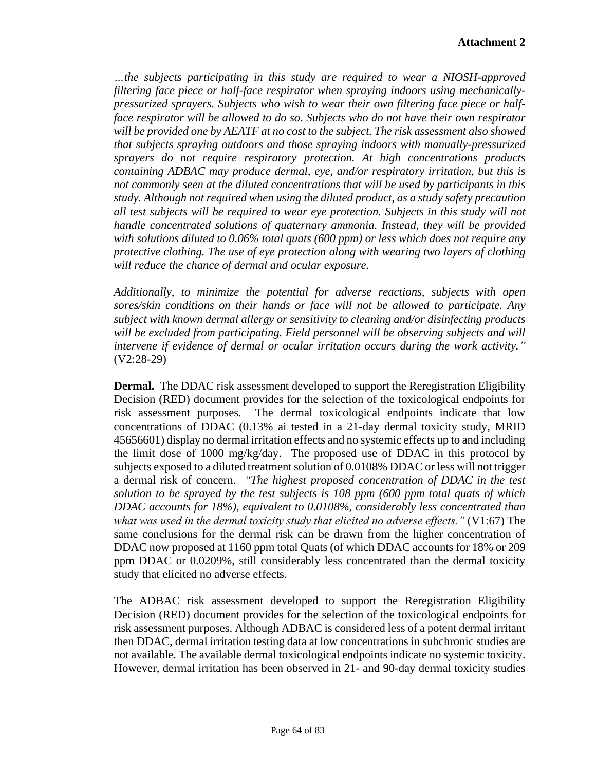**Attachment 2**

*…the subjects participating in this study are required to wear a NIOSH-approved filtering face piece or half-face respirator when spraying indoors using mechanically-pressurized sprayers. Subjects who wish to wear their own filtering face piece or half-face respirator will be allowed to do so. Subjects who do not have their own respirator will be provided one by AEATF at no cost to the subject. The risk assessment also showed that subjects spraying outdoors and those spraying indoors with manually-pressurized sprayers do not require respiratory protection. At high concentrations products containing ADBAC may produce dermal, eye, and/or respiratory irritation, but this is not commonly seen at the diluted concentrations that will be used by participants in this study. Although not required when using the diluted product, as a study safety precaution all test subjects will be required to wear eye protection. Subjects in this study will not handle concentrated solutions of quaternary ammonia. Instead, they will be provided with solutions diluted to 0.06% total quats (600 ppm) or less which does not require any protective clothing. The use of eye protection along with wearing two layers of clothing will reduce the chance of dermal and ocular exposure.*

*Additionally, to minimize the potential for adverse reactions, subjects with open sores/skin conditions on their hands or face will not be allowed to participate. Any subject with known dermal allergy or sensitivity to cleaning and/or disinfecting products will be excluded from participating. Field personnel will be observing subjects and will intervene if evidence of dermal or ocular irritation occurs during the work activity."* (V2:28-29)

**Dermal.** The DDAC risk assessment developed to support the Reregistration Eligibility Decision (RED) document provides for the selection of the toxicological endpoints for risk assessment purposes. The dermal toxicological endpoints indicate that low concentrations of DDAC (0.13% ai tested in a 21-day dermal toxicity study, MRID 45656601) display no dermal irritation effects and no systemic effects up to and including the limit dose of 1000 mg/kg/day. The proposed use of DDAC in this protocol by subjects exposed to a diluted treatment solution of 0.0108% DDAC or less will not trigger a dermal risk of concern. *"The highest proposed concentration of DDAC in the test solution to be sprayed by the test subjects is 108 ppm (600 ppm total quats of which DDAC accounts for 18%), equivalent to 0.0108%, considerably less concentrated than what was used in the dermal toxicity study that elicited no adverse effects."* (V1:67) The same conclusions for the dermal risk can be drawn from the higher concentration of DDAC now proposed at 1160 ppm total Quats (of which DDAC accounts for 18% or 209 ppm DDAC or 0.0209%, still considerably less concentrated than the dermal toxicity study that elicited no adverse effects.

The ADBAC risk assessment developed to support the Reregistration Eligibility Decision (RED) document provides for the selection of the toxicological endpoints for risk assessment purposes. Although ADBAC is considered less of a potent dermal irritant then DDAC, dermal irritation testing data at low concentrations in subchronic studies are not available. The available dermal toxicological endpoints indicate no systemic toxicity. However, dermal irritation has been observed in 21- and 90-day dermal toxicity studies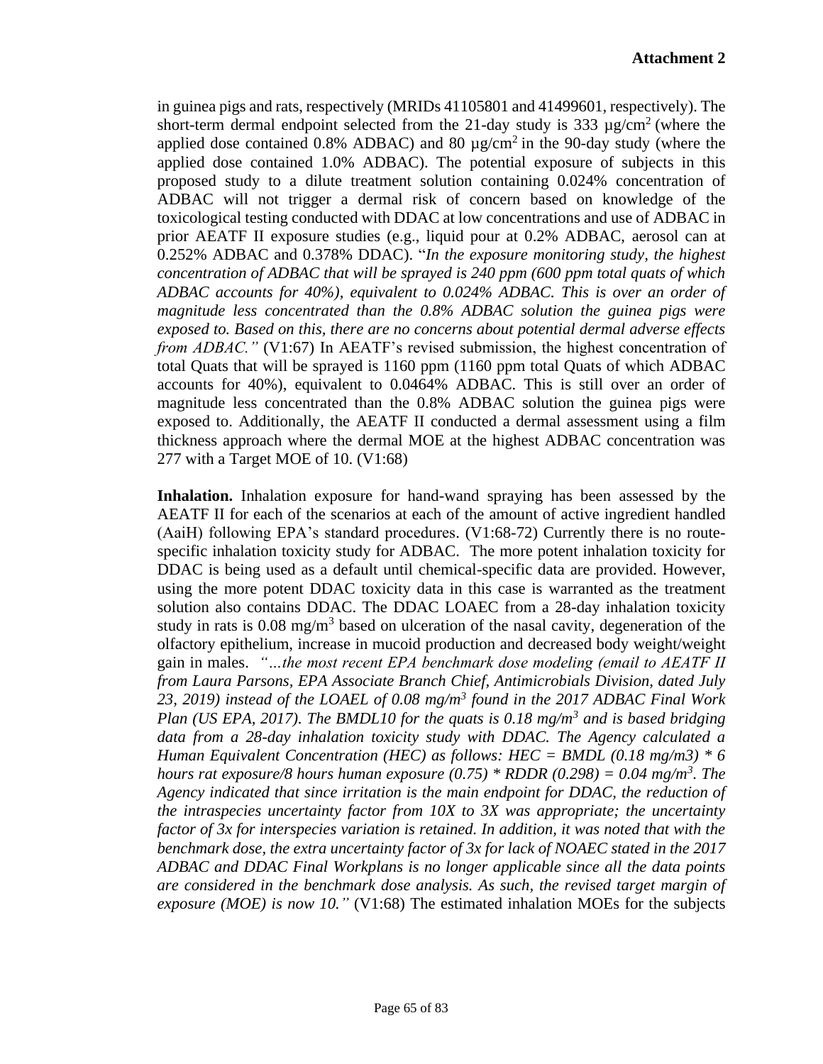in guinea pigs and rats, respectively (MRIDs 41105801 and 41499601, respectively). The short-term dermal endpoint selected from the 21-day study is 333 µg/cm$^2$ (where the applied dose contained 0.8% ADBAC) and 80 µg/cm$^2$ in the 90-day study (where the applied dose contained 1.0% ADBAC). The potential exposure of subjects in this proposed study to a dilute treatment solution containing 0.024% concentration of ADBAC will not trigger a dermal risk of concern based on knowledge of the toxicological testing conducted with DDAC at low concentrations and use of ADBAC in prior AEATF II exposure studies (e.g., liquid pour at 0.2% ADBAC, aerosol can at 0.252% ADBAC and 0.378% DDAC). "*In the exposure monitoring study, the highest concentration of ADBAC that will be sprayed is 240 ppm (600 ppm total quats of which ADBAC accounts for 40%), equivalent to 0.024% ADBAC. This is over an order of magnitude less concentrated than the 0.8% ADBAC solution the guinea pigs were exposed to. Based on this, there are no concerns about potential dermal adverse effects from ADBAC."* (V1:67) In AEATF's revised submission, the highest concentration of total Quats that will be sprayed is 1160 ppm (1160 ppm total Quats of which ADBAC accounts for 40%), equivalent to 0.0464% ADBAC. This is still over an order of magnitude less concentrated than the 0.8% ADBAC solution the guinea pigs were exposed to. Additionally, the AEATF II conducted a dermal assessment using a film thickness approach where the dermal MOE at the highest ADBAC concentration was 277 with a Target MOE of 10. (V1:68)

**Inhalation.** Inhalation exposure for hand-wand spraying has been assessed by the AEATF II for each of the scenarios at each of the amount of active ingredient handled (AaiH) following EPA's standard procedures. (V1:68-72) Currently there is no route-specific inhalation toxicity study for ADBAC. The more potent inhalation toxicity for DDAC is being used as a default until chemical-specific data are provided. However, using the more potent DDAC toxicity data in this case is warranted as the treatment solution also contains DDAC. The DDAC LOAEC from a 28-day inhalation toxicity study in rats is 0.08 mg/m$^3$ based on ulceration of the nasal cavity, degeneration of the olfactory epithelium, increase in mucoid production and decreased body weight/weight gain in males. *"…the most recent EPA benchmark dose modeling (email to AEATF II from Laura Parsons, EPA Associate Branch Chief, Antimicrobials Division, dated July 23, 2019) instead of the LOAEL of 0.08 mg/m$^3$ found in the 2017 ADBAC Final Work Plan (US EPA, 2017). The BMDL10 for the quats is 0.18 mg/m$^3$ and is based bridging data from a 28-day inhalation toxicity study with DDAC. The Agency calculated a Human Equivalent Concentration (HEC) as follows: HEC = BMDL (0.18 mg/m3) * 6 hours rat exposure/8 hours human exposure (0.75) * RDDR (0.298) = 0.04 mg/m$^3$. The Agency indicated that since irritation is the main endpoint for DDAC, the reduction of the intraspecies uncertainty factor from 10X to 3X was appropriate; the uncertainty factor of 3x for interspecies variation is retained. In addition, it was noted that with the benchmark dose, the extra uncertainty factor of 3x for lack of NOAEC stated in the 2017 ADBAC and DDAC Final Workplans is no longer applicable since all the data points are considered in the benchmark dose analysis. As such, the revised target margin of exposure (MOE) is now 10."* (V1:68) The estimated inhalation MOEs for the subjects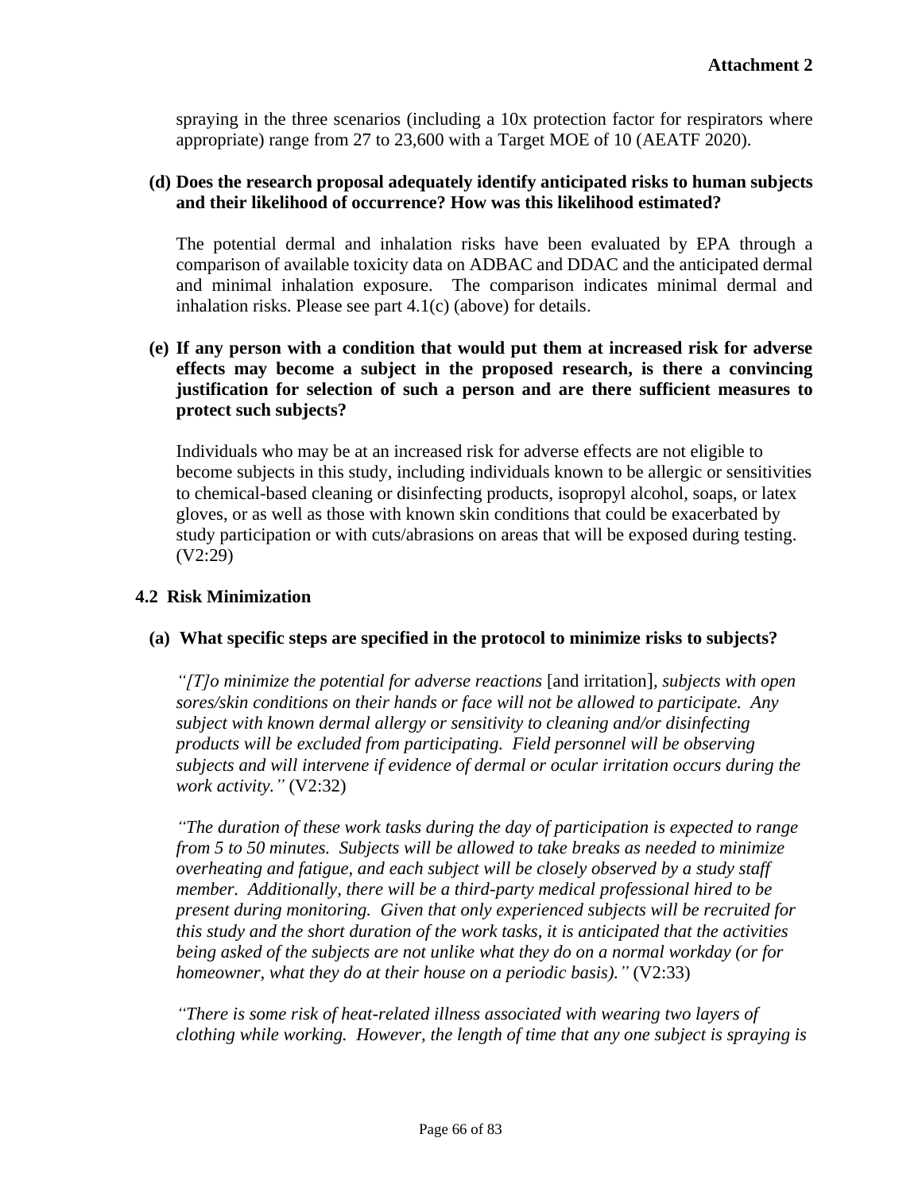spraying in the three scenarios (including a 10x protection factor for respirators where appropriate) range from 27 to 23,600 with a Target MOE of 10 (AEATF 2020).

**(d) Does the research proposal adequately identify anticipated risks to human subjects and their likelihood of occurrence? How was this likelihood estimated?**

The potential dermal and inhalation risks have been evaluated by EPA through a comparison of available toxicity data on ADBAC and DDAC and the anticipated dermal and minimal inhalation exposure. The comparison indicates minimal dermal and inhalation risks. Please see part 4.1(c) (above) for details.

**(e) If any person with a condition that would put them at increased risk for adverse effects may become a subject in the proposed research, is there a convincing justification for selection of such a person and are there sufficient measures to protect such subjects?**

Individuals who may be at an increased risk for adverse effects are not eligible to become subjects in this study, including individuals known to be allergic or sensitivities to chemical-based cleaning or disinfecting products, isopropyl alcohol, soaps, or latex gloves, or as well as those with known skin conditions that could be exacerbated by study participation or with cuts/abrasions on areas that will be exposed during testing. (V2:29)

## 4.2 Risk Minimization

**(a) What specific steps are specified in the protocol to minimize risks to subjects?**

*"[T]o minimize the potential for adverse reactions* [and irritation], *subjects with open sores/skin conditions on their hands or face will not be allowed to participate. Any subject with known dermal allergy or sensitivity to cleaning and/or disinfecting products will be excluded from participating. Field personnel will be observing subjects and will intervene if evidence of dermal or ocular irritation occurs during the work activity."* (V2:32)

*"The duration of these work tasks during the day of participation is expected to range from 5 to 50 minutes. Subjects will be allowed to take breaks as needed to minimize overheating and fatigue, and each subject will be closely observed by a study staff member. Additionally, there will be a third-party medical professional hired to be present during monitoring. Given that only experienced subjects will be recruited for this study and the short duration of the work tasks, it is anticipated that the activities being asked of the subjects are not unlike what they do on a normal workday (or for homeowner, what they do at their house on a periodic basis)."* (V2:33)

*"There is some risk of heat-related illness associated with wearing two layers of clothing while working. However, the length of time that any one subject is spraying is*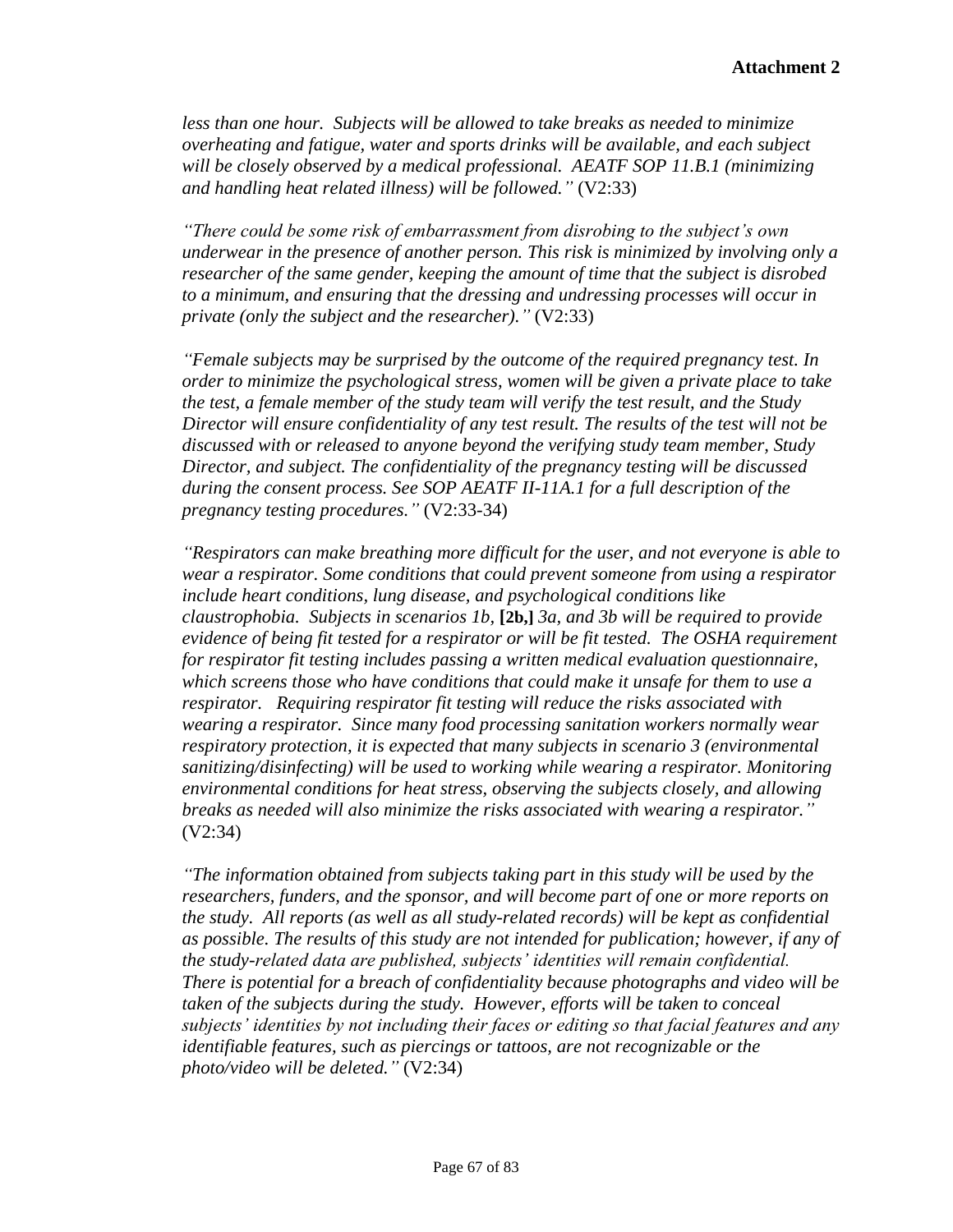*less than one hour. Subjects will be allowed to take breaks as needed to minimize overheating and fatigue, water and sports drinks will be available, and each subject will be closely observed by a medical professional. AEATF SOP 11.B.1 (minimizing and handling heat related illness) will be followed."* (V2:33)

*"There could be some risk of embarrassment from disrobing to the subject's own underwear in the presence of another person. This risk is minimized by involving only a researcher of the same gender, keeping the amount of time that the subject is disrobed to a minimum, and ensuring that the dressing and undressing processes will occur in private (only the subject and the researcher)."* (V2:33)

*"Female subjects may be surprised by the outcome of the required pregnancy test. In order to minimize the psychological stress, women will be given a private place to take the test, a female member of the study team will verify the test result, and the Study Director will ensure confidentiality of any test result. The results of the test will not be discussed with or released to anyone beyond the verifying study team member, Study Director, and subject. The confidentiality of the pregnancy testing will be discussed during the consent process. See SOP AEATF II-11A.1 for a full description of the pregnancy testing procedures."* (V2:33-34)

*"Respirators can make breathing more difficult for the user, and not everyone is able to wear a respirator. Some conditions that could prevent someone from using a respirator include heart conditions, lung disease, and psychological conditions like claustrophobia. Subjects in scenarios 1b,* **[2b,]** *3a, and 3b will be required to provide evidence of being fit tested for a respirator or will be fit tested. The OSHA requirement for respirator fit testing includes passing a written medical evaluation questionnaire, which screens those who have conditions that could make it unsafe for them to use a respirator. Requiring respirator fit testing will reduce the risks associated with wearing a respirator. Since many food processing sanitation workers normally wear respiratory protection, it is expected that many subjects in scenario 3 (environmental sanitizing/disinfecting) will be used to working while wearing a respirator. Monitoring environmental conditions for heat stress, observing the subjects closely, and allowing breaks as needed will also minimize the risks associated with wearing a respirator."* (V2:34)

*"The information obtained from subjects taking part in this study will be used by the researchers, funders, and the sponsor, and will become part of one or more reports on the study. All reports (as well as all study-related records) will be kept as confidential as possible. The results of this study are not intended for publication; however, if any of the study-related data are published, subjects' identities will remain confidential. There is potential for a breach of confidentiality because photographs and video will be taken of the subjects during the study. However, efforts will be taken to conceal subjects' identities by not including their faces or editing so that facial features and any identifiable features, such as piercings or tattoos, are not recognizable or the photo/video will be deleted."* (V2:34)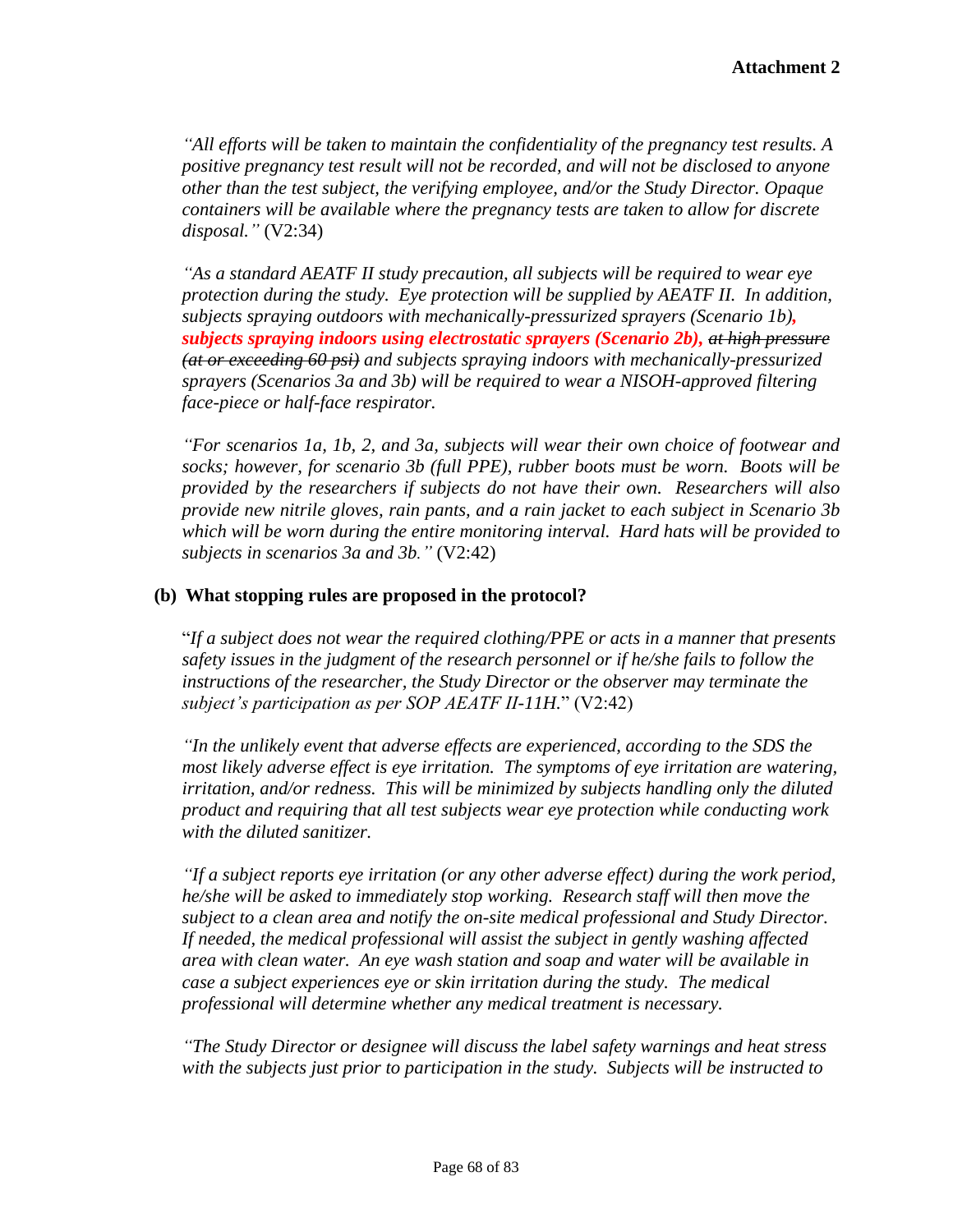*"All efforts will be taken to maintain the confidentiality of the pregnancy test results. A positive pregnancy test result will not be recorded, and will not be disclosed to anyone other than the test subject, the verifying employee, and/or the Study Director. Opaque containers will be available where the pregnancy tests are taken to allow for discrete disposal."* (V2:34)

*"As a standard AEATF II study precaution, all subjects will be required to wear eye protection during the study. Eye protection will be supplied by AEATF II. In addition, subjects spraying outdoors with mechanically-pressurized sprayers (Scenario 1b)****, subjects spraying indoors using electrostatic sprayers (Scenario 2b),*** ~~*at high pressure (at or exceeding 60 psi)*~~ *and subjects spraying indoors with mechanically-pressurized sprayers (Scenarios 3a and 3b) will be required to wear a NISOH-approved filtering face-piece or half-face respirator.*

*"For scenarios 1a, 1b, 2, and 3a, subjects will wear their own choice of footwear and socks; however, for scenario 3b (full PPE), rubber boots must be worn. Boots will be provided by the researchers if subjects do not have their own. Researchers will also provide new nitrile gloves, rain pants, and a rain jacket to each subject in Scenario 3b which will be worn during the entire monitoring interval. Hard hats will be provided to subjects in scenarios 3a and 3b."* (V2:42)

**(b) What stopping rules are proposed in the protocol?**

"*If a subject does not wear the required clothing/PPE or acts in a manner that presents safety issues in the judgment of the research personnel or if he/she fails to follow the instructions of the researcher, the Study Director or the observer may terminate the subject's participation as per SOP AEATF II-11H.*" (V2:42)

*"In the unlikely event that adverse effects are experienced, according to the SDS the most likely adverse effect is eye irritation. The symptoms of eye irritation are watering, irritation, and/or redness. This will be minimized by subjects handling only the diluted product and requiring that all test subjects wear eye protection while conducting work with the diluted sanitizer.*

*"If a subject reports eye irritation (or any other adverse effect) during the work period, he/she will be asked to immediately stop working. Research staff will then move the subject to a clean area and notify the on-site medical professional and Study Director. If needed, the medical professional will assist the subject in gently washing affected area with clean water. An eye wash station and soap and water will be available in case a subject experiences eye or skin irritation during the study. The medical professional will determine whether any medical treatment is necessary.*

*"The Study Director or designee will discuss the label safety warnings and heat stress with the subjects just prior to participation in the study. Subjects will be instructed to*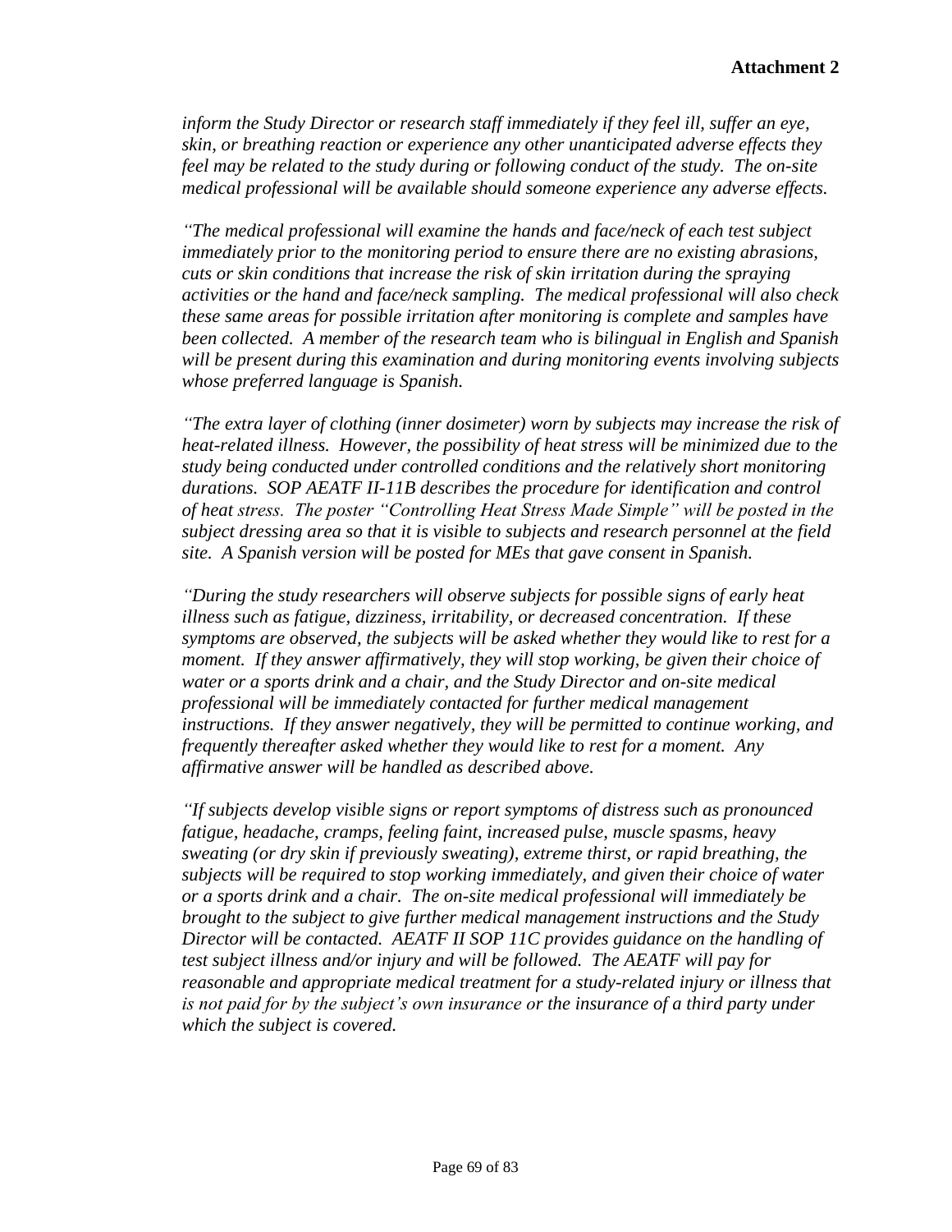*inform the Study Director or research staff immediately if they feel ill, suffer an eye, skin, or breathing reaction or experience any other unanticipated adverse effects they feel may be related to the study during or following conduct of the study. The on-site medical professional will be available should someone experience any adverse effects.*

*"The medical professional will examine the hands and face/neck of each test subject immediately prior to the monitoring period to ensure there are no existing abrasions, cuts or skin conditions that increase the risk of skin irritation during the spraying activities or the hand and face/neck sampling. The medical professional will also check these same areas for possible irritation after monitoring is complete and samples have been collected. A member of the research team who is bilingual in English and Spanish will be present during this examination and during monitoring events involving subjects whose preferred language is Spanish.*

*"The extra layer of clothing (inner dosimeter) worn by subjects may increase the risk of heat-related illness. However, the possibility of heat stress will be minimized due to the study being conducted under controlled conditions and the relatively short monitoring durations. SOP AEATF II-11B describes the procedure for identification and control of heat stress. The poster "Controlling Heat Stress Made Simple" will be posted in the subject dressing area so that it is visible to subjects and research personnel at the field site. A Spanish version will be posted for MEs that gave consent in Spanish.*

*"During the study researchers will observe subjects for possible signs of early heat illness such as fatigue, dizziness, irritability, or decreased concentration. If these symptoms are observed, the subjects will be asked whether they would like to rest for a moment. If they answer affirmatively, they will stop working, be given their choice of water or a sports drink and a chair, and the Study Director and on-site medical professional will be immediately contacted for further medical management instructions. If they answer negatively, they will be permitted to continue working, and frequently thereafter asked whether they would like to rest for a moment. Any affirmative answer will be handled as described above.*

*"If subjects develop visible signs or report symptoms of distress such as pronounced fatigue, headache, cramps, feeling faint, increased pulse, muscle spasms, heavy sweating (or dry skin if previously sweating), extreme thirst, or rapid breathing, the subjects will be required to stop working immediately, and given their choice of water or a sports drink and a chair. The on-site medical professional will immediately be brought to the subject to give further medical management instructions and the Study Director will be contacted. AEATF II SOP 11C provides guidance on the handling of test subject illness and/or injury and will be followed. The AEATF will pay for reasonable and appropriate medical treatment for a study-related injury or illness that is not paid for by the subject's own insurance or the insurance of a third party under which the subject is covered.*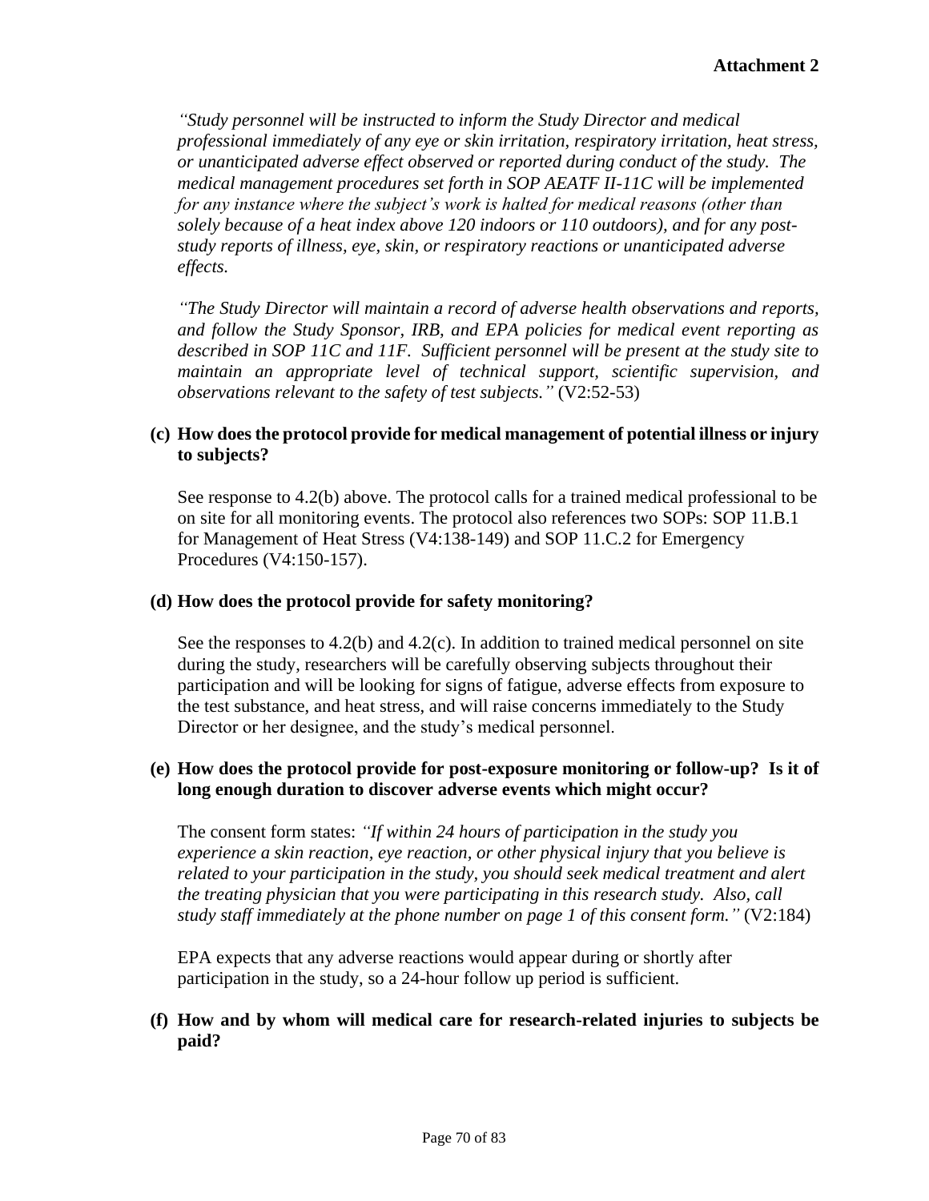*"Study personnel will be instructed to inform the Study Director and medical professional immediately of any eye or skin irritation, respiratory irritation, heat stress, or unanticipated adverse effect observed or reported during conduct of the study. The medical management procedures set forth in SOP AEATF II-11C will be implemented for any instance where the subject's work is halted for medical reasons (other than solely because of a heat index above 120 indoors or 110 outdoors), and for any post-study reports of illness, eye, skin, or respiratory reactions or unanticipated adverse effects.*

*"The Study Director will maintain a record of adverse health observations and reports, and follow the Study Sponsor, IRB, and EPA policies for medical event reporting as described in SOP 11C and 11F. Sufficient personnel will be present at the study site to maintain an appropriate level of technical support, scientific supervision, and observations relevant to the safety of test subjects."* (V2:52-53)

**(c) How does the protocol provide for medical management of potential illness or injury to subjects?**

See response to 4.2(b) above. The protocol calls for a trained medical professional to be on site for all monitoring events. The protocol also references two SOPs: SOP 11.B.1 for Management of Heat Stress (V4:138-149) and SOP 11.C.2 for Emergency Procedures (V4:150-157).

**(d) How does the protocol provide for safety monitoring?**

See the responses to 4.2(b) and 4.2(c). In addition to trained medical personnel on site during the study, researchers will be carefully observing subjects throughout their participation and will be looking for signs of fatigue, adverse effects from exposure to the test substance, and heat stress, and will raise concerns immediately to the Study Director or her designee, and the study's medical personnel.

**(e) How does the protocol provide for post-exposure monitoring or follow-up? Is it of long enough duration to discover adverse events which might occur?**

The consent form states: *"If within 24 hours of participation in the study you experience a skin reaction, eye reaction, or other physical injury that you believe is related to your participation in the study, you should seek medical treatment and alert the treating physician that you were participating in this research study. Also, call study staff immediately at the phone number on page 1 of this consent form."* (V2:184)

EPA expects that any adverse reactions would appear during or shortly after participation in the study, so a 24-hour follow up period is sufficient.

**(f) How and by whom will medical care for research-related injuries to subjects be paid?**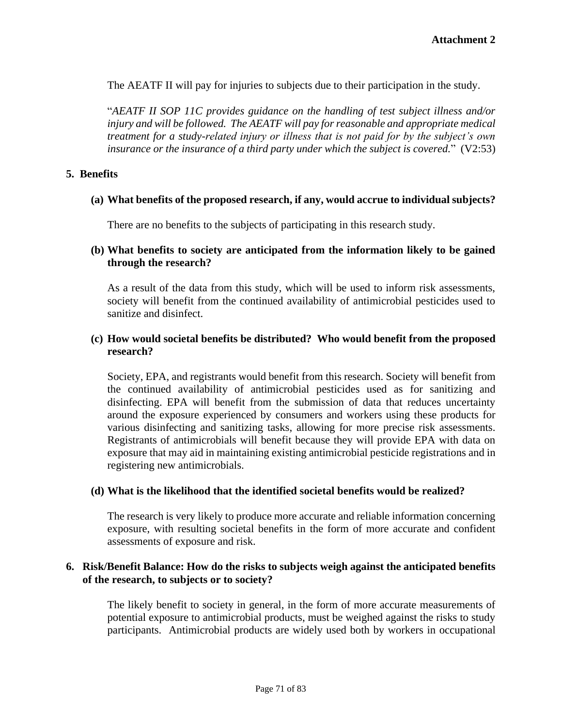The AEATF II will pay for injuries to subjects due to their participation in the study.

"*AEATF II SOP 11C provides guidance on the handling of test subject illness and/or injury and will be followed. The AEATF will pay for reasonable and appropriate medical treatment for a study-related injury or illness that is not paid for by the subject's own insurance or the insurance of a third party under which the subject is covered.*" (V2:53)

## 5. Benefits

### (a) What benefits of the proposed research, if any, would accrue to individual subjects?

There are no benefits to the subjects of participating in this research study.

### (b) What benefits to society are anticipated from the information likely to be gained through the research?

As a result of the data from this study, which will be used to inform risk assessments, society will benefit from the continued availability of antimicrobial pesticides used to sanitize and disinfect.

### (c) How would societal benefits be distributed? Who would benefit from the proposed research?

Society, EPA, and registrants would benefit from this research. Society will benefit from the continued availability of antimicrobial pesticides used as for sanitizing and disinfecting. EPA will benefit from the submission of data that reduces uncertainty around the exposure experienced by consumers and workers using these products for various disinfecting and sanitizing tasks, allowing for more precise risk assessments. Registrants of antimicrobials will benefit because they will provide EPA with data on exposure that may aid in maintaining existing antimicrobial pesticide registrations and in registering new antimicrobials.

### (d) What is the likelihood that the identified societal benefits would be realized?

The research is very likely to produce more accurate and reliable information concerning exposure, with resulting societal benefits in the form of more accurate and confident assessments of exposure and risk.

## 6. Risk/Benefit Balance: How do the risks to subjects weigh against the anticipated benefits of the research, to subjects or to society?

The likely benefit to society in general, in the form of more accurate measurements of potential exposure to antimicrobial products, must be weighed against the risks to study participants. Antimicrobial products are widely used both by workers in occupational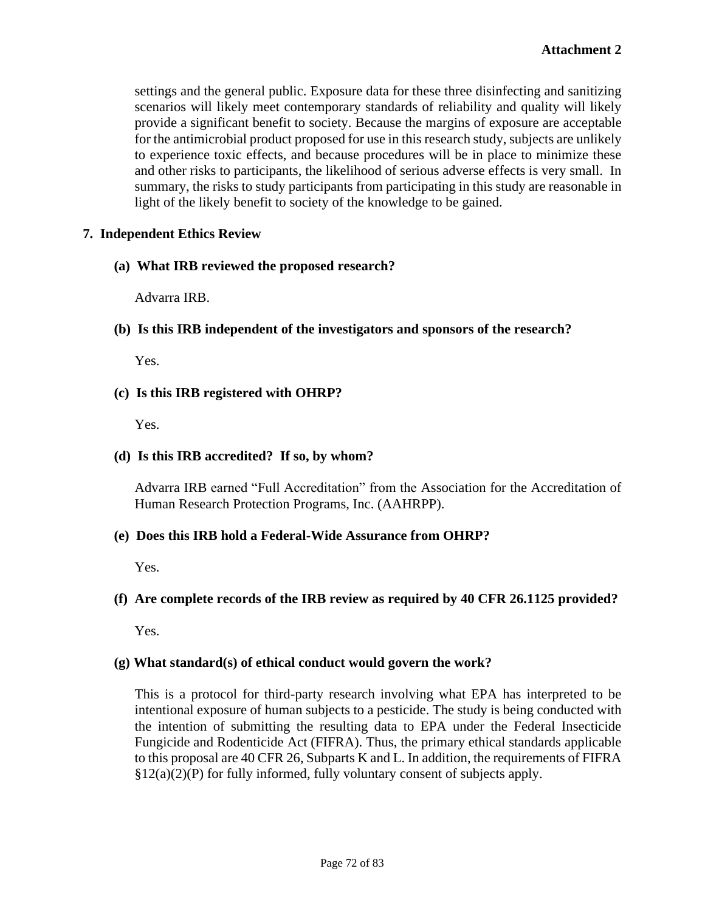settings and the general public. Exposure data for these three disinfecting and sanitizing scenarios will likely meet contemporary standards of reliability and quality will likely provide a significant benefit to society. Because the margins of exposure are acceptable for the antimicrobial product proposed for use in this research study, subjects are unlikely to experience toxic effects, and because procedures will be in place to minimize these and other risks to participants, the likelihood of serious adverse effects is very small. In summary, the risks to study participants from participating in this study are reasonable in light of the likely benefit to society of the knowledge to be gained.

## 7. Independent Ethics Review

**(a) What IRB reviewed the proposed research?**

Advarra IRB.

**(b) Is this IRB independent of the investigators and sponsors of the research?**

Yes.

**(c) Is this IRB registered with OHRP?**

Yes.

**(d) Is this IRB accredited? If so, by whom?**

Advarra IRB earned "Full Accreditation" from the Association for the Accreditation of Human Research Protection Programs, Inc. (AAHRPP).

**(e) Does this IRB hold a Federal-Wide Assurance from OHRP?**

Yes.

**(f) Are complete records of the IRB review as required by 40 CFR 26.1125 provided?**

Yes.

**(g) What standard(s) of ethical conduct would govern the work?**

This is a protocol for third-party research involving what EPA has interpreted to be intentional exposure of human subjects to a pesticide. The study is being conducted with the intention of submitting the resulting data to EPA under the Federal Insecticide Fungicide and Rodenticide Act (FIFRA). Thus, the primary ethical standards applicable to this proposal are 40 CFR 26, Subparts K and L. In addition, the requirements of FIFRA §12(a)(2)(P) for fully informed, fully voluntary consent of subjects apply.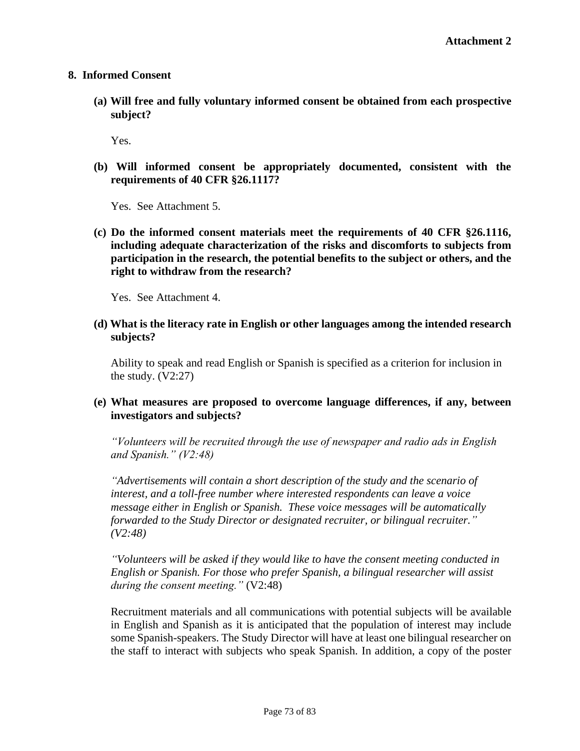**Attachment 2**

## 8. Informed Consent

**(a) Will free and fully voluntary informed consent be obtained from each prospective subject?**

Yes.

**(b) Will informed consent be appropriately documented, consistent with the requirements of 40 CFR §26.1117?**

Yes. See Attachment 5.

**(c) Do the informed consent materials meet the requirements of 40 CFR §26.1116, including adequate characterization of the risks and discomforts to subjects from participation in the research, the potential benefits to the subject or others, and the right to withdraw from the research?**

Yes. See Attachment 4.

**(d) What is the literacy rate in English or other languages among the intended research subjects?**

Ability to speak and read English or Spanish is specified as a criterion for inclusion in the study. (V2:27)

**(e) What measures are proposed to overcome language differences, if any, between investigators and subjects?**

*"Volunteers will be recruited through the use of newspaper and radio ads in English and Spanish." (V2:48)*

*"Advertisements will contain a short description of the study and the scenario of interest, and a toll-free number where interested respondents can leave a voice message either in English or Spanish. These voice messages will be automatically forwarded to the Study Director or designated recruiter, or bilingual recruiter." (V2:48)*

*"Volunteers will be asked if they would like to have the consent meeting conducted in English or Spanish. For those who prefer Spanish, a bilingual researcher will assist during the consent meeting."* (V2:48)

Recruitment materials and all communications with potential subjects will be available in English and Spanish as it is anticipated that the population of interest may include some Spanish-speakers. The Study Director will have at least one bilingual researcher on the staff to interact with subjects who speak Spanish. In addition, a copy of the poster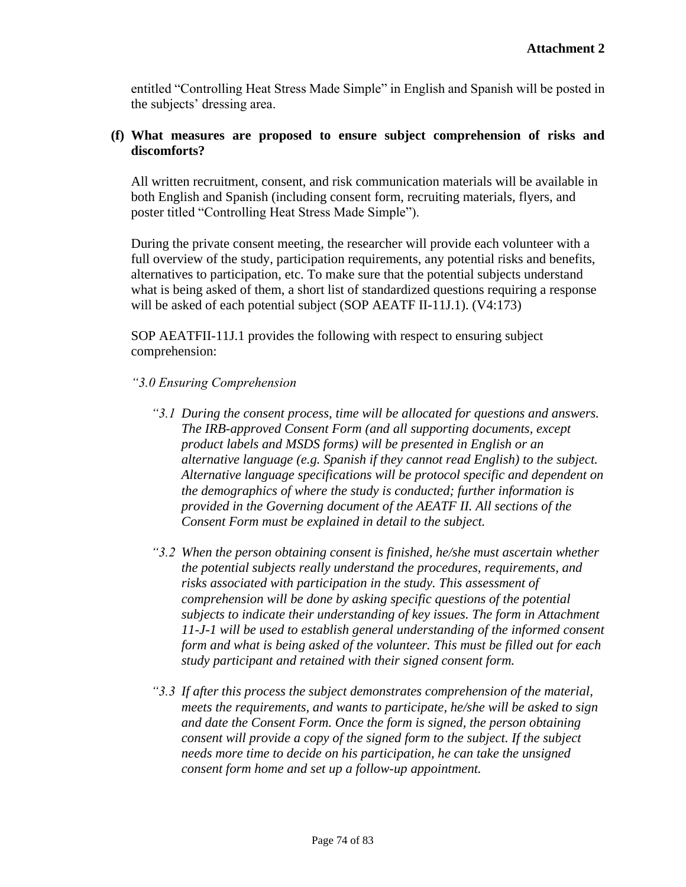entitled "Controlling Heat Stress Made Simple" in English and Spanish will be posted in the subjects' dressing area.

**(f) What measures are proposed to ensure subject comprehension of risks and discomforts?**

All written recruitment, consent, and risk communication materials will be available in both English and Spanish (including consent form, recruiting materials, flyers, and poster titled "Controlling Heat Stress Made Simple").

During the private consent meeting, the researcher will provide each volunteer with a full overview of the study, participation requirements, any potential risks and benefits, alternatives to participation, etc. To make sure that the potential subjects understand what is being asked of them, a short list of standardized questions requiring a response will be asked of each potential subject (SOP AEATF II-11J.1). (V4:173)

SOP AEATFII-11J.1 provides the following with respect to ensuring subject comprehension:

*"3.0 Ensuring Comprehension*

*"3.1 During the consent process, time will be allocated for questions and answers. The IRB-approved Consent Form (and all supporting documents, except product labels and MSDS forms) will be presented in English or an alternative language (e.g. Spanish if they cannot read English) to the subject. Alternative language specifications will be protocol specific and dependent on the demographics of where the study is conducted; further information is provided in the Governing document of the AEATF II. All sections of the Consent Form must be explained in detail to the subject.*

*"3.2 When the person obtaining consent is finished, he/she must ascertain whether the potential subjects really understand the procedures, requirements, and risks associated with participation in the study. This assessment of comprehension will be done by asking specific questions of the potential subjects to indicate their understanding of key issues. The form in Attachment 11-J-1 will be used to establish general understanding of the informed consent form and what is being asked of the volunteer. This must be filled out for each study participant and retained with their signed consent form.*

*"3.3 If after this process the subject demonstrates comprehension of the material, meets the requirements, and wants to participate, he/she will be asked to sign and date the Consent Form. Once the form is signed, the person obtaining consent will provide a copy of the signed form to the subject. If the subject needs more time to decide on his participation, he can take the unsigned consent form home and set up a follow-up appointment.*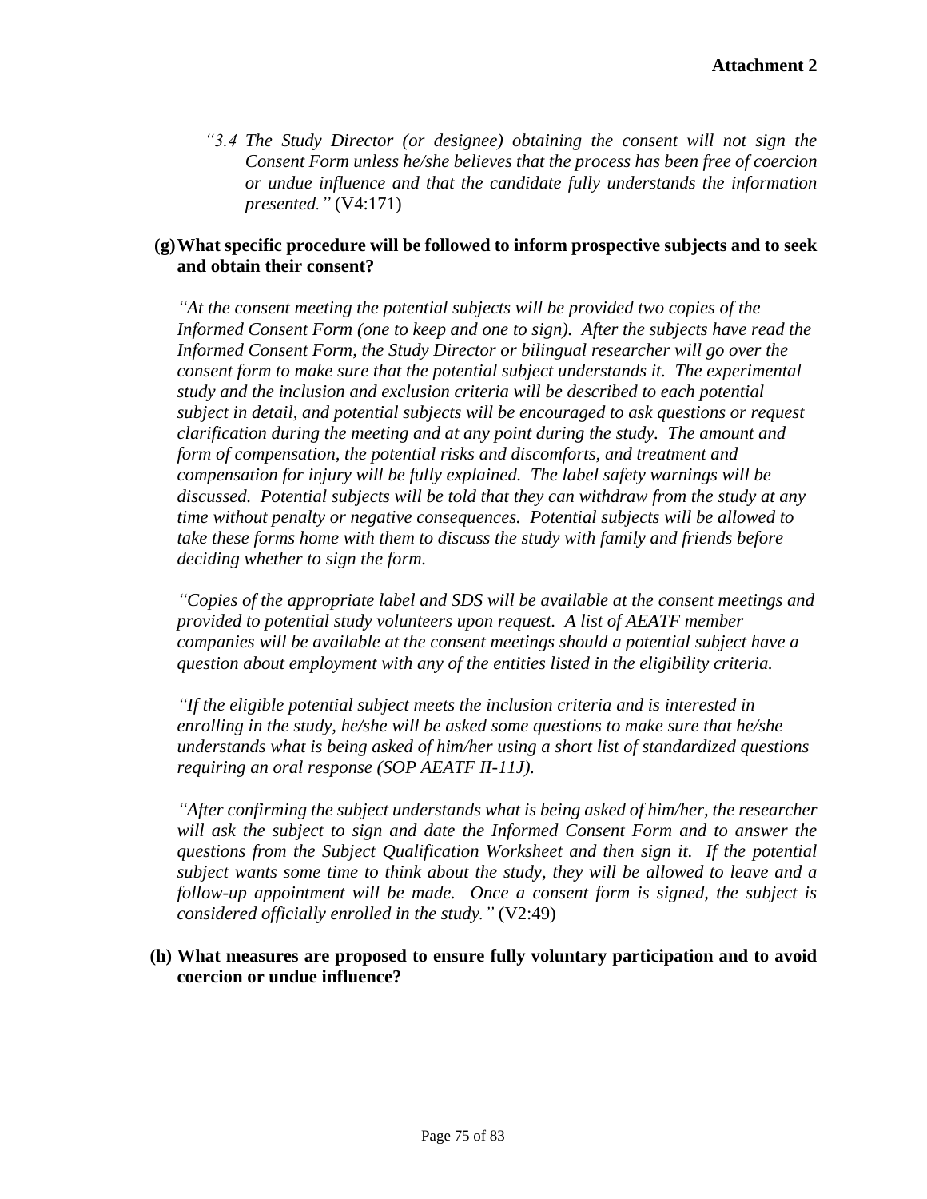**Attachment 2**

> *"3.4 The Study Director (or designee) obtaining the consent will not sign the Consent Form unless he/she believes that the process has been free of coercion or undue influence and that the candidate fully understands the information presented."* (V4:171)

**(g) What specific procedure will be followed to inform prospective subjects and to seek and obtain their consent?**

*"At the consent meeting the potential subjects will be provided two copies of the Informed Consent Form (one to keep and one to sign). After the subjects have read the Informed Consent Form, the Study Director or bilingual researcher will go over the consent form to make sure that the potential subject understands it. The experimental study and the inclusion and exclusion criteria will be described to each potential subject in detail, and potential subjects will be encouraged to ask questions or request clarification during the meeting and at any point during the study. The amount and form of compensation, the potential risks and discomforts, and treatment and compensation for injury will be fully explained. The label safety warnings will be discussed. Potential subjects will be told that they can withdraw from the study at any time without penalty or negative consequences. Potential subjects will be allowed to take these forms home with them to discuss the study with family and friends before deciding whether to sign the form.*

*"Copies of the appropriate label and SDS will be available at the consent meetings and provided to potential study volunteers upon request. A list of AEATF member companies will be available at the consent meetings should a potential subject have a question about employment with any of the entities listed in the eligibility criteria.*

*"If the eligible potential subject meets the inclusion criteria and is interested in enrolling in the study, he/she will be asked some questions to make sure that he/she understands what is being asked of him/her using a short list of standardized questions requiring an oral response (SOP AEATF II-11J).*

*"After confirming the subject understands what is being asked of him/her, the researcher will ask the subject to sign and date the Informed Consent Form and to answer the questions from the Subject Qualification Worksheet and then sign it. If the potential subject wants some time to think about the study, they will be allowed to leave and a follow-up appointment will be made. Once a consent form is signed, the subject is considered officially enrolled in the study."* (V2:49)

**(h) What measures are proposed to ensure fully voluntary participation and to avoid coercion or undue influence?**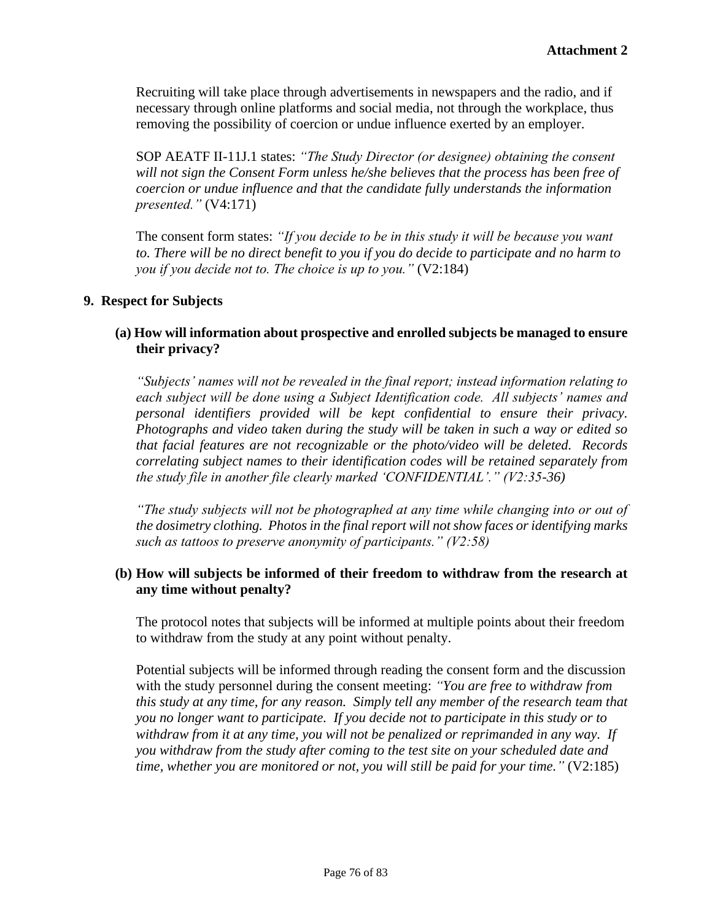**Attachment 2**

Recruiting will take place through advertisements in newspapers and the radio, and if necessary through online platforms and social media, not through the workplace, thus removing the possibility of coercion or undue influence exerted by an employer.

SOP AEATF II-11J.1 states: *"The Study Director (or designee) obtaining the consent will not sign the Consent Form unless he/she believes that the process has been free of coercion or undue influence and that the candidate fully understands the information presented."* (V4:171)

The consent form states: *"If you decide to be in this study it will be because you want to. There will be no direct benefit to you if you do decide to participate and no harm to you if you decide not to. The choice is up to you."* (V2:184)

## 9. Respect for Subjects

### (a) How will information about prospective and enrolled subjects be managed to ensure their privacy?

*"Subjects' names will not be revealed in the final report; instead information relating to each subject will be done using a Subject Identification code. All subjects' names and personal identifiers provided will be kept confidential to ensure their privacy. Photographs and video taken during the study will be taken in such a way or edited so that facial features are not recognizable or the photo/video will be deleted. Records correlating subject names to their identification codes will be retained separately from the study file in another file clearly marked 'CONFIDENTIAL'." (V2:35-36)*

*"The study subjects will not be photographed at any time while changing into or out of the dosimetry clothing. Photos in the final report will not show faces or identifying marks such as tattoos to preserve anonymity of participants." (V2:58)*

### (b) How will subjects be informed of their freedom to withdraw from the research at any time without penalty?

The protocol notes that subjects will be informed at multiple points about their freedom to withdraw from the study at any point without penalty.

Potential subjects will be informed through reading the consent form and the discussion with the study personnel during the consent meeting: *"You are free to withdraw from this study at any time, for any reason. Simply tell any member of the research team that you no longer want to participate. If you decide not to participate in this study or to withdraw from it at any time, you will not be penalized or reprimanded in any way. If you withdraw from the study after coming to the test site on your scheduled date and time, whether you are monitored or not, you will still be paid for your time."* (V2:185)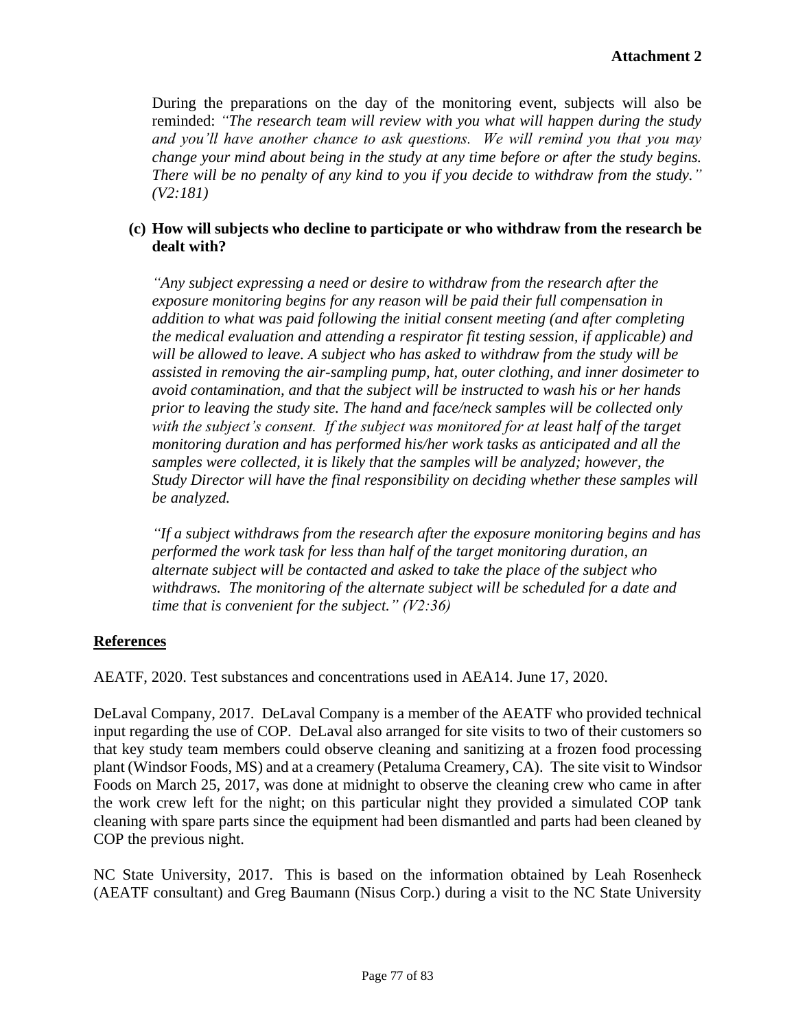**Attachment 2**

During the preparations on the day of the monitoring event, subjects will also be reminded: *"The research team will review with you what will happen during the study and you'll have another chance to ask questions. We will remind you that you may change your mind about being in the study at any time before or after the study begins. There will be no penalty of any kind to you if you decide to withdraw from the study." (V2:181)*

**(c) How will subjects who decline to participate or who withdraw from the research be dealt with?**

*"Any subject expressing a need or desire to withdraw from the research after the exposure monitoring begins for any reason will be paid their full compensation in addition to what was paid following the initial consent meeting (and after completing the medical evaluation and attending a respirator fit testing session, if applicable) and will be allowed to leave. A subject who has asked to withdraw from the study will be assisted in removing the air-sampling pump, hat, outer clothing, and inner dosimeter to avoid contamination, and that the subject will be instructed to wash his or her hands prior to leaving the study site. The hand and face/neck samples will be collected only with the subject's consent. If the subject was monitored for at least half of the target monitoring duration and has performed his/her work tasks as anticipated and all the samples were collected, it is likely that the samples will be analyzed; however, the Study Director will have the final responsibility on deciding whether these samples will be analyzed.*

*"If a subject withdraws from the research after the exposure monitoring begins and has performed the work task for less than half of the target monitoring duration, an alternate subject will be contacted and asked to take the place of the subject who withdraws. The monitoring of the alternate subject will be scheduled for a date and time that is convenient for the subject." (V2:36)*

## References

AEATF, 2020. Test substances and concentrations used in AEA14. June 17, 2020.

DeLaval Company, 2017. DeLaval Company is a member of the AEATF who provided technical input regarding the use of COP. DeLaval also arranged for site visits to two of their customers so that key study team members could observe cleaning and sanitizing at a frozen food processing plant (Windsor Foods, MS) and at a creamery (Petaluma Creamery, CA). The site visit to Windsor Foods on March 25, 2017, was done at midnight to observe the cleaning crew who came in after the work crew left for the night; on this particular night they provided a simulated COP tank cleaning with spare parts since the equipment had been dismantled and parts had been cleaned by COP the previous night.

NC State University, 2017. This is based on the information obtained by Leah Rosenheck (AEATF consultant) and Greg Baumann (Nisus Corp.) during a visit to the NC State University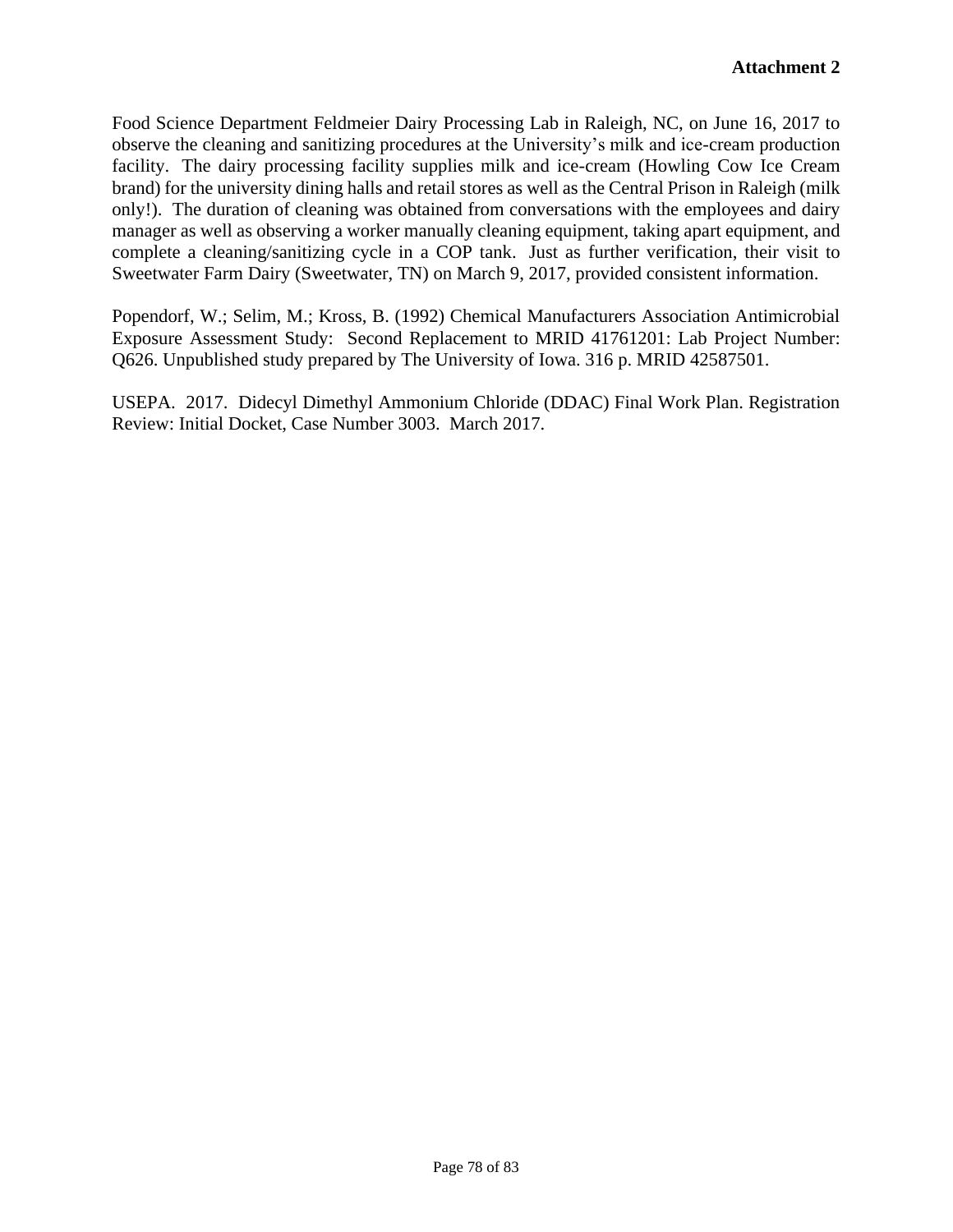**Attachment 2**

Food Science Department Feldmeier Dairy Processing Lab in Raleigh, NC, on June 16, 2017 to observe the cleaning and sanitizing procedures at the University's milk and ice-cream production facility. The dairy processing facility supplies milk and ice-cream (Howling Cow Ice Cream brand) for the university dining halls and retail stores as well as the Central Prison in Raleigh (milk only!). The duration of cleaning was obtained from conversations with the employees and dairy manager as well as observing a worker manually cleaning equipment, taking apart equipment, and complete a cleaning/sanitizing cycle in a COP tank. Just as further verification, their visit to Sweetwater Farm Dairy (Sweetwater, TN) on March 9, 2017, provided consistent information.

Popendorf, W.; Selim, M.; Kross, B. (1992) Chemical Manufacturers Association Antimicrobial Exposure Assessment Study: Second Replacement to MRID 41761201: Lab Project Number: Q626. Unpublished study prepared by The University of Iowa. 316 p. MRID 42587501.

USEPA. 2017. Didecyl Dimethyl Ammonium Chloride (DDAC) Final Work Plan. Registration Review: Initial Docket, Case Number 3003. March 2017.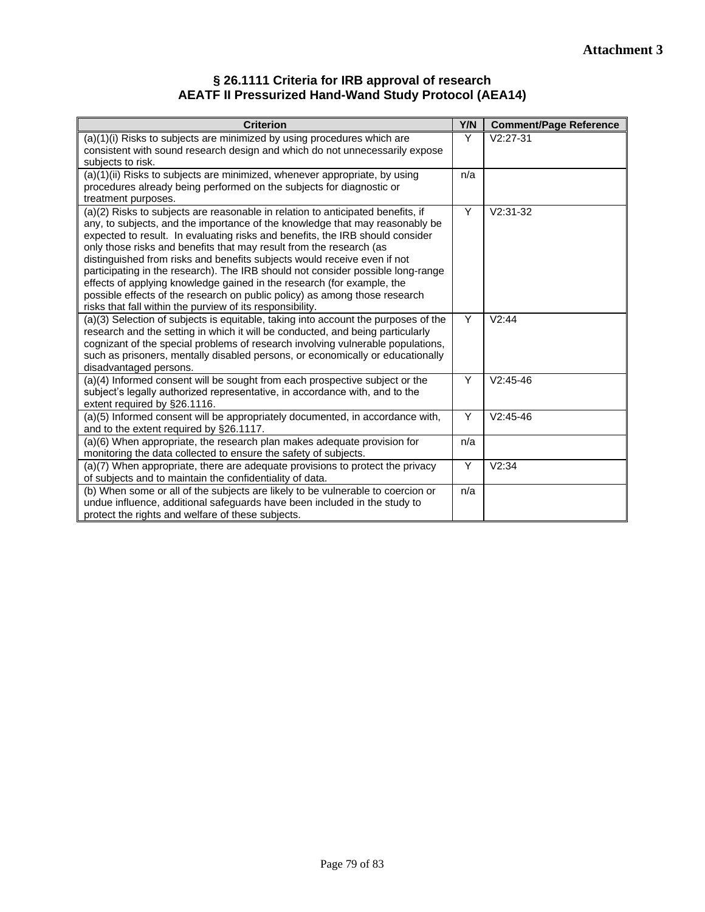**Attachment 3**

## § 26.1111 Criteria for IRB approval of research
## AEATF II Pressurized Hand-Wand Study Protocol (AEA14)

| Criterion | Y/N | Comment/Page Reference |
|---|---|---|
| (a)(1)(i) Risks to subjects are minimized by using procedures which are consistent with sound research design and which do not unnecessarily expose subjects to risk. | Y | V2:27-31 |
| (a)(1)(ii) Risks to subjects are minimized, whenever appropriate, by using procedures already being performed on the subjects for diagnostic or treatment purposes. | n/a | |
| (a)(2) Risks to subjects are reasonable in relation to anticipated benefits, if any, to subjects, and the importance of the knowledge that may reasonably be expected to result. In evaluating risks and benefits, the IRB should consider only those risks and benefits that may result from the research (as distinguished from risks and benefits subjects would receive even if not participating in the research). The IRB should not consider possible long-range effects of applying knowledge gained in the research (for example, the possible effects of the research on public policy) as among those research risks that fall within the purview of its responsibility. | Y | V2:31-32 |
| (a)(3) Selection of subjects is equitable, taking into account the purposes of the research and the setting in which it will be conducted, and being particularly cognizant of the special problems of research involving vulnerable populations, such as prisoners, mentally disabled persons, or economically or educationally disadvantaged persons. | Y | V2:44 |
| (a)(4) Informed consent will be sought from each prospective subject or the subject's legally authorized representative, in accordance with, and to the extent required by §26.1116. | Y | V2:45-46 |
| (a)(5) Informed consent will be appropriately documented, in accordance with, and to the extent required by §26.1117. | Y | V2:45-46 |
| (a)(6) When appropriate, the research plan makes adequate provision for monitoring the data collected to ensure the safety of subjects. | n/a | |
| (a)(7) When appropriate, there are adequate provisions to protect the privacy of subjects and to maintain the confidentiality of data. | Y | V2:34 |
| (b) When some or all of the subjects are likely to be vulnerable to coercion or undue influence, additional safeguards have been included in the study to protect the rights and welfare of these subjects. | n/a | |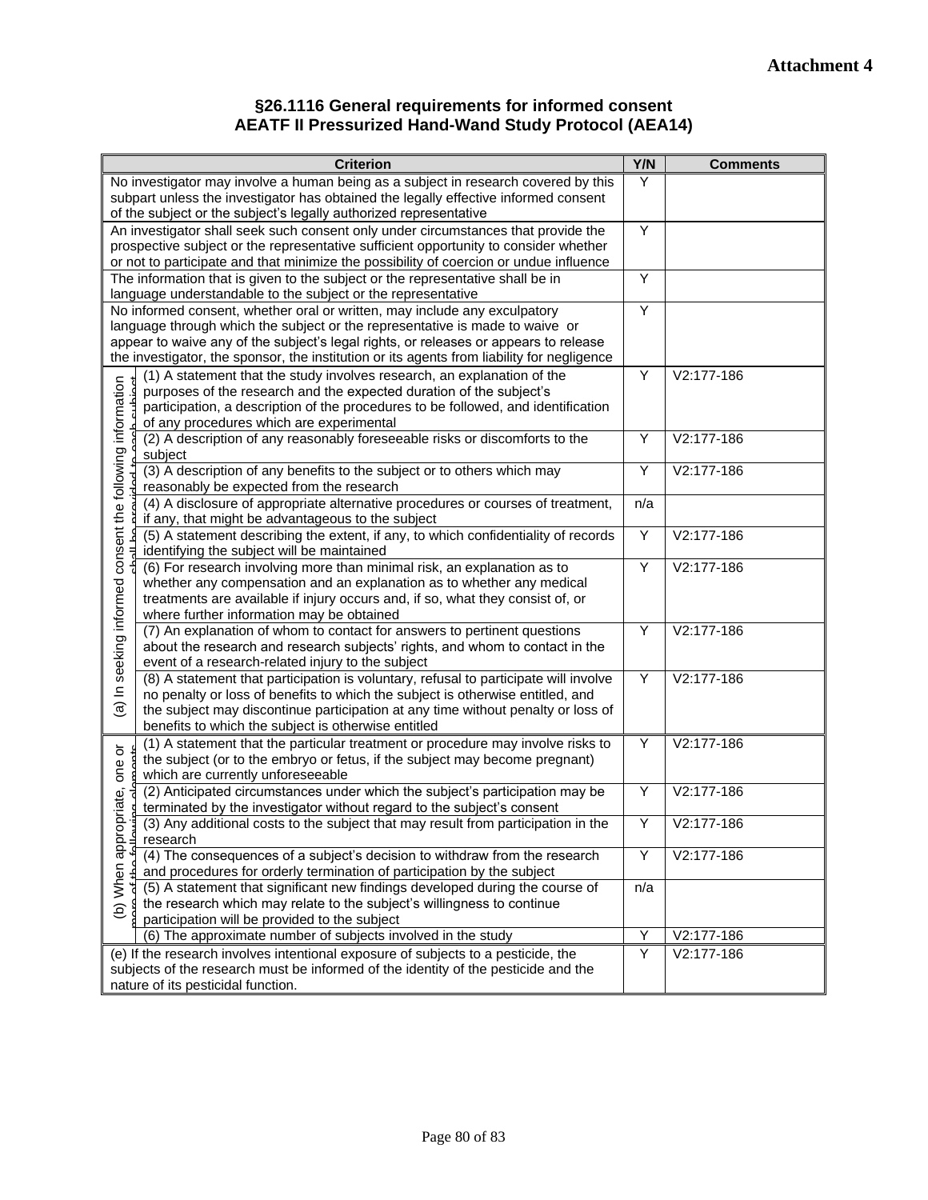**Attachment 4**

## §26.1116 General requirements for informed consent
## AEATF II Pressurized Hand-Wand Study Protocol (AEA14)

| | Criterion | Y/N | Comments |
|---|---|---|---|
| No investigator may involve a human being as a subject in research covered by this subpart unless the investigator has obtained the legally effective informed consent of the subject or the subject's legally authorized representative | | Y | |
| An investigator shall seek such consent only under circumstances that provide the prospective subject or the representative sufficient opportunity to consider whether or not to participate and that minimize the possibility of coercion or undue influence | | Y | |
| The information that is given to the subject or the representative shall be in language understandable to the subject or the representative | | Y | |
| No informed consent, whether oral or written, may include any exculpatory language through which the subject or the representative is made to waive or appear to waive any of the subject's legal rights, or releases or appears to release the investigator, the sponsor, the institution or its agents from liability for negligence | | Y | |
| (a) In seeking informed consent the following information shall be provided to each subject | (1) A statement that the study involves research, an explanation of the purposes of the research and the expected duration of the subject's participation, a description of the procedures to be followed, and identification of any procedures which are experimental | Y | V2:177-186 |
| | (2) A description of any reasonably foreseeable risks or discomforts to the subject | Y | V2:177-186 |
| | (3) A description of any benefits to the subject or to others which may reasonably be expected from the research | Y | V2:177-186 |
| | (4) A disclosure of appropriate alternative procedures or courses of treatment, if any, that might be advantageous to the subject | n/a | |
| | (5) A statement describing the extent, if any, to which confidentiality of records identifying the subject will be maintained | Y | V2:177-186 |
| | (6) For research involving more than minimal risk, an explanation as to whether any compensation and an explanation as to whether any medical treatments are available if injury occurs and, if so, what they consist of, or where further information may be obtained | Y | V2:177-186 |
| | (7) An explanation of whom to contact for answers to pertinent questions about the research and research subjects' rights, and whom to contact in the event of a research-related injury to the subject | Y | V2:177-186 |
| | (8) A statement that participation is voluntary, refusal to participate will involve no penalty or loss of benefits to which the subject is otherwise entitled, and the subject may discontinue participation at any time without penalty or loss of benefits to which the subject is otherwise entitled | Y | V2:177-186 |
| (b) When appropriate, one or more of the following elements | (1) A statement that the particular treatment or procedure may involve risks to the subject (or to the embryo or fetus, if the subject may become pregnant) which are currently unforeseeable | Y | V2:177-186 |
| | (2) Anticipated circumstances under which the subject's participation may be terminated by the investigator without regard to the subject's consent | Y | V2:177-186 |
| | (3) Any additional costs to the subject that may result from participation in the research | Y | V2:177-186 |
| | (4) The consequences of a subject's decision to withdraw from the research and procedures for orderly termination of participation by the subject | Y | V2:177-186 |
| | (5) A statement that significant new findings developed during the course of the research which may relate to the subject's willingness to continue participation will be provided to the subject | n/a | |
| | (6) The approximate number of subjects involved in the study | Y | V2:177-186 |
| (e) If the research involves intentional exposure of subjects to a pesticide, the subjects of the research must be informed of the identity of the pesticide and the nature of its pesticidal function. | | Y | V2:177-186 |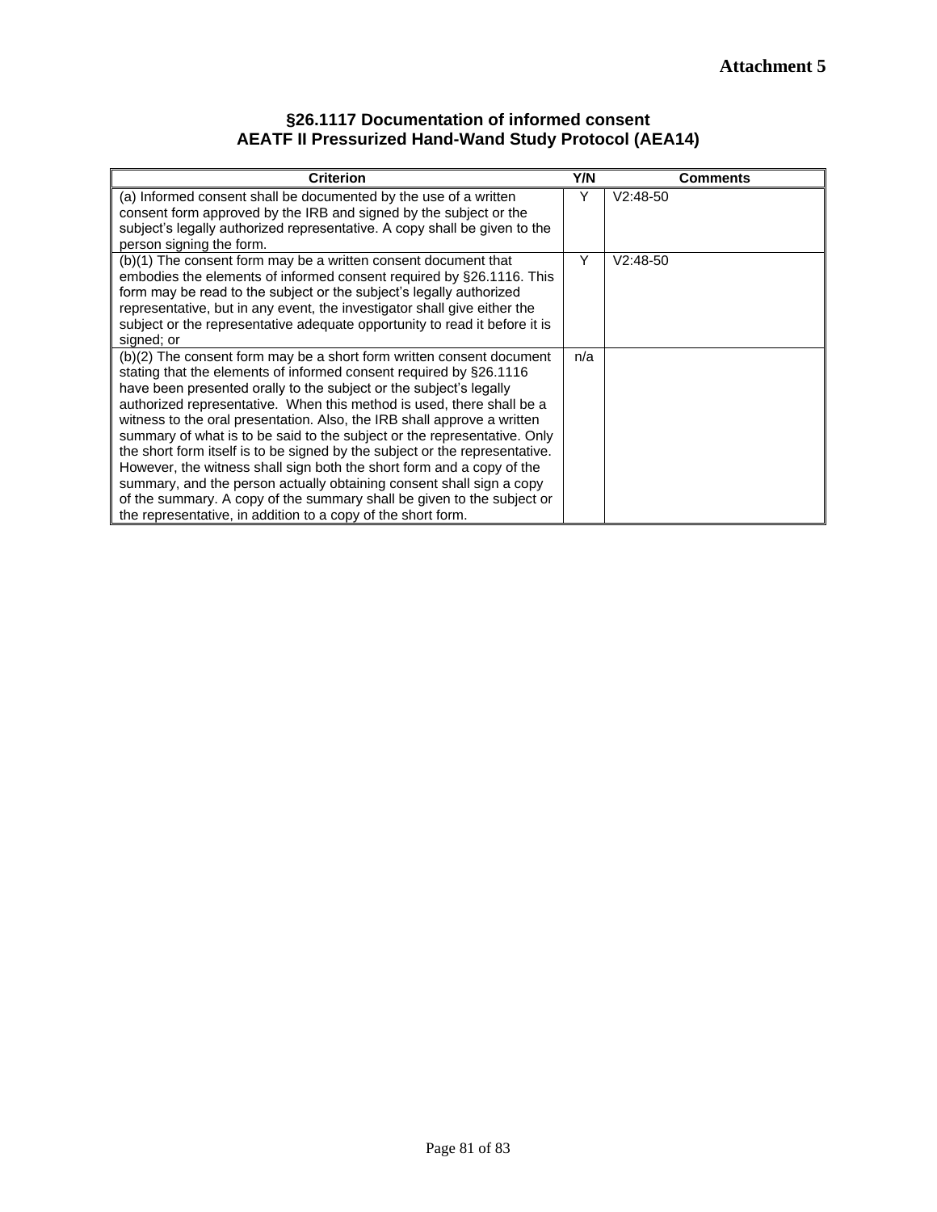**Attachment 5**

## §26.1117 Documentation of informed consent
## AEATF II Pressurized Hand-Wand Study Protocol (AEA14)

| Criterion | Y/N | Comments |
|---|---|---|
| (a) Informed consent shall be documented by the use of a written consent form approved by the IRB and signed by the subject or the subject's legally authorized representative. A copy shall be given to the person signing the form. | Y | V2:48-50 |
| (b)(1) The consent form may be a written consent document that embodies the elements of informed consent required by §26.1116. This form may be read to the subject or the subject's legally authorized representative, but in any event, the investigator shall give either the subject or the representative adequate opportunity to read it before it is signed; or | Y | V2:48-50 |
| (b)(2) The consent form may be a short form written consent document stating that the elements of informed consent required by §26.1116 have been presented orally to the subject or the subject's legally authorized representative. When this method is used, there shall be a witness to the oral presentation. Also, the IRB shall approve a written summary of what is to be said to the subject or the representative. Only the short form itself is to be signed by the subject or the representative. However, the witness shall sign both the short form and a copy of the summary, and the person actually obtaining consent shall sign a copy of the summary. A copy of the summary shall be given to the subject or the representative, in addition to a copy of the short form. | n/a | |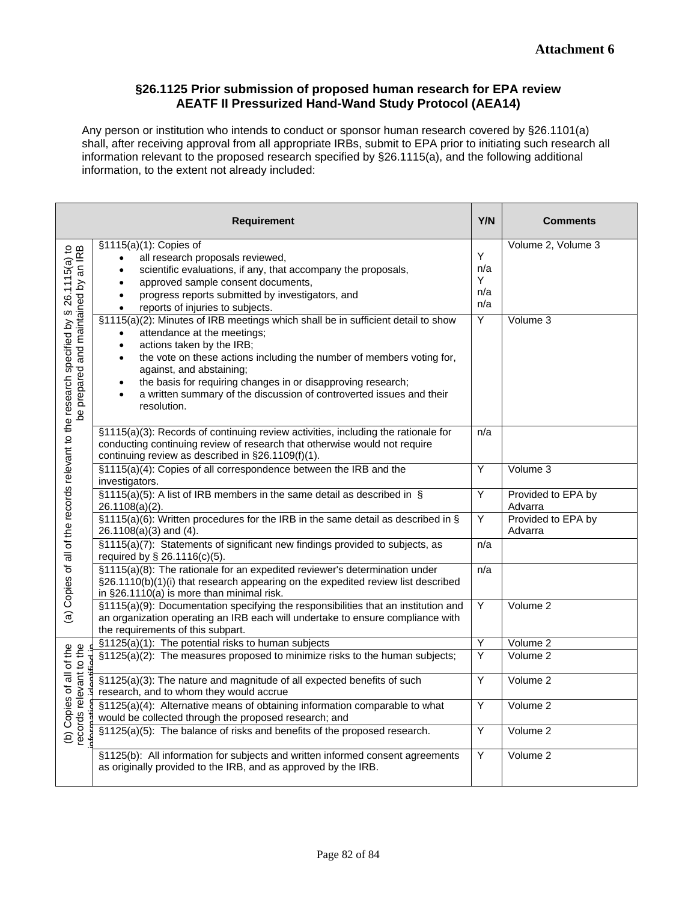**Attachment 6**

## §26.1125 Prior submission of proposed human research for EPA review AEATF II Pressurized Hand-Wand Study Protocol (AEA14)

Any person or institution who intends to conduct or sponsor human research covered by §26.1101(a) shall, after receiving approval from all appropriate IRBs, submit to EPA prior to initiating such research all information relevant to the proposed research specified by §26.1115(a), and the following additional information, to the extent not already included:

| | Requirement | Y/N | Comments |
|---|---|---|---|
| (a) Copies of all of the records relevant to the research specified by § 26.1115(a) to be prepared and maintained by an IRB | §1115(a)(1): Copies of<br>• all research proposals reviewed,<br>• scientific evaluations, if any, that accompany the proposals,<br>• approved sample consent documents,<br>• progress reports submitted by investigators, and<br>• reports of injuries to subjects. | Y<br>n/a<br>Y<br>n/a<br>n/a | Volume 2, Volume 3 |
| | §1115(a)(2): Minutes of IRB meetings which shall be in sufficient detail to show<br>• attendance at the meetings;<br>• actions taken by the IRB;<br>• the vote on these actions including the number of members voting for, against, and abstaining;<br>• the basis for requiring changes in or disapproving research;<br>• a written summary of the discussion of controverted issues and their resolution. | Y | Volume 3 |
| | §1115(a)(3): Records of continuing review activities, including the rationale for conducting continuing review of research that otherwise would not require continuing review as described in §26.1109(f)(1). | n/a | |
| | §1115(a)(4): Copies of all correspondence between the IRB and the investigators. | Y | Volume 3 |
| | §1115(a)(5): A list of IRB members in the same detail as described in § 26.1108(a)(2). | Y | Provided to EPA by Advarra |
| | §1115(a)(6): Written procedures for the IRB in the same detail as described in § 26.1108(a)(3) and (4). | Y | Provided to EPA by Advarra |
| | §1115(a)(7): Statements of significant new findings provided to subjects, as required by § 26.1116(c)(5). | n/a | |
| | §1115(a)(8): The rationale for an expedited reviewer's determination under §26.1110(b)(1)(i) that research appearing on the expedited review list described in §26.1110(a) is more than minimal risk. | n/a | |
| | §1115(a)(9): Documentation specifying the responsibilities that an institution and an organization operating an IRB each will undertake to ensure compliance with the requirements of this subpart. | Y | Volume 2 |
| (b) Copies of all of the records relevant to the information identified in | §1125(a)(1): The potential risks to human subjects | Y | Volume 2 |
| | §1125(a)(2): The measures proposed to minimize risks to the human subjects; | Y | Volume 2 |
| | §1125(a)(3): The nature and magnitude of all expected benefits of such research, and to whom they would accrue | Y | Volume 2 |
| | §1125(a)(4): Alternative means of obtaining information comparable to what would be collected through the proposed research; and | Y | Volume 2 |
| | §1125(a)(5): The balance of risks and benefits of the proposed research. | Y | Volume 2 |
| | §1125(b): All information for subjects and written informed consent agreements as originally provided to the IRB, and as approved by the IRB. | Y | Volume 2 |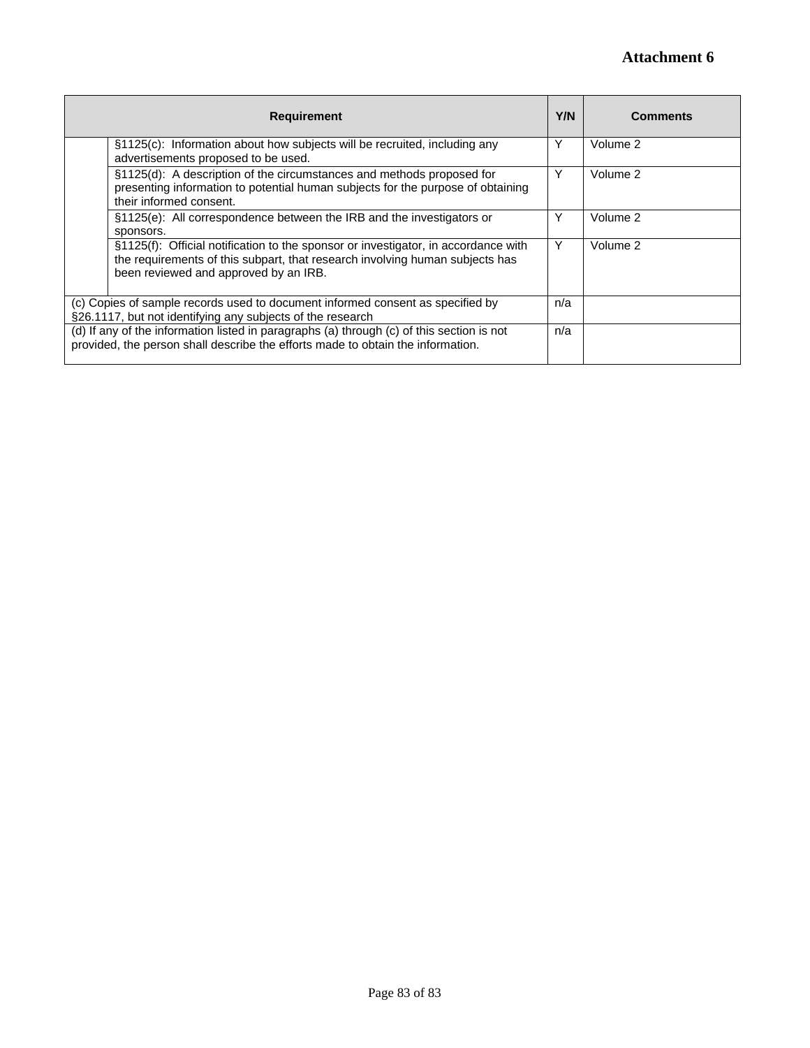**Attachment 6**

| Requirement | | Y/N | Comments |
|---|---|---|---|
| | §1125(c): Information about how subjects will be recruited, including any advertisements proposed to be used. | Y | Volume 2 |
| | §1125(d): A description of the circumstances and methods proposed for presenting information to potential human subjects for the purpose of obtaining their informed consent. | Y | Volume 2 |
| | §1125(e): All correspondence between the IRB and the investigators or sponsors. | Y | Volume 2 |
| | §1125(f): Official notification to the sponsor or investigator, in accordance with the requirements of this subpart, that research involving human subjects has been reviewed and approved by an IRB. | Y | Volume 2 |
| (c) Copies of sample records used to document informed consent as specified by §26.1117, but not identifying any subjects of the research | | n/a | |
| (d) If any of the information listed in paragraphs (a) through (c) of this section is not provided, the person shall describe the efforts made to obtain the information. | | n/a | |